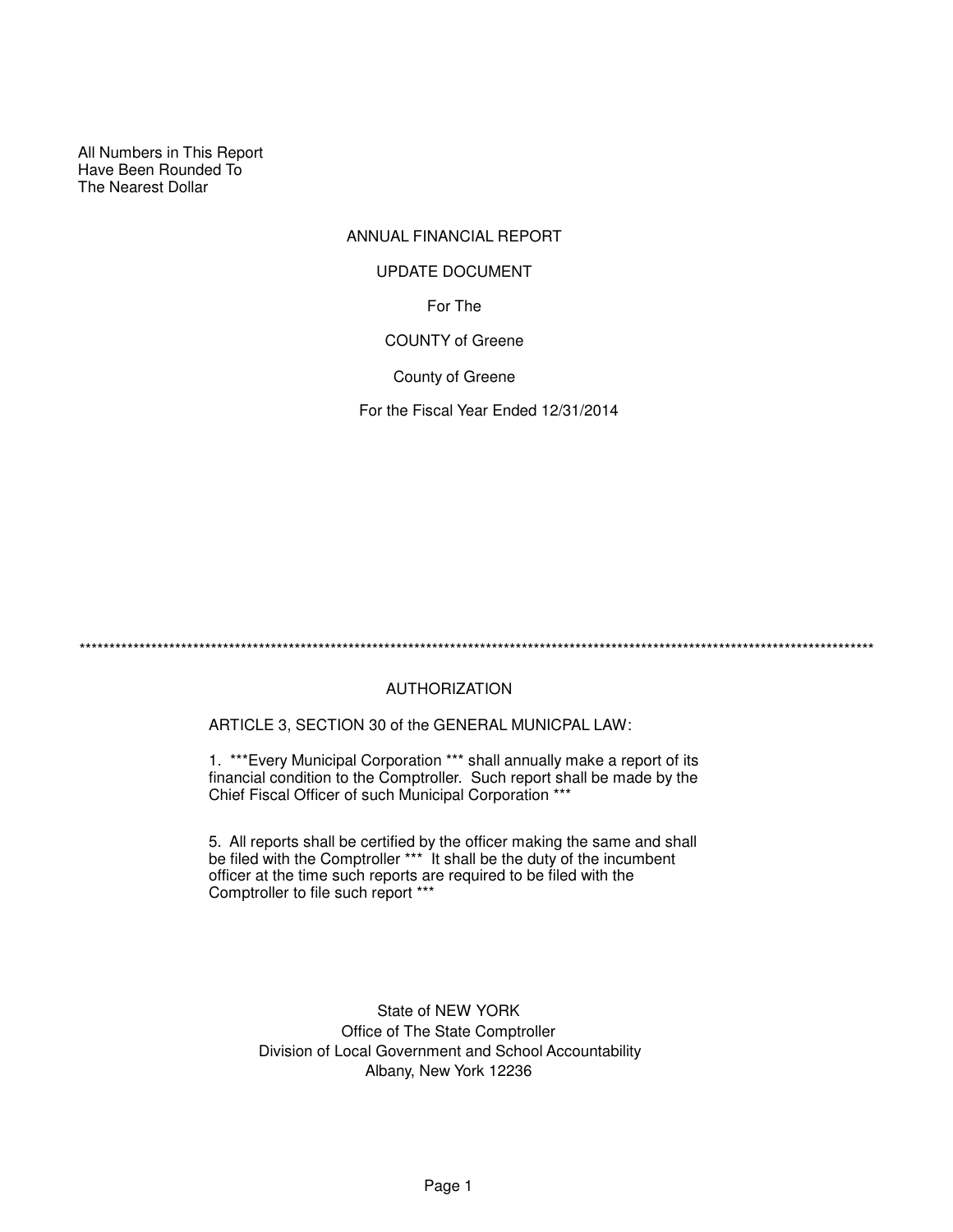All Numbers in This Report
Have Been Rounded To
The Nearest Dollar

# ANNUAL FINANCIAL REPORT

## UPDATE DOCUMENT

For The

COUNTY of Greene

County of Greene

For the Fiscal Year Ended 12/31/2014

***********************************************************************************************************************************

## AUTHORIZATION

ARTICLE 3, SECTION 30 of the GENERAL MUNICPAL LAW:

1. ***Every Municipal Corporation *** shall annually make a report of its financial condition to the Comptroller. Such report shall be made by the Chief Fiscal Officer of such Municipal Corporation ***

5. All reports shall be certified by the officer making the same and shall be filed with the Comptroller *** It shall be the duty of the incumbent officer at the time such reports are required to be filed with the Comptroller to file such report ***

State of NEW YORK
Office of The State Comptroller
Division of Local Government and School Accountability
Albany, New York 12236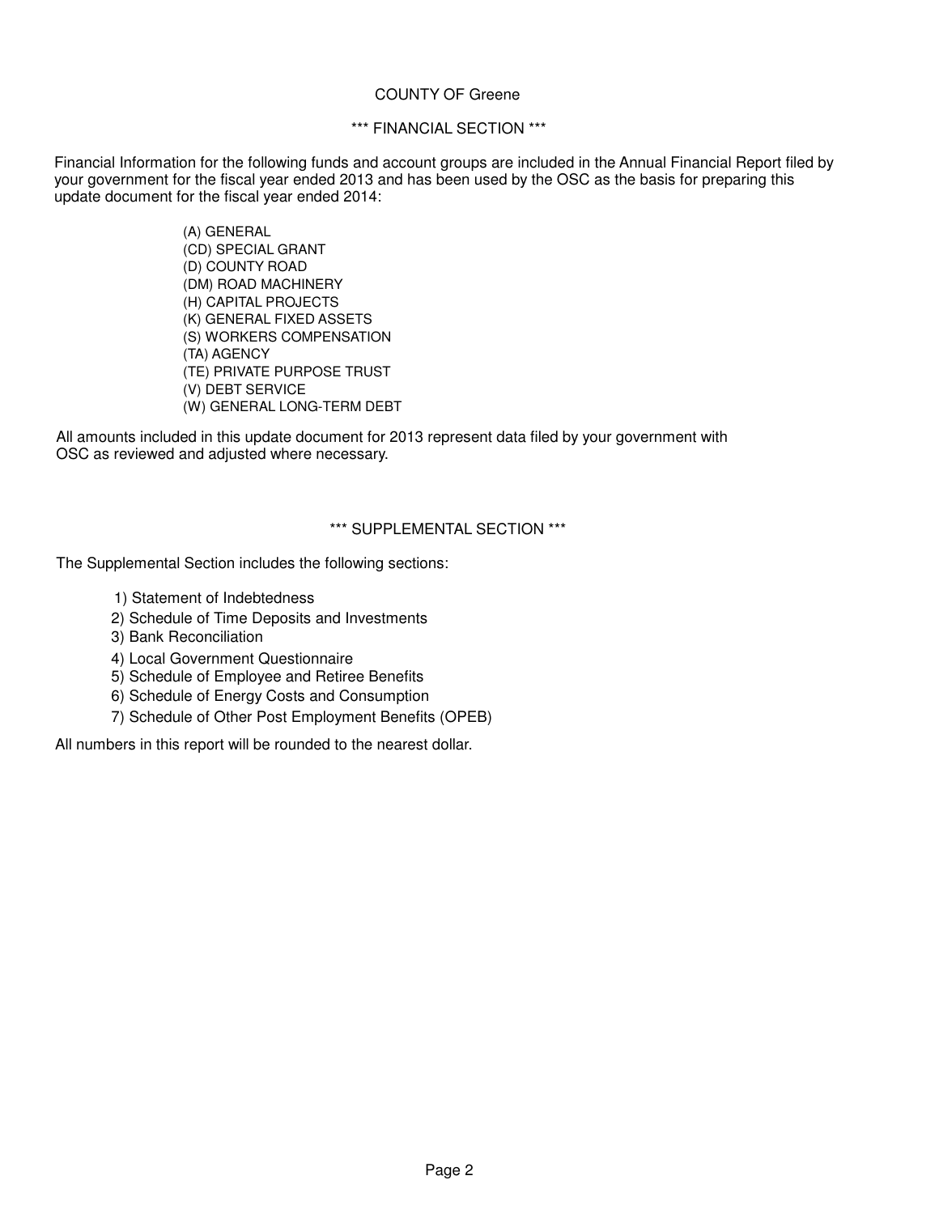COUNTY OF Greene

## *** FINANCIAL SECTION ***

Financial Information for the following funds and account groups are included in the Annual Financial Report filed by your government for the fiscal year ended 2013 and has been used by the OSC as the basis for preparing this update document for the fiscal year ended 2014:

- (A) GENERAL
- (CD) SPECIAL GRANT
- (D) COUNTY ROAD
- (DM) ROAD MACHINERY
- (H) CAPITAL PROJECTS
- (K) GENERAL FIXED ASSETS
- (S) WORKERS COMPENSATION
- (TA) AGENCY
- (TE) PRIVATE PURPOSE TRUST
- (V) DEBT SERVICE
- (W) GENERAL LONG-TERM DEBT

All amounts included in this update document for 2013 represent data filed by your government with OSC as reviewed and adjusted where necessary.

## *** SUPPLEMENTAL SECTION ***

The Supplemental Section includes the following sections:

1) Statement of Indebtedness
2) Schedule of Time Deposits and Investments
3) Bank Reconciliation
4) Local Government Questionnaire
5) Schedule of Employee and Retiree Benefits
6) Schedule of Energy Costs and Consumption
7) Schedule of Other Post Employment Benefits (OPEB)

All numbers in this report will be rounded to the nearest dollar.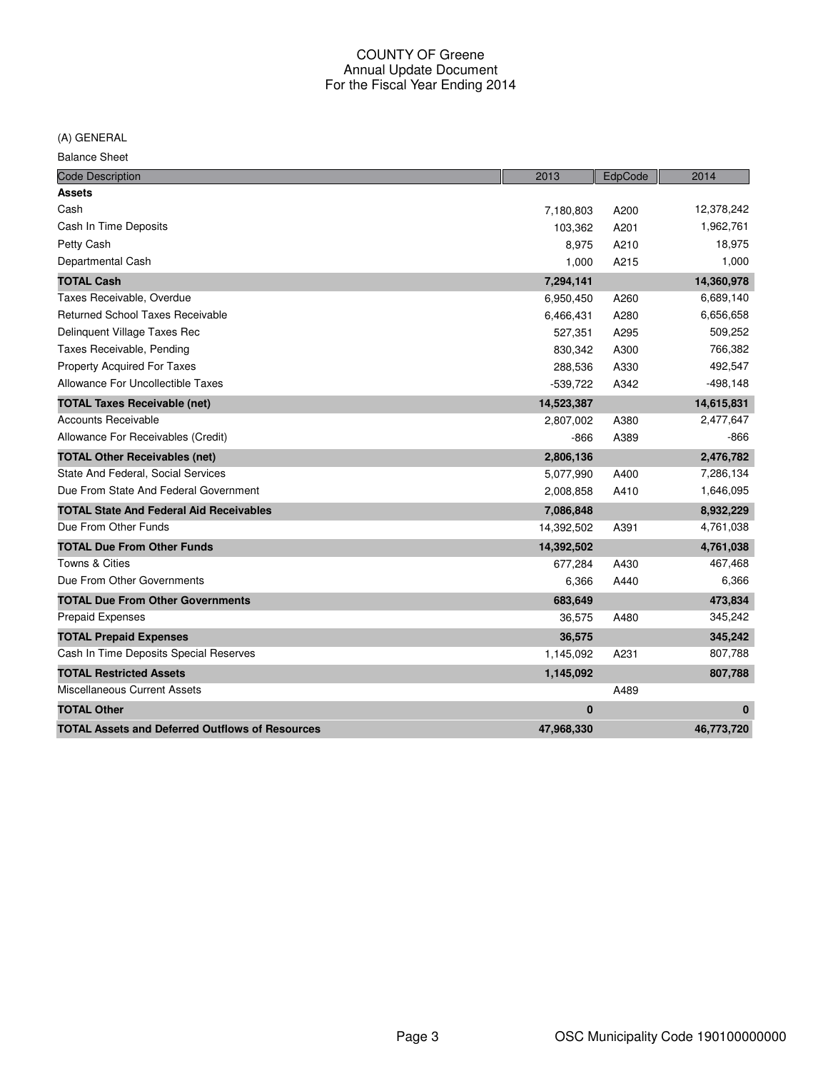# COUNTY OF Greene
## Annual Update Document
## For the Fiscal Year Ending 2014

(A) GENERAL

Balance Sheet

| Code Description | 2013 | EdpCode | 2014 |
|---|---|---|---|
| **Assets** | | | |
| Cash | 7,180,803 | A200 | 12,378,242 |
| Cash In Time Deposits | 103,362 | A201 | 1,962,761 |
| Petty Cash | 8,975 | A210 | 18,975 |
| Departmental Cash | 1,000 | A215 | 1,000 |
| **TOTAL Cash** | **7,294,141** | | **14,360,978** |
| Taxes Receivable, Overdue | 6,950,450 | A260 | 6,689,140 |
| Returned School Taxes Receivable | 6,466,431 | A280 | 6,656,658 |
| Delinquent Village Taxes Rec | 527,351 | A295 | 509,252 |
| Taxes Receivable, Pending | 830,342 | A300 | 766,382 |
| Property Acquired For Taxes | 288,536 | A330 | 492,547 |
| Allowance For Uncollectible Taxes | -539,722 | A342 | -498,148 |
| **TOTAL Taxes Receivable (net)** | **14,523,387** | | **14,615,831** |
| Accounts Receivable | 2,807,002 | A380 | 2,477,647 |
| Allowance For Receivables (Credit) | -866 | A389 | -866 |
| **TOTAL Other Receivables (net)** | **2,806,136** | | **2,476,782** |
| State And Federal, Social Services | 5,077,990 | A400 | 7,286,134 |
| Due From State And Federal Government | 2,008,858 | A410 | 1,646,095 |
| **TOTAL State And Federal Aid Receivables** | **7,086,848** | | **8,932,229** |
| Due From Other Funds | 14,392,502 | A391 | 4,761,038 |
| **TOTAL Due From Other Funds** | **14,392,502** | | **4,761,038** |
| Towns & Cities | 677,284 | A430 | 467,468 |
| Due From Other Governments | 6,366 | A440 | 6,366 |
| **TOTAL Due From Other Governments** | **683,649** | | **473,834** |
| Prepaid Expenses | 36,575 | A480 | 345,242 |
| **TOTAL Prepaid Expenses** | **36,575** | | **345,242** |
| Cash In Time Deposits Special Reserves | 1,145,092 | A231 | 807,788 |
| **TOTAL Restricted Assets** | **1,145,092** | | **807,788** |
| Miscellaneous Current Assets | | A489 | |
| **TOTAL Other** | **0** | | **0** |
| **TOTAL Assets and Deferred Outflows of Resources** | **47,968,330** | | **46,773,720** |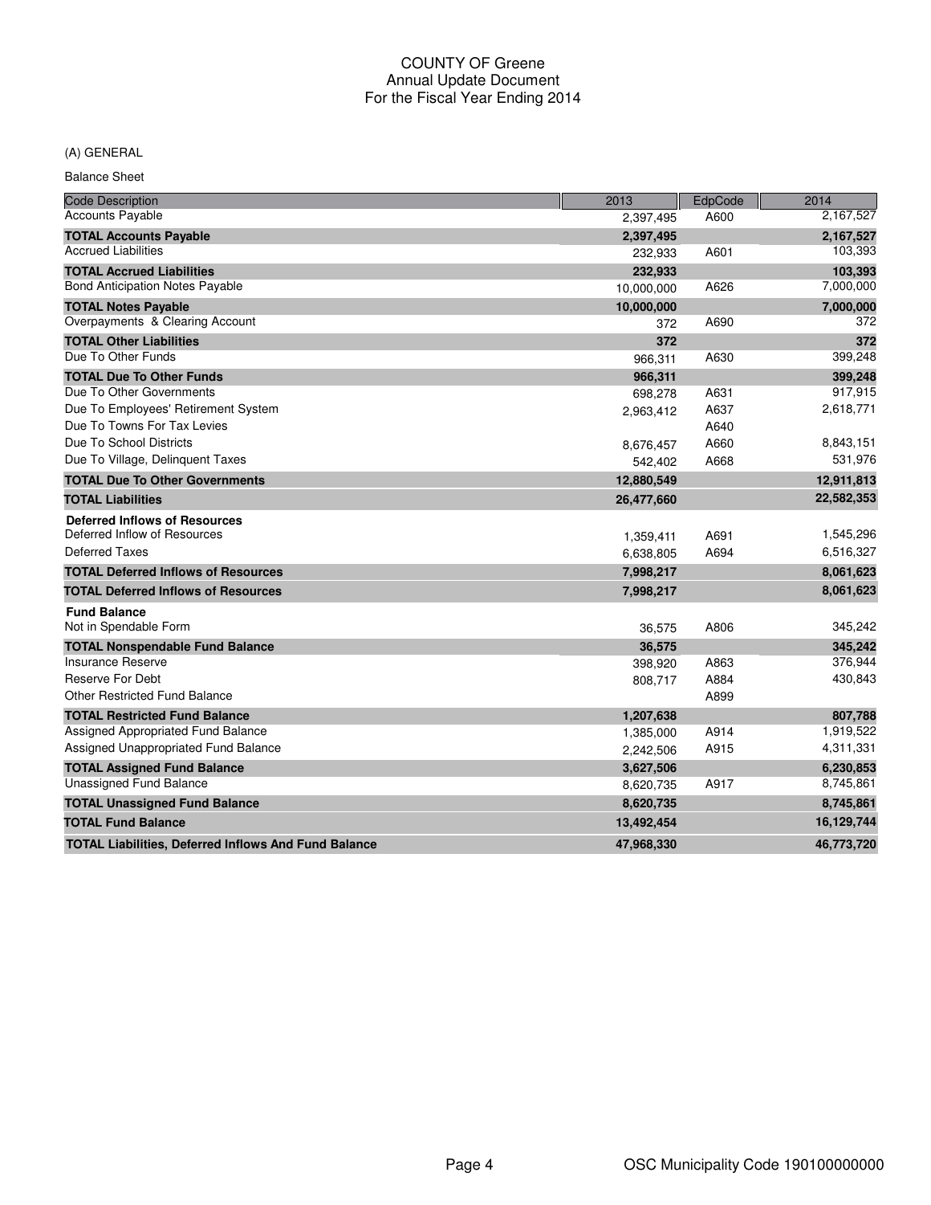# COUNTY OF Greene
## Annual Update Document
## For the Fiscal Year Ending 2014

(A) GENERAL

Balance Sheet

| Code Description | 2013 | EdpCode | 2014 |
|---|---|---|---|
| Accounts Payable | 2,397,495 | A600 | 2,167,527 |
| **TOTAL Accounts Payable** | **2,397,495** | | **2,167,527** |
| Accrued Liabilities | 232,933 | A601 | 103,393 |
| **TOTAL Accrued Liabilities** | **232,933** | | **103,393** |
| Bond Anticipation Notes Payable | 10,000,000 | A626 | 7,000,000 |
| **TOTAL Notes Payable** | **10,000,000** | | **7,000,000** |
| Overpayments & Clearing Account | 372 | A690 | 372 |
| **TOTAL Other Liabilities** | **372** | | **372** |
| Due To Other Funds | 966,311 | A630 | 399,248 |
| **TOTAL Due To Other Funds** | **966,311** | | **399,248** |
| Due To Other Governments | 698,278 | A631 | 917,915 |
| Due To Employees' Retirement System | 2,963,412 | A637 | 2,618,771 |
| Due To Towns For Tax Levies | | A640 | |
| Due To School Districts | 8,676,457 | A660 | 8,843,151 |
| Due To Village, Delinquent Taxes | 542,402 | A668 | 531,976 |
| **TOTAL Due To Other Governments** | **12,880,549** | | **12,911,813** |
| **TOTAL Liabilities** | **26,477,660** | | **22,582,353** |
| **Deferred Inflows of Resources** | | | |
| Deferred Inflow of Resources | 1,359,411 | A691 | 1,545,296 |
| Deferred Taxes | 6,638,805 | A694 | 6,516,327 |
| **TOTAL Deferred Inflows of Resources** | **7,998,217** | | **8,061,623** |
| **TOTAL Deferred Inflows of Resources** | **7,998,217** | | **8,061,623** |
| **Fund Balance** | | | |
| Not in Spendable Form | 36,575 | A806 | 345,242 |
| **TOTAL Nonspendable Fund Balance** | **36,575** | | **345,242** |
| Insurance Reserve | 398,920 | A863 | 376,944 |
| Reserve For Debt | 808,717 | A884 | 430,843 |
| Other Restricted Fund Balance | | A899 | |
| **TOTAL Restricted Fund Balance** | **1,207,638** | | **807,788** |
| Assigned Appropriated Fund Balance | 1,385,000 | A914 | 1,919,522 |
| Assigned Unappropriated Fund Balance | 2,242,506 | A915 | 4,311,331 |
| **TOTAL Assigned Fund Balance** | **3,627,506** | | **6,230,853** |
| Unassigned Fund Balance | 8,620,735 | A917 | 8,745,861 |
| **TOTAL Unassigned Fund Balance** | **8,620,735** | | **8,745,861** |
| **TOTAL Fund Balance** | **13,492,454** | | **16,129,744** |
| **TOTAL Liabilities, Deferred Inflows And Fund Balance** | **47,968,330** | | **46,773,720** |

OSC Municipality Code 190100000000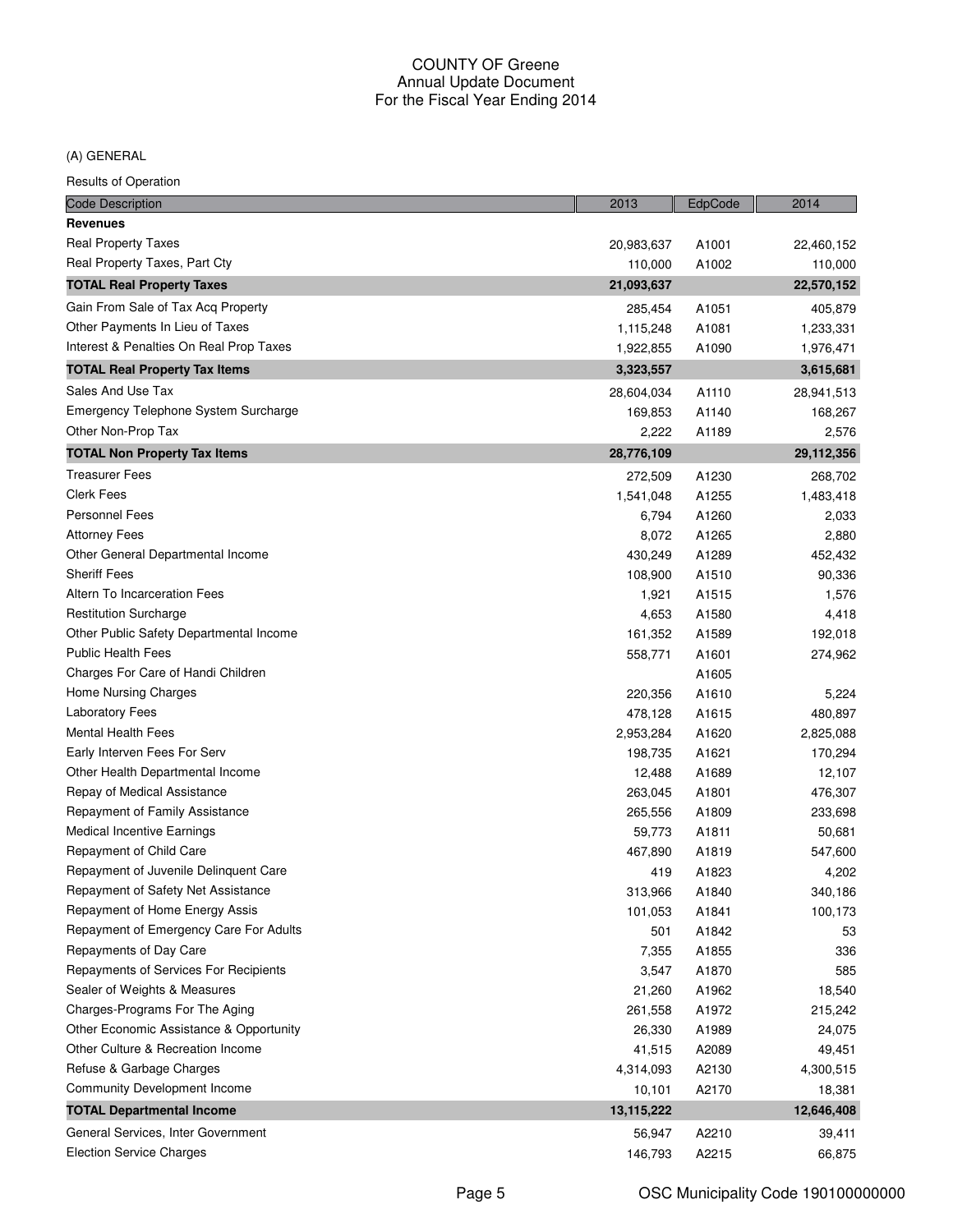# COUNTY OF Greene
## Annual Update Document
## For the Fiscal Year Ending 2014

(A) GENERAL

Results of Operation

| Code Description | 2013 | EdpCode | 2014 |
|---|---|---|---|
| **Revenues** | | | |
| Real Property Taxes | 20,983,637 | A1001 | 22,460,152 |
| Real Property Taxes, Part Cty | 110,000 | A1002 | 110,000 |
| **TOTAL Real Property Taxes** | **21,093,637** | | **22,570,152** |
| Gain From Sale of Tax Acq Property | 285,454 | A1051 | 405,879 |
| Other Payments In Lieu of Taxes | 1,115,248 | A1081 | 1,233,331 |
| Interest & Penalties On Real Prop Taxes | 1,922,855 | A1090 | 1,976,471 |
| **TOTAL Real Property Tax Items** | **3,323,557** | | **3,615,681** |
| Sales And Use Tax | 28,604,034 | A1110 | 28,941,513 |
| Emergency Telephone System Surcharge | 169,853 | A1140 | 168,267 |
| Other Non-Prop Tax | 2,222 | A1189 | 2,576 |
| **TOTAL Non Property Tax Items** | **28,776,109** | | **29,112,356** |
| Treasurer Fees | 272,509 | A1230 | 268,702 |
| Clerk Fees | 1,541,048 | A1255 | 1,483,418 |
| Personnel Fees | 6,794 | A1260 | 2,033 |
| Attorney Fees | 8,072 | A1265 | 2,880 |
| Other General Departmental Income | 430,249 | A1289 | 452,432 |
| Sheriff Fees | 108,900 | A1510 | 90,336 |
| Altern To Incarceration Fees | 1,921 | A1515 | 1,576 |
| Restitution Surcharge | 4,653 | A1580 | 4,418 |
| Other Public Safety Departmental Income | 161,352 | A1589 | 192,018 |
| Public Health Fees | 558,771 | A1601 | 274,962 |
| Charges For Care of Handi Children | | A1605 | |
| Home Nursing Charges | 220,356 | A1610 | 5,224 |
| Laboratory Fees | 478,128 | A1615 | 480,897 |
| Mental Health Fees | 2,953,284 | A1620 | 2,825,088 |
| Early Interven Fees For Serv | 198,735 | A1621 | 170,294 |
| Other Health Departmental Income | 12,488 | A1689 | 12,107 |
| Repay of Medical Assistance | 263,045 | A1801 | 476,307 |
| Repayment of Family Assistance | 265,556 | A1809 | 233,698 |
| Medical Incentive Earnings | 59,773 | A1811 | 50,681 |
| Repayment of Child Care | 467,890 | A1819 | 547,600 |
| Repayment of Juvenile Delinquent Care | 419 | A1823 | 4,202 |
| Repayment of Safety Net Assistance | 313,966 | A1840 | 340,186 |
| Repayment of Home Energy Assis | 101,053 | A1841 | 100,173 |
| Repayment of Emergency Care For Adults | 501 | A1842 | 53 |
| Repayments of Day Care | 7,355 | A1855 | 336 |
| Repayments of Services For Recipients | 3,547 | A1870 | 585 |
| Sealer of Weights & Measures | 21,260 | A1962 | 18,540 |
| Charges-Programs For The Aging | 261,558 | A1972 | 215,242 |
| Other Economic Assistance & Opportunity | 26,330 | A1989 | 24,075 |
| Other Culture & Recreation Income | 41,515 | A2089 | 49,451 |
| Refuse & Garbage Charges | 4,314,093 | A2130 | 4,300,515 |
| Community Development Income | 10,101 | A2170 | 18,381 |
| **TOTAL Departmental Income** | **13,115,222** | | **12,646,408** |
| General Services, Inter Government | 56,947 | A2210 | 39,411 |
| Election Service Charges | 146,793 | A2215 | 66,875 |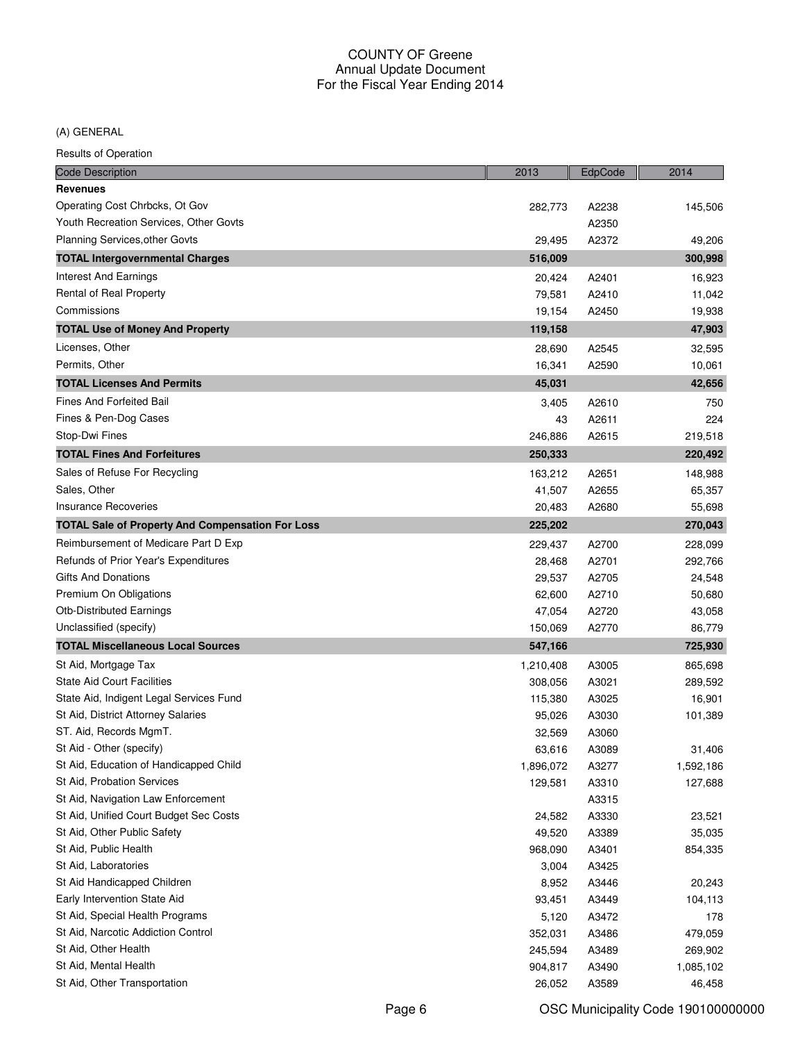# COUNTY OF Greene
## Annual Update Document
## For the Fiscal Year Ending 2014

(A) GENERAL

Results of Operation

| Code Description | 2013 | EdpCode | 2014 |
|---|---|---|---|
| **Revenues** | | | |
| Operating Cost Chrbcks, Ot Gov | 282,773 | A2238 | 145,506 |
| Youth Recreation Services, Other Govts | | A2350 | |
| Planning Services,other Govts | 29,495 | A2372 | 49,206 |
| **TOTAL Intergovernmental Charges** | **516,009** | | **300,998** |
| Interest And Earnings | 20,424 | A2401 | 16,923 |
| Rental of Real Property | 79,581 | A2410 | 11,042 |
| Commissions | 19,154 | A2450 | 19,938 |
| **TOTAL Use of Money And Property** | **119,158** | | **47,903** |
| Licenses, Other | 28,690 | A2545 | 32,595 |
| Permits, Other | 16,341 | A2590 | 10,061 |
| **TOTAL Licenses And Permits** | **45,031** | | **42,656** |
| Fines And Forfeited Bail | 3,405 | A2610 | 750 |
| Fines & Pen-Dog Cases | 43 | A2611 | 224 |
| Stop-Dwi Fines | 246,886 | A2615 | 219,518 |
| **TOTAL Fines And Forfeitures** | **250,333** | | **220,492** |
| Sales of Refuse For Recycling | 163,212 | A2651 | 148,988 |
| Sales, Other | 41,507 | A2655 | 65,357 |
| Insurance Recoveries | 20,483 | A2680 | 55,698 |
| **TOTAL Sale of Property And Compensation For Loss** | **225,202** | | **270,043** |
| Reimbursement of Medicare Part D Exp | 229,437 | A2700 | 228,099 |
| Refunds of Prior Year's Expenditures | 28,468 | A2701 | 292,766 |
| Gifts And Donations | 29,537 | A2705 | 24,548 |
| Premium On Obligations | 62,600 | A2710 | 50,680 |
| Otb-Distributed Earnings | 47,054 | A2720 | 43,058 |
| Unclassified (specify) | 150,069 | A2770 | 86,779 |
| **TOTAL Miscellaneous Local Sources** | **547,166** | | **725,930** |
| St Aid, Mortgage Tax | 1,210,408 | A3005 | 865,698 |
| State Aid Court Facilities | 308,056 | A3021 | 289,592 |
| State Aid, Indigent Legal Services Fund | 115,380 | A3025 | 16,901 |
| St Aid, District Attorney Salaries | 95,026 | A3030 | 101,389 |
| ST. Aid, Records MgmT. | 32,569 | A3060 | |
| St Aid - Other (specify) | 63,616 | A3089 | 31,406 |
| St Aid, Education of Handicapped Child | 1,896,072 | A3277 | 1,592,186 |
| St Aid, Probation Services | 129,581 | A3310 | 127,688 |
| St Aid, Navigation Law Enforcement | | A3315 | |
| St Aid, Unified Court Budget Sec Costs | 24,582 | A3330 | 23,521 |
| St Aid, Other Public Safety | 49,520 | A3389 | 35,035 |
| St Aid, Public Health | 968,090 | A3401 | 854,335 |
| St Aid, Laboratories | 3,004 | A3425 | |
| St Aid Handicapped Children | 8,952 | A3446 | 20,243 |
| Early Intervention State Aid | 93,451 | A3449 | 104,113 |
| St Aid, Special Health Programs | 5,120 | A3472 | 178 |
| St Aid, Narcotic Addiction Control | 352,031 | A3486 | 479,059 |
| St Aid, Other Health | 245,594 | A3489 | 269,902 |
| St Aid, Mental Health | 904,817 | A3490 | 1,085,102 |
| St Aid, Other Transportation | 26,052 | A3589 | 46,458 |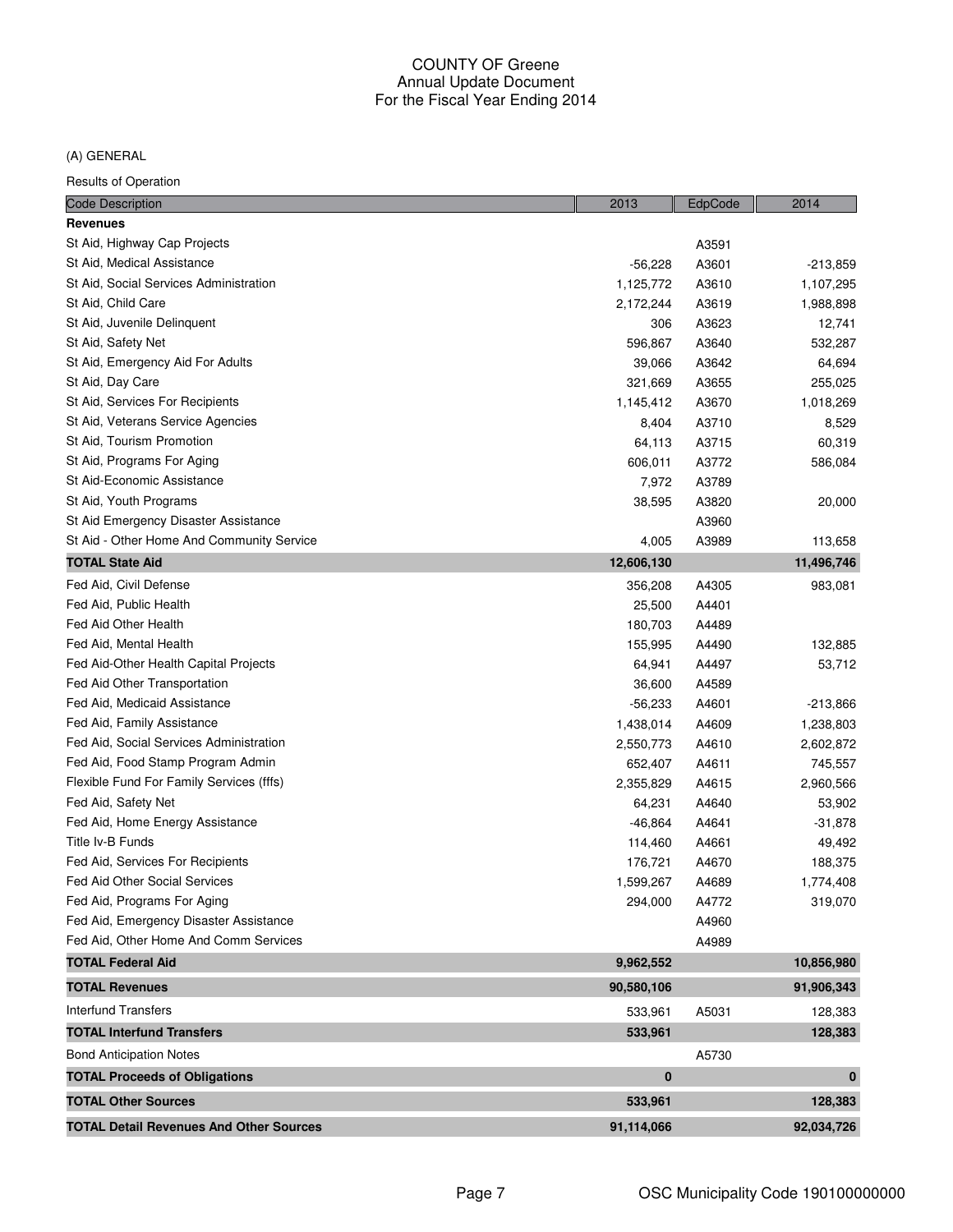# COUNTY OF Greene
## Annual Update Document
## For the Fiscal Year Ending 2014

(A) GENERAL

Results of Operation

| Code Description | 2013 | EdpCode | 2014 |
|---|---|---|---|
| **Revenues** | | | |
| St Aid, Highway Cap Projects | | A3591 | |
| St Aid, Medical Assistance | -56,228 | A3601 | -213,859 |
| St Aid, Social Services Administration | 1,125,772 | A3610 | 1,107,295 |
| St Aid, Child Care | 2,172,244 | A3619 | 1,988,898 |
| St Aid, Juvenile Delinquent | 306 | A3623 | 12,741 |
| St Aid, Safety Net | 596,867 | A3640 | 532,287 |
| St Aid, Emergency Aid For Adults | 39,066 | A3642 | 64,694 |
| St Aid, Day Care | 321,669 | A3655 | 255,025 |
| St Aid, Services For Recipients | 1,145,412 | A3670 | 1,018,269 |
| St Aid, Veterans Service Agencies | 8,404 | A3710 | 8,529 |
| St Aid, Tourism Promotion | 64,113 | A3715 | 60,319 |
| St Aid, Programs For Aging | 606,011 | A3772 | 586,084 |
| St Aid-Economic Assistance | 7,972 | A3789 | |
| St Aid, Youth Programs | 38,595 | A3820 | 20,000 |
| St Aid Emergency Disaster Assistance | | A3960 | |
| St Aid - Other Home And Community Service | 4,005 | A3989 | 113,658 |
| **TOTAL State Aid** | **12,606,130** | | **11,496,746** |
| Fed Aid, Civil Defense | 356,208 | A4305 | 983,081 |
| Fed Aid, Public Health | 25,500 | A4401 | |
| Fed Aid Other Health | 180,703 | A4489 | |
| Fed Aid, Mental Health | 155,995 | A4490 | 132,885 |
| Fed Aid-Other Health Capital Projects | 64,941 | A4497 | 53,712 |
| Fed Aid Other Transportation | 36,600 | A4589 | |
| Fed Aid, Medicaid Assistance | -56,233 | A4601 | -213,866 |
| Fed Aid, Family Assistance | 1,438,014 | A4609 | 1,238,803 |
| Fed Aid, Social Services Administration | 2,550,773 | A4610 | 2,602,872 |
| Fed Aid, Food Stamp Program Admin | 652,407 | A4611 | 745,557 |
| Flexible Fund For Family Services (fffs) | 2,355,829 | A4615 | 2,960,566 |
| Fed Aid, Safety Net | 64,231 | A4640 | 53,902 |
| Fed Aid, Home Energy Assistance | -46,864 | A4641 | -31,878 |
| Title Iv-B Funds | 114,460 | A4661 | 49,492 |
| Fed Aid, Services For Recipients | 176,721 | A4670 | 188,375 |
| Fed Aid Other Social Services | 1,599,267 | A4689 | 1,774,408 |
| Fed Aid, Programs For Aging | 294,000 | A4772 | 319,070 |
| Fed Aid, Emergency Disaster Assistance | | A4960 | |
| Fed Aid, Other Home And Comm Services | | A4989 | |
| **TOTAL Federal Aid** | **9,962,552** | | **10,856,980** |
| **TOTAL Revenues** | **90,580,106** | | **91,906,343** |
| Interfund Transfers | 533,961 | A5031 | 128,383 |
| **TOTAL Interfund Transfers** | **533,961** | | **128,383** |
| Bond Anticipation Notes | | A5730 | |
| **TOTAL Proceeds of Obligations** | **0** | | **0** |
| **TOTAL Other Sources** | **533,961** | | **128,383** |
| **TOTAL Detail Revenues And Other Sources** | **91,114,066** | | **92,034,726** |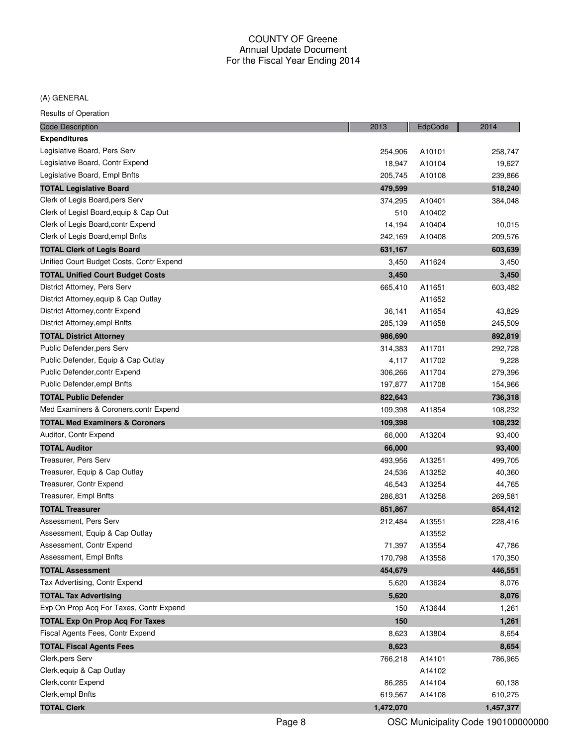# COUNTY OF Greene
## Annual Update Document
## For the Fiscal Year Ending 2014

(A) GENERAL

Results of Operation

| Code Description | 2013 | EdpCode | 2014 |
|---|---|---|---|
| **Expenditures** | | | |
| Legislative Board, Pers Serv | 254,906 | A10101 | 258,747 |
| Legislative Board, Contr Expend | 18,947 | A10104 | 19,627 |
| Legislative Board, Empl Bnfts | 205,745 | A10108 | 239,866 |
| **TOTAL Legislative Board** | **479,599** | | **518,240** |
| Clerk of Legis Board,pers Serv | 374,295 | A10401 | 384,048 |
| Clerk of Legisl Board,equip & Cap Out | 510 | A10402 | |
| Clerk of Legis Board,contr Expend | 14,194 | A10404 | 10,015 |
| Clerk of Legis Board,empl Bnfts | 242,169 | A10408 | 209,576 |
| **TOTAL Clerk of Legis Board** | **631,167** | | **603,639** |
| Unified Court Budget Costs, Contr Expend | 3,450 | A11624 | 3,450 |
| **TOTAL Unified Court Budget Costs** | **3,450** | | **3,450** |
| District Attorney, Pers Serv | 665,410 | A11651 | 603,482 |
| District Attorney,equip & Cap Outlay | | A11652 | |
| District Attorney,contr Expend | 36,141 | A11654 | 43,829 |
| District Attorney,empl Bnfts | 285,139 | A11658 | 245,509 |
| **TOTAL District Attorney** | **986,690** | | **892,819** |
| Public Defender,pers Serv | 314,383 | A11701 | 292,728 |
| Public Defender, Equip & Cap Outlay | 4,117 | A11702 | 9,228 |
| Public Defender,contr Expend | 306,266 | A11704 | 279,396 |
| Public Defender,empl Bnfts | 197,877 | A11708 | 154,966 |
| **TOTAL Public Defender** | **822,643** | | **736,318** |
| Med Examiners & Coroners,contr Expend | 109,398 | A11854 | 108,232 |
| **TOTAL Med Examiners & Coroners** | **109,398** | | **108,232** |
| Auditor, Contr Expend | 66,000 | A13204 | 93,400 |
| **TOTAL Auditor** | **66,000** | | **93,400** |
| Treasurer, Pers Serv | 493,956 | A13251 | 499,705 |
| Treasurer, Equip & Cap Outlay | 24,536 | A13252 | 40,360 |
| Treasurer, Contr Expend | 46,543 | A13254 | 44,765 |
| Treasurer, Empl Bnfts | 286,831 | A13258 | 269,581 |
| **TOTAL Treasurer** | **851,867** | | **854,412** |
| Assessment, Pers Serv | 212,484 | A13551 | 228,416 |
| Assessment, Equip & Cap Outlay | | A13552 | |
| Assessment, Contr Expend | 71,397 | A13554 | 47,786 |
| Assessment, Empl Bnfts | 170,798 | A13558 | 170,350 |
| **TOTAL Assessment** | **454,679** | | **446,551** |
| Tax Advertising, Contr Expend | 5,620 | A13624 | 8,076 |
| **TOTAL Tax Advertising** | **5,620** | | **8,076** |
| Exp On Prop Acq For Taxes, Contr Expend | 150 | A13644 | 1,261 |
| **TOTAL Exp On Prop Acq For Taxes** | **150** | | **1,261** |
| Fiscal Agents Fees, Contr Expend | 8,623 | A13804 | 8,654 |
| **TOTAL Fiscal Agents Fees** | **8,623** | | **8,654** |
| Clerk,pers Serv | 766,218 | A14101 | 786,965 |
| Clerk,equip & Cap Outlay | | A14102 | |
| Clerk,contr Expend | 86,285 | A14104 | 60,138 |
| Clerk,empl Bnfts | 619,567 | A14108 | 610,275 |
| **TOTAL Clerk** | **1,472,070** | | **1,457,377** |

OSC Municipality Code 190100000000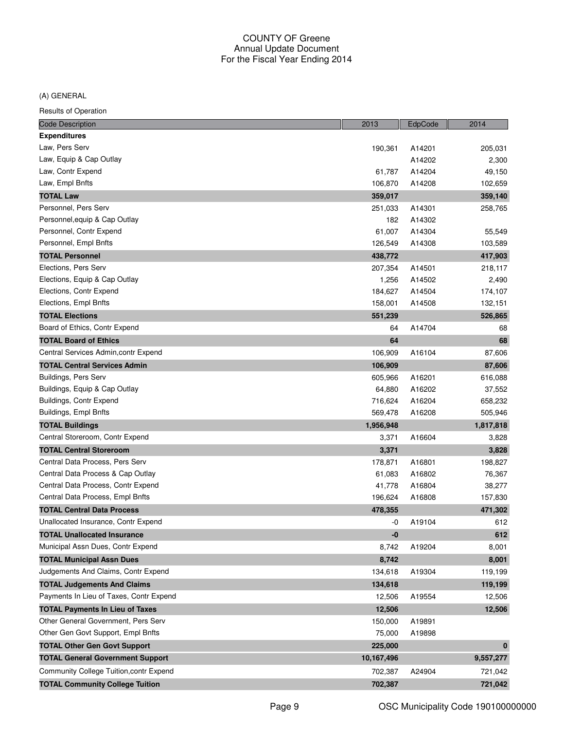COUNTY OF Greene
Annual Update Document
For the Fiscal Year Ending 2014

(A) GENERAL

Results of Operation

| Code Description | 2013 | EdpCode | 2014 |
|---|---|---|---|
| **Expenditures** | | | |
| Law, Pers Serv | 190,361 | A14201 | 205,031 |
| Law, Equip & Cap Outlay | | A14202 | 2,300 |
| Law, Contr Expend | 61,787 | A14204 | 49,150 |
| Law, Empl Bnfts | 106,870 | A14208 | 102,659 |
| **TOTAL Law** | **359,017** | | **359,140** |
| Personnel, Pers Serv | 251,033 | A14301 | 258,765 |
| Personnel,equip & Cap Outlay | 182 | A14302 | |
| Personnel, Contr Expend | 61,007 | A14304 | 55,549 |
| Personnel, Empl Bnfts | 126,549 | A14308 | 103,589 |
| **TOTAL Personnel** | **438,772** | | **417,903** |
| Elections, Pers Serv | 207,354 | A14501 | 218,117 |
| Elections, Equip & Cap Outlay | 1,256 | A14502 | 2,490 |
| Elections, Contr Expend | 184,627 | A14504 | 174,107 |
| Elections, Empl Bnfts | 158,001 | A14508 | 132,151 |
| **TOTAL Elections** | **551,239** | | **526,865** |
| Board of Ethics, Contr Expend | 64 | A14704 | 68 |
| **TOTAL Board of Ethics** | **64** | | **68** |
| Central Services Admin,contr Expend | 106,909 | A16104 | 87,606 |
| **TOTAL Central Services Admin** | **106,909** | | **87,606** |
| Buildings, Pers Serv | 605,966 | A16201 | 616,088 |
| Buildings, Equip & Cap Outlay | 64,880 | A16202 | 37,552 |
| Buildings, Contr Expend | 716,624 | A16204 | 658,232 |
| Buildings, Empl Bnfts | 569,478 | A16208 | 505,946 |
| **TOTAL Buildings** | **1,956,948** | | **1,817,818** |
| Central Storeroom, Contr Expend | 3,371 | A16604 | 3,828 |
| **TOTAL Central Storeroom** | **3,371** | | **3,828** |
| Central Data Process, Pers Serv | 178,871 | A16801 | 198,827 |
| Central Data Process & Cap Outlay | 61,083 | A16802 | 76,367 |
| Central Data Process, Contr Expend | 41,778 | A16804 | 38,277 |
| Central Data Process, Empl Bnfts | 196,624 | A16808 | 157,830 |
| **TOTAL Central Data Process** | **478,355** | | **471,302** |
| Unallocated Insurance, Contr Expend | -0 | A19104 | 612 |
| **TOTAL Unallocated Insurance** | **-0** | | **612** |
| Municipal Assn Dues, Contr Expend | 8,742 | A19204 | 8,001 |
| **TOTAL Municipal Assn Dues** | **8,742** | | **8,001** |
| Judgements And Claims, Contr Expend | 134,618 | A19304 | 119,199 |
| **TOTAL Judgements And Claims** | **134,618** | | **119,199** |
| Payments In Lieu of Taxes, Contr Expend | 12,506 | A19554 | 12,506 |
| **TOTAL Payments In Lieu of Taxes** | **12,506** | | **12,506** |
| Other General Government, Pers Serv | 150,000 | A19891 | |
| Other Gen Govt Support, Empl Bnfts | 75,000 | A19898 | |
| **TOTAL Other Gen Govt Support** | **225,000** | | **0** |
| **TOTAL General Government Support** | **10,167,496** | | **9,557,277** |
| Community College Tuition,contr Expend | 702,387 | A24904 | 721,042 |
| **TOTAL Community College Tuition** | **702,387** | | **721,042** |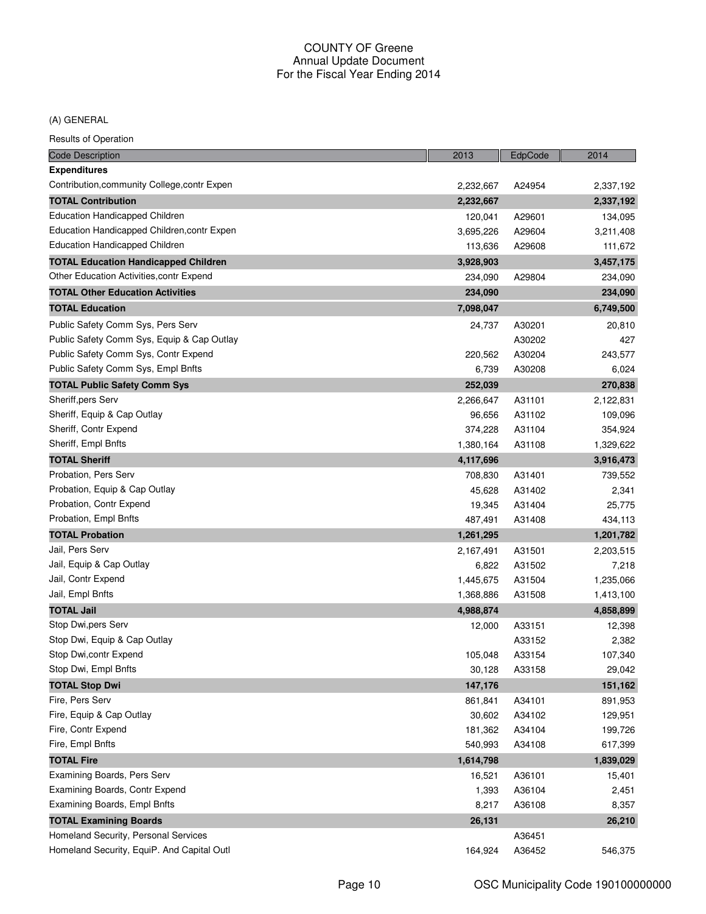# COUNTY OF Greene
## Annual Update Document
## For the Fiscal Year Ending 2014

(A) GENERAL

Results of Operation

| Code Description | 2013 | EdpCode | 2014 |
|---|---|---|---|
| **Expenditures** | | | |
| Contribution,community College,contr Expen | 2,232,667 | A24954 | 2,337,192 |
| **TOTAL Contribution** | **2,232,667** | | **2,337,192** |
| Education Handicapped Children | 120,041 | A29601 | 134,095 |
| Education Handicapped Children,contr Expen | 3,695,226 | A29604 | 3,211,408 |
| Education Handicapped Children | 113,636 | A29608 | 111,672 |
| **TOTAL Education Handicapped Children** | **3,928,903** | | **3,457,175** |
| Other Education Activities,contr Expend | 234,090 | A29804 | 234,090 |
| **TOTAL Other Education Activities** | **234,090** | | **234,090** |
| **TOTAL Education** | **7,098,047** | | **6,749,500** |
| Public Safety Comm Sys, Pers Serv | 24,737 | A30201 | 20,810 |
| Public Safety Comm Sys, Equip & Cap Outlay | | A30202 | 427 |
| Public Safety Comm Sys, Contr Expend | 220,562 | A30204 | 243,577 |
| Public Safety Comm Sys, Empl Bnfts | 6,739 | A30208 | 6,024 |
| **TOTAL Public Safety Comm Sys** | **252,039** | | **270,838** |
| Sheriff,pers Serv | 2,266,647 | A31101 | 2,122,831 |
| Sheriff, Equip & Cap Outlay | 96,656 | A31102 | 109,096 |
| Sheriff, Contr Expend | 374,228 | A31104 | 354,924 |
| Sheriff, Empl Bnfts | 1,380,164 | A31108 | 1,329,622 |
| **TOTAL Sheriff** | **4,117,696** | | **3,916,473** |
| Probation, Pers Serv | 708,830 | A31401 | 739,552 |
| Probation, Equip & Cap Outlay | 45,628 | A31402 | 2,341 |
| Probation, Contr Expend | 19,345 | A31404 | 25,775 |
| Probation, Empl Bnfts | 487,491 | A31408 | 434,113 |
| **TOTAL Probation** | **1,261,295** | | **1,201,782** |
| Jail, Pers Serv | 2,167,491 | A31501 | 2,203,515 |
| Jail, Equip & Cap Outlay | 6,822 | A31502 | 7,218 |
| Jail, Contr Expend | 1,445,675 | A31504 | 1,235,066 |
| Jail, Empl Bnfts | 1,368,886 | A31508 | 1,413,100 |
| **TOTAL Jail** | **4,988,874** | | **4,858,899** |
| Stop Dwi,pers Serv | 12,000 | A33151 | 12,398 |
| Stop Dwi, Equip & Cap Outlay | | A33152 | 2,382 |
| Stop Dwi,contr Expend | 105,048 | A33154 | 107,340 |
| Stop Dwi, Empl Bnfts | 30,128 | A33158 | 29,042 |
| **TOTAL Stop Dwi** | **147,176** | | **151,162** |
| Fire, Pers Serv | 861,841 | A34101 | 891,953 |
| Fire, Equip & Cap Outlay | 30,602 | A34102 | 129,951 |
| Fire, Contr Expend | 181,362 | A34104 | 199,726 |
| Fire, Empl Bnfts | 540,993 | A34108 | 617,399 |
| **TOTAL Fire** | **1,614,798** | | **1,839,029** |
| Examining Boards, Pers Serv | 16,521 | A36101 | 15,401 |
| Examining Boards, Contr Expend | 1,393 | A36104 | 2,451 |
| Examining Boards, Empl Bnfts | 8,217 | A36108 | 8,357 |
| **TOTAL Examining Boards** | **26,131** | | **26,210** |
| Homeland Security, Personal Services | | A36451 | |
| Homeland Security, EquiP. And Capital Outl | 164,924 | A36452 | 546,375 |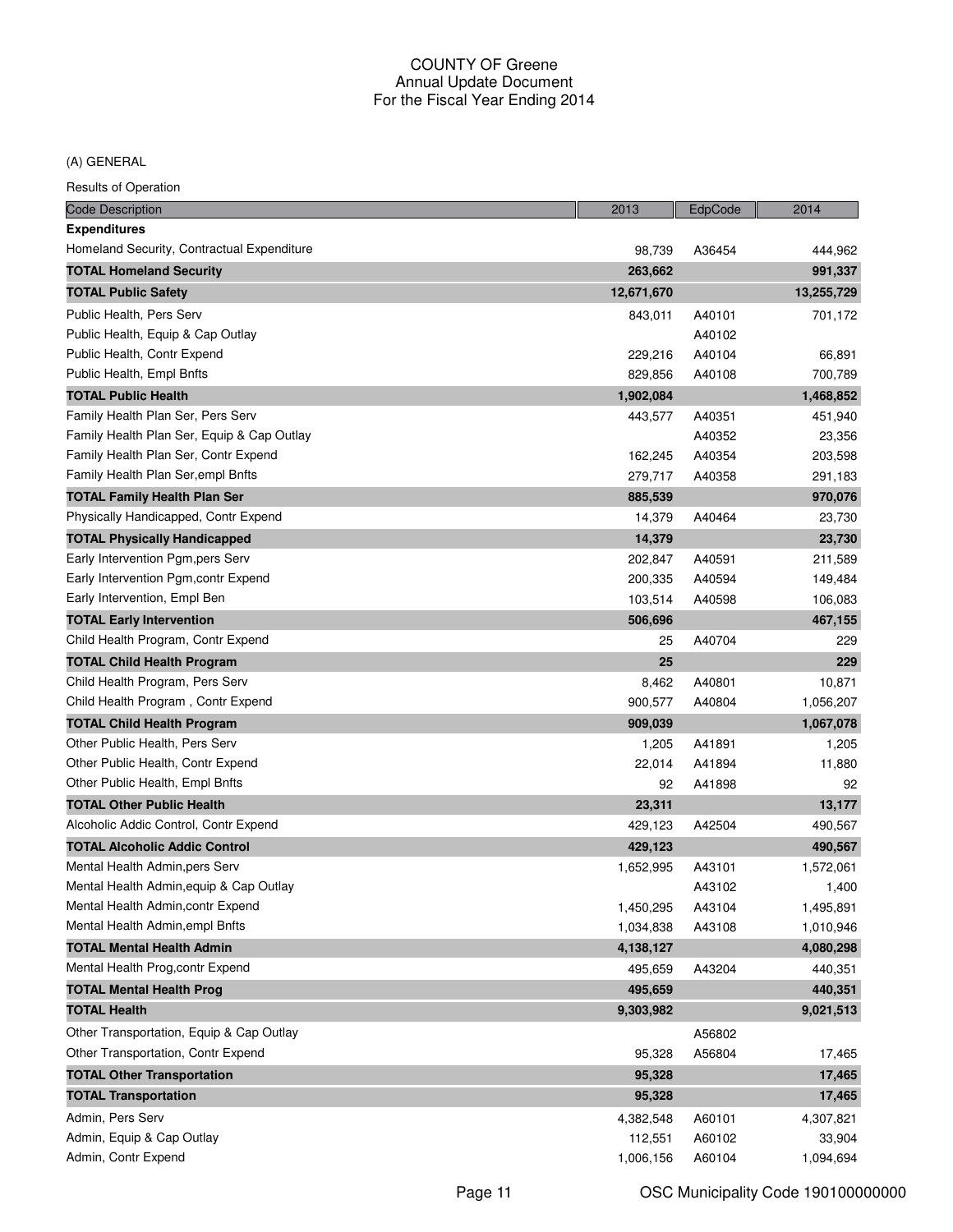# COUNTY OF Greene
## Annual Update Document
## For the Fiscal Year Ending 2014

(A) GENERAL

Results of Operation

| Code Description | 2013 | EdpCode | 2014 |
|---|---|---|---|
| **Expenditures** | | | |
| Homeland Security, Contractual Expenditure | 98,739 | A36454 | 444,962 |
| **TOTAL Homeland Security** | **263,662** | | **991,337** |
| **TOTAL Public Safety** | **12,671,670** | | **13,255,729** |
| Public Health, Pers Serv | 843,011 | A40101 | 701,172 |
| Public Health, Equip & Cap Outlay | | A40102 | |
| Public Health, Contr Expend | 229,216 | A40104 | 66,891 |
| Public Health, Empl Bnfts | 829,856 | A40108 | 700,789 |
| **TOTAL Public Health** | **1,902,084** | | **1,468,852** |
| Family Health Plan Ser, Pers Serv | 443,577 | A40351 | 451,940 |
| Family Health Plan Ser, Equip & Cap Outlay | | A40352 | 23,356 |
| Family Health Plan Ser, Contr Expend | 162,245 | A40354 | 203,598 |
| Family Health Plan Ser,empl Bnfts | 279,717 | A40358 | 291,183 |
| **TOTAL Family Health Plan Ser** | **885,539** | | **970,076** |
| Physically Handicapped, Contr Expend | 14,379 | A40464 | 23,730 |
| **TOTAL Physically Handicapped** | **14,379** | | **23,730** |
| Early Intervention Pgm,pers Serv | 202,847 | A40591 | 211,589 |
| Early Intervention Pgm,contr Expend | 200,335 | A40594 | 149,484 |
| Early Intervention, Empl Ben | 103,514 | A40598 | 106,083 |
| **TOTAL Early Intervention** | **506,696** | | **467,155** |
| Child Health Program, Contr Expend | 25 | A40704 | 229 |
| **TOTAL Child Health Program** | **25** | | **229** |
| Child Health Program, Pers Serv | 8,462 | A40801 | 10,871 |
| Child Health Program , Contr Expend | 900,577 | A40804 | 1,056,207 |
| **TOTAL Child Health Program** | **909,039** | | **1,067,078** |
| Other Public Health, Pers Serv | 1,205 | A41891 | 1,205 |
| Other Public Health, Contr Expend | 22,014 | A41894 | 11,880 |
| Other Public Health, Empl Bnfts | 92 | A41898 | 92 |
| **TOTAL Other Public Health** | **23,311** | | **13,177** |
| Alcoholic Addic Control, Contr Expend | 429,123 | A42504 | 490,567 |
| **TOTAL Alcoholic Addic Control** | **429,123** | | **490,567** |
| Mental Health Admin,pers Serv | 1,652,995 | A43101 | 1,572,061 |
| Mental Health Admin,equip & Cap Outlay | | A43102 | 1,400 |
| Mental Health Admin,contr Expend | 1,450,295 | A43104 | 1,495,891 |
| Mental Health Admin,empl Bnfts | 1,034,838 | A43108 | 1,010,946 |
| **TOTAL Mental Health Admin** | **4,138,127** | | **4,080,298** |
| Mental Health Prog,contr Expend | 495,659 | A43204 | 440,351 |
| **TOTAL Mental Health Prog** | **495,659** | | **440,351** |
| **TOTAL Health** | **9,303,982** | | **9,021,513** |
| Other Transportation, Equip & Cap Outlay | | A56802 | |
| Other Transportation, Contr Expend | 95,328 | A56804 | 17,465 |
| **TOTAL Other Transportation** | **95,328** | | **17,465** |
| **TOTAL Transportation** | **95,328** | | **17,465** |
| Admin, Pers Serv | 4,382,548 | A60101 | 4,307,821 |
| Admin, Equip & Cap Outlay | 112,551 | A60102 | 33,904 |
| Admin, Contr Expend | 1,006,156 | A60104 | 1,094,694 |

OSC Municipality Code 190100000000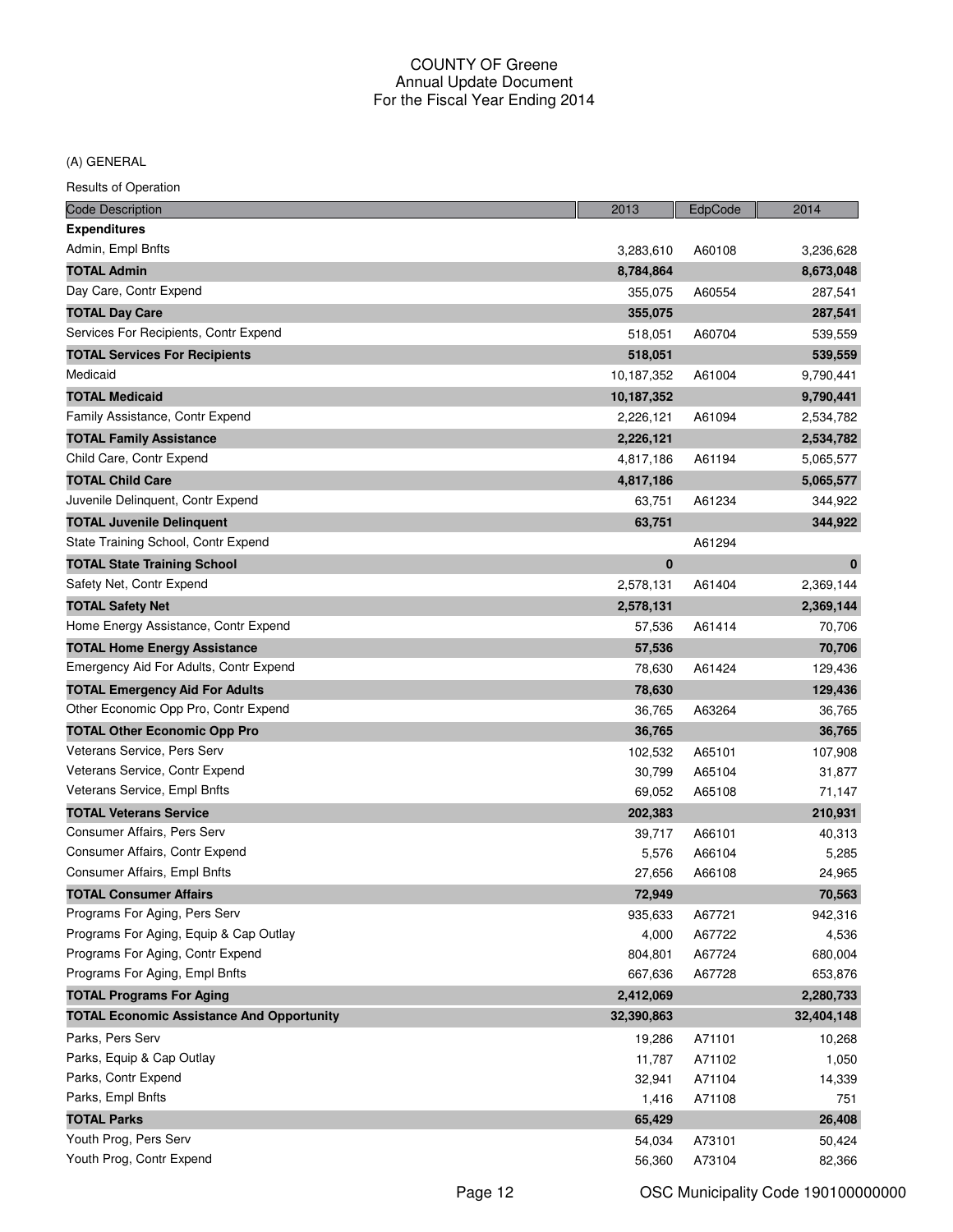# COUNTY OF Greene
## Annual Update Document
## For the Fiscal Year Ending 2014

(A) GENERAL

Results of Operation

| Code Description | 2013 | EdpCode | 2014 |
|---|---|---|---|
| **Expenditures** | | | |
| Admin, Empl Bnfts | 3,283,610 | A60108 | 3,236,628 |
| **TOTAL Admin** | **8,784,864** | | **8,673,048** |
| Day Care, Contr Expend | 355,075 | A60554 | 287,541 |
| **TOTAL Day Care** | **355,075** | | **287,541** |
| Services For Recipients, Contr Expend | 518,051 | A60704 | 539,559 |
| **TOTAL Services For Recipients** | **518,051** | | **539,559** |
| Medicaid | 10,187,352 | A61004 | 9,790,441 |
| **TOTAL Medicaid** | **10,187,352** | | **9,790,441** |
| Family Assistance, Contr Expend | 2,226,121 | A61094 | 2,534,782 |
| **TOTAL Family Assistance** | **2,226,121** | | **2,534,782** |
| Child Care, Contr Expend | 4,817,186 | A61194 | 5,065,577 |
| **TOTAL Child Care** | **4,817,186** | | **5,065,577** |
| Juvenile Delinquent, Contr Expend | 63,751 | A61234 | 344,922 |
| **TOTAL Juvenile Delinquent** | **63,751** | | **344,922** |
| State Training School, Contr Expend | | A61294 | |
| **TOTAL State Training School** | **0** | | **0** |
| Safety Net, Contr Expend | 2,578,131 | A61404 | 2,369,144 |
| **TOTAL Safety Net** | **2,578,131** | | **2,369,144** |
| Home Energy Assistance, Contr Expend | 57,536 | A61414 | 70,706 |
| **TOTAL Home Energy Assistance** | **57,536** | | **70,706** |
| Emergency Aid For Adults, Contr Expend | 78,630 | A61424 | 129,436 |
| **TOTAL Emergency Aid For Adults** | **78,630** | | **129,436** |
| Other Economic Opp Pro, Contr Expend | 36,765 | A63264 | 36,765 |
| **TOTAL Other Economic Opp Pro** | **36,765** | | **36,765** |
| Veterans Service, Pers Serv | 102,532 | A65101 | 107,908 |
| Veterans Service, Contr Expend | 30,799 | A65104 | 31,877 |
| Veterans Service, Empl Bnfts | 69,052 | A65108 | 71,147 |
| **TOTAL Veterans Service** | **202,383** | | **210,931** |
| Consumer Affairs, Pers Serv | 39,717 | A66101 | 40,313 |
| Consumer Affairs, Contr Expend | 5,576 | A66104 | 5,285 |
| Consumer Affairs, Empl Bnfts | 27,656 | A66108 | 24,965 |
| **TOTAL Consumer Affairs** | **72,949** | | **70,563** |
| Programs For Aging, Pers Serv | 935,633 | A67721 | 942,316 |
| Programs For Aging, Equip & Cap Outlay | 4,000 | A67722 | 4,536 |
| Programs For Aging, Contr Expend | 804,801 | A67724 | 680,004 |
| Programs For Aging, Empl Bnfts | 667,636 | A67728 | 653,876 |
| **TOTAL Programs For Aging** | **2,412,069** | | **2,280,733** |
| **TOTAL Economic Assistance And Opportunity** | **32,390,863** | | **32,404,148** |
| Parks, Pers Serv | 19,286 | A71101 | 10,268 |
| Parks, Equip & Cap Outlay | 11,787 | A71102 | 1,050 |
| Parks, Contr Expend | 32,941 | A71104 | 14,339 |
| Parks, Empl Bnfts | 1,416 | A71108 | 751 |
| **TOTAL Parks** | **65,429** | | **26,408** |
| Youth Prog, Pers Serv | 54,034 | A73101 | 50,424 |
| Youth Prog, Contr Expend | 56,360 | A73104 | 82,366 |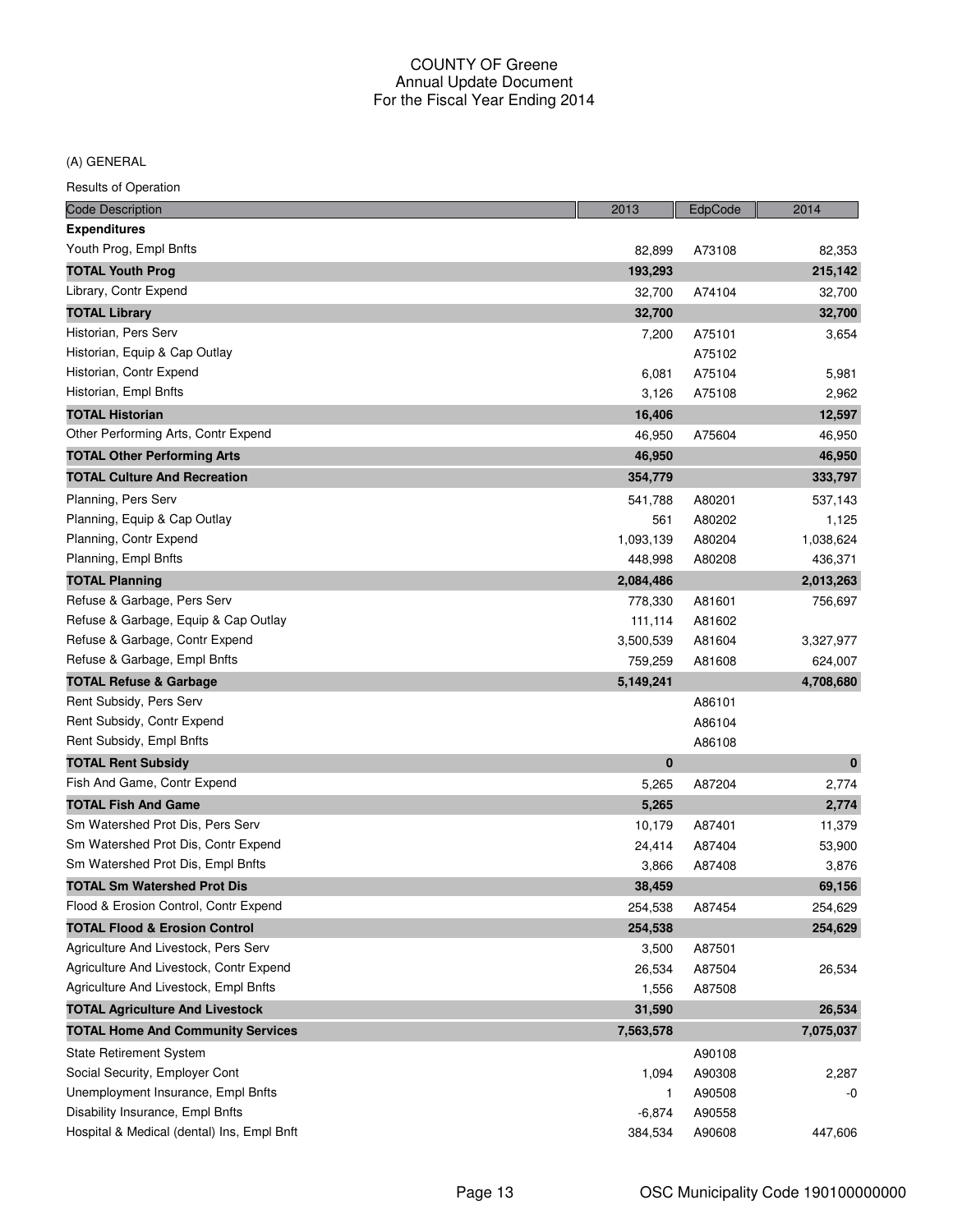# COUNTY OF Greene
## Annual Update Document
## For the Fiscal Year Ending 2014

(A) GENERAL

Results of Operation

| Code Description | 2013 | EdpCode | 2014 |
|---|---|---|---|
| **Expenditures** | | | |
| Youth Prog, Empl Bnfts | 82,899 | A73108 | 82,353 |
| **TOTAL Youth Prog** | **193,293** | | **215,142** |
| Library, Contr Expend | 32,700 | A74104 | 32,700 |
| **TOTAL Library** | **32,700** | | **32,700** |
| Historian, Pers Serv | 7,200 | A75101 | 3,654 |
| Historian, Equip & Cap Outlay | | A75102 | |
| Historian, Contr Expend | 6,081 | A75104 | 5,981 |
| Historian, Empl Bnfts | 3,126 | A75108 | 2,962 |
| **TOTAL Historian** | **16,406** | | **12,597** |
| Other Performing Arts, Contr Expend | 46,950 | A75604 | 46,950 |
| **TOTAL Other Performing Arts** | **46,950** | | **46,950** |
| **TOTAL Culture And Recreation** | **354,779** | | **333,797** |
| Planning, Pers Serv | 541,788 | A80201 | 537,143 |
| Planning, Equip & Cap Outlay | 561 | A80202 | 1,125 |
| Planning, Contr Expend | 1,093,139 | A80204 | 1,038,624 |
| Planning, Empl Bnfts | 448,998 | A80208 | 436,371 |
| **TOTAL Planning** | **2,084,486** | | **2,013,263** |
| Refuse & Garbage, Pers Serv | 778,330 | A81601 | 756,697 |
| Refuse & Garbage, Equip & Cap Outlay | 111,114 | A81602 | |
| Refuse & Garbage, Contr Expend | 3,500,539 | A81604 | 3,327,977 |
| Refuse & Garbage, Empl Bnfts | 759,259 | A81608 | 624,007 |
| **TOTAL Refuse & Garbage** | **5,149,241** | | **4,708,680** |
| Rent Subsidy, Pers Serv | | A86101 | |
| Rent Subsidy, Contr Expend | | A86104 | |
| Rent Subsidy, Empl Bnfts | | A86108 | |
| **TOTAL Rent Subsidy** | **0** | | **0** |
| Fish And Game, Contr Expend | 5,265 | A87204 | 2,774 |
| **TOTAL Fish And Game** | **5,265** | | **2,774** |
| Sm Watershed Prot Dis, Pers Serv | 10,179 | A87401 | 11,379 |
| Sm Watershed Prot Dis, Contr Expend | 24,414 | A87404 | 53,900 |
| Sm Watershed Prot Dis, Empl Bnfts | 3,866 | A87408 | 3,876 |
| **TOTAL Sm Watershed Prot Dis** | **38,459** | | **69,156** |
| Flood & Erosion Control, Contr Expend | 254,538 | A87454 | 254,629 |
| **TOTAL Flood & Erosion Control** | **254,538** | | **254,629** |
| Agriculture And Livestock, Pers Serv | 3,500 | A87501 | |
| Agriculture And Livestock, Contr Expend | 26,534 | A87504 | 26,534 |
| Agriculture And Livestock, Empl Bnfts | 1,556 | A87508 | |
| **TOTAL Agriculture And Livestock** | **31,590** | | **26,534** |
| **TOTAL Home And Community Services** | **7,563,578** | | **7,075,037** |
| State Retirement System | | A90108 | |
| Social Security, Employer Cont | 1,094 | A90308 | 2,287 |
| Unemployment Insurance, Empl Bnfts | 1 | A90508 | -0 |
| Disability Insurance, Empl Bnfts | -6,874 | A90558 | |
| Hospital & Medical (dental) Ins, Empl Bnft | 384,534 | A90608 | 447,606 |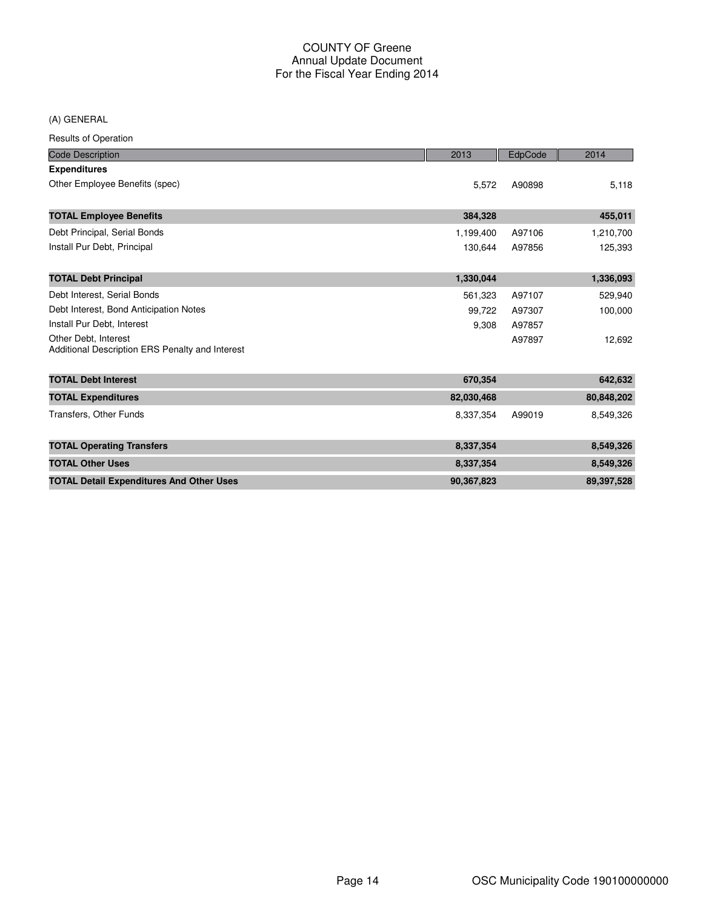# COUNTY OF Greene
## Annual Update Document
## For the Fiscal Year Ending 2014

(A) GENERAL

Results of Operation

| Code Description | 2013 | EdpCode | 2014 |
|---|---|---|---|
| **Expenditures** | | | |
| Other Employee Benefits (spec) | 5,572 | A90898 | 5,118 |
| **TOTAL Employee Benefits** | **384,328** | | **455,011** |
| Debt Principal, Serial Bonds | 1,199,400 | A97106 | 1,210,700 |
| Install Pur Debt, Principal | 130,644 | A97856 | 125,393 |
| **TOTAL Debt Principal** | **1,330,044** | | **1,336,093** |
| Debt Interest, Serial Bonds | 561,323 | A97107 | 529,940 |
| Debt Interest, Bond Anticipation Notes | 99,722 | A97307 | 100,000 |
| Install Pur Debt, Interest | 9,308 | A97857 | |
| Other Debt, Interest<br>Additional Description ERS Penalty and Interest | | A97897 | 12,692 |
| **TOTAL Debt Interest** | **670,354** | | **642,632** |
| **TOTAL Expenditures** | **82,030,468** | | **80,848,202** |
| Transfers, Other Funds | 8,337,354 | A99019 | 8,549,326 |
| **TOTAL Operating Transfers** | **8,337,354** | | **8,549,326** |
| **TOTAL Other Uses** | **8,337,354** | | **8,549,326** |
| **TOTAL Detail Expenditures And Other Uses** | **90,367,823** | | **89,397,528** |

OSC Municipality Code 190100000000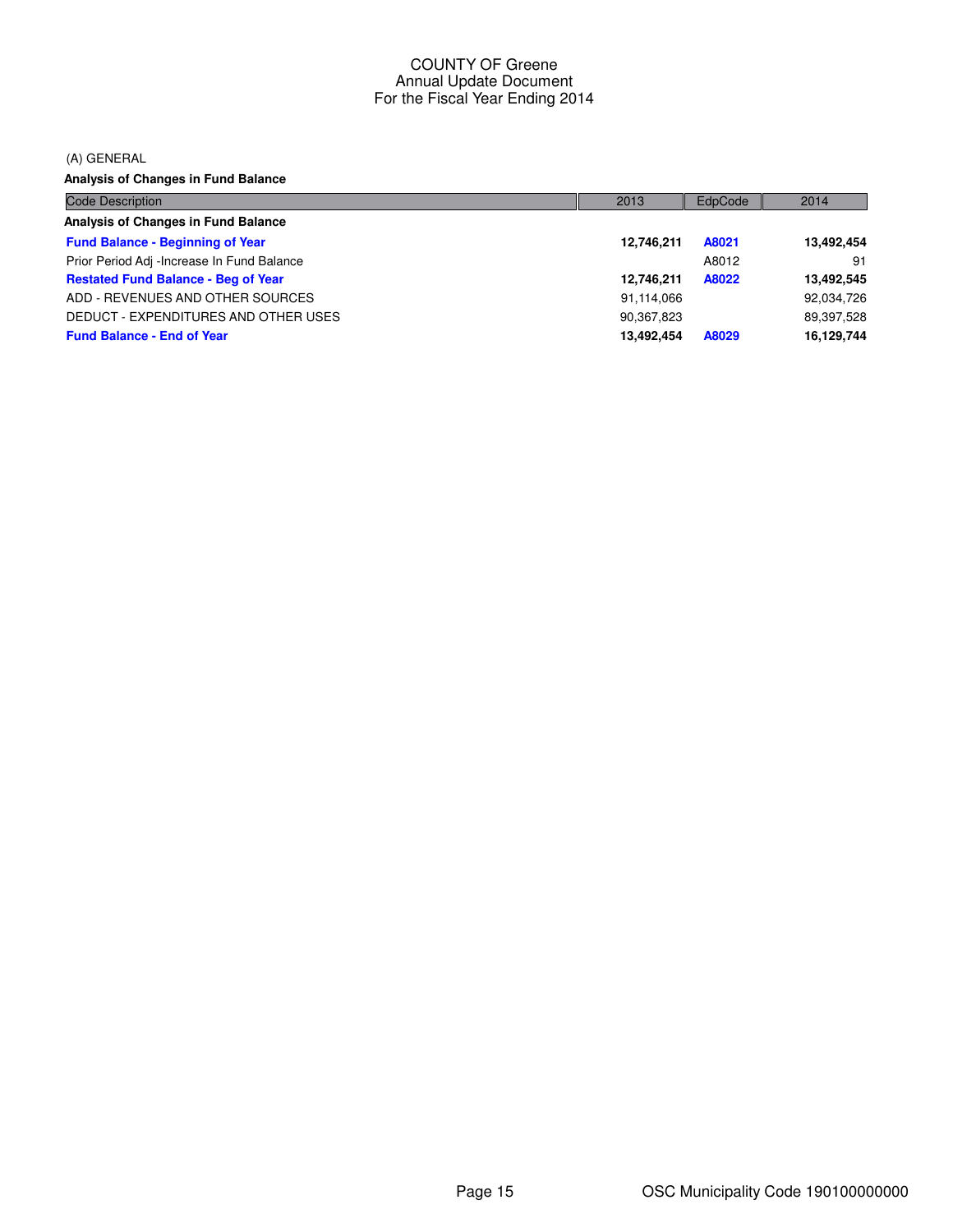# COUNTY OF Greene
## Annual Update Document
### For the Fiscal Year Ending 2014

(A) GENERAL

**Analysis of Changes in Fund Balance**

| Code Description | 2013 | EdpCode | 2014 |
|---|---|---|---|
| **Analysis of Changes in Fund Balance** | | | |
| **Fund Balance - Beginning of Year** | **12,746,211** | **A8021** | **13,492,454** |
| Prior Period Adj -Increase In Fund Balance | | A8012 | 91 |
| **Restated Fund Balance - Beg of Year** | **12,746,211** | **A8022** | **13,492,545** |
| ADD - REVENUES AND OTHER SOURCES | 91,114,066 | | 92,034,726 |
| DEDUCT - EXPENDITURES AND OTHER USES | 90,367,823 | | 89,397,528 |
| **Fund Balance - End of Year** | **13,492,454** | **A8029** | **16,129,744** |

OSC Municipality Code 190100000000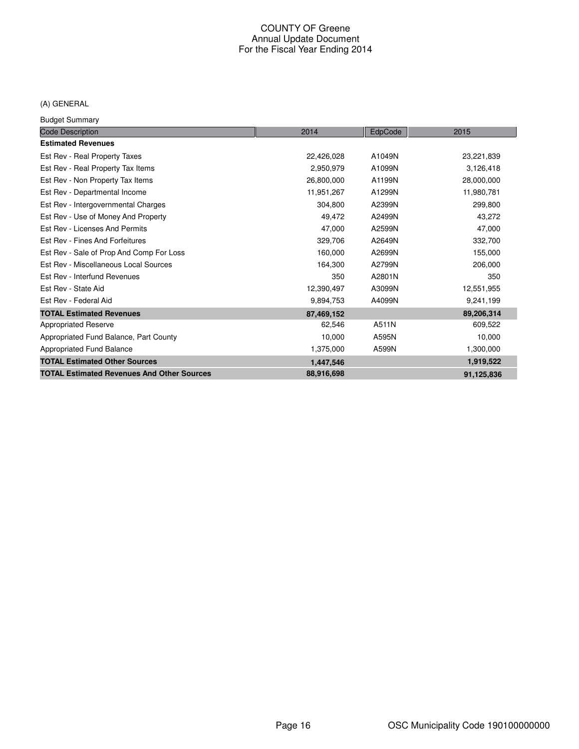COUNTY OF Greene
Annual Update Document
For the Fiscal Year Ending 2014

(A) GENERAL

Budget Summary

| Code Description | 2014 | EdpCode | 2015 |
|---|---|---|---|
| **Estimated Revenues** | | | |
| Est Rev - Real Property Taxes | 22,426,028 | A1049N | 23,221,839 |
| Est Rev - Real Property Tax Items | 2,950,979 | A1099N | 3,126,418 |
| Est Rev - Non Property Tax Items | 26,800,000 | A1199N | 28,000,000 |
| Est Rev - Departmental Income | 11,951,267 | A1299N | 11,980,781 |
| Est Rev - Intergovernmental Charges | 304,800 | A2399N | 299,800 |
| Est Rev - Use of Money And Property | 49,472 | A2499N | 43,272 |
| Est Rev - Licenses And Permits | 47,000 | A2599N | 47,000 |
| Est Rev - Fines And Forfeitures | 329,706 | A2649N | 332,700 |
| Est Rev - Sale of Prop And Comp For Loss | 160,000 | A2699N | 155,000 |
| Est Rev - Miscellaneous Local Sources | 164,300 | A2799N | 206,000 |
| Est Rev - Interfund Revenues | 350 | A2801N | 350 |
| Est Rev - State Aid | 12,390,497 | A3099N | 12,551,955 |
| Est Rev - Federal Aid | 9,894,753 | A4099N | 9,241,199 |
| **TOTAL Estimated Revenues** | **87,469,152** | | **89,206,314** |
| Appropriated Reserve | 62,546 | A511N | 609,522 |
| Appropriated Fund Balance, Part County | 10,000 | A595N | 10,000 |
| Appropriated Fund Balance | 1,375,000 | A599N | 1,300,000 |
| **TOTAL Estimated Other Sources** | **1,447,546** | | **1,919,522** |
| **TOTAL Estimated Revenues And Other Sources** | **88,916,698** | | **91,125,836** |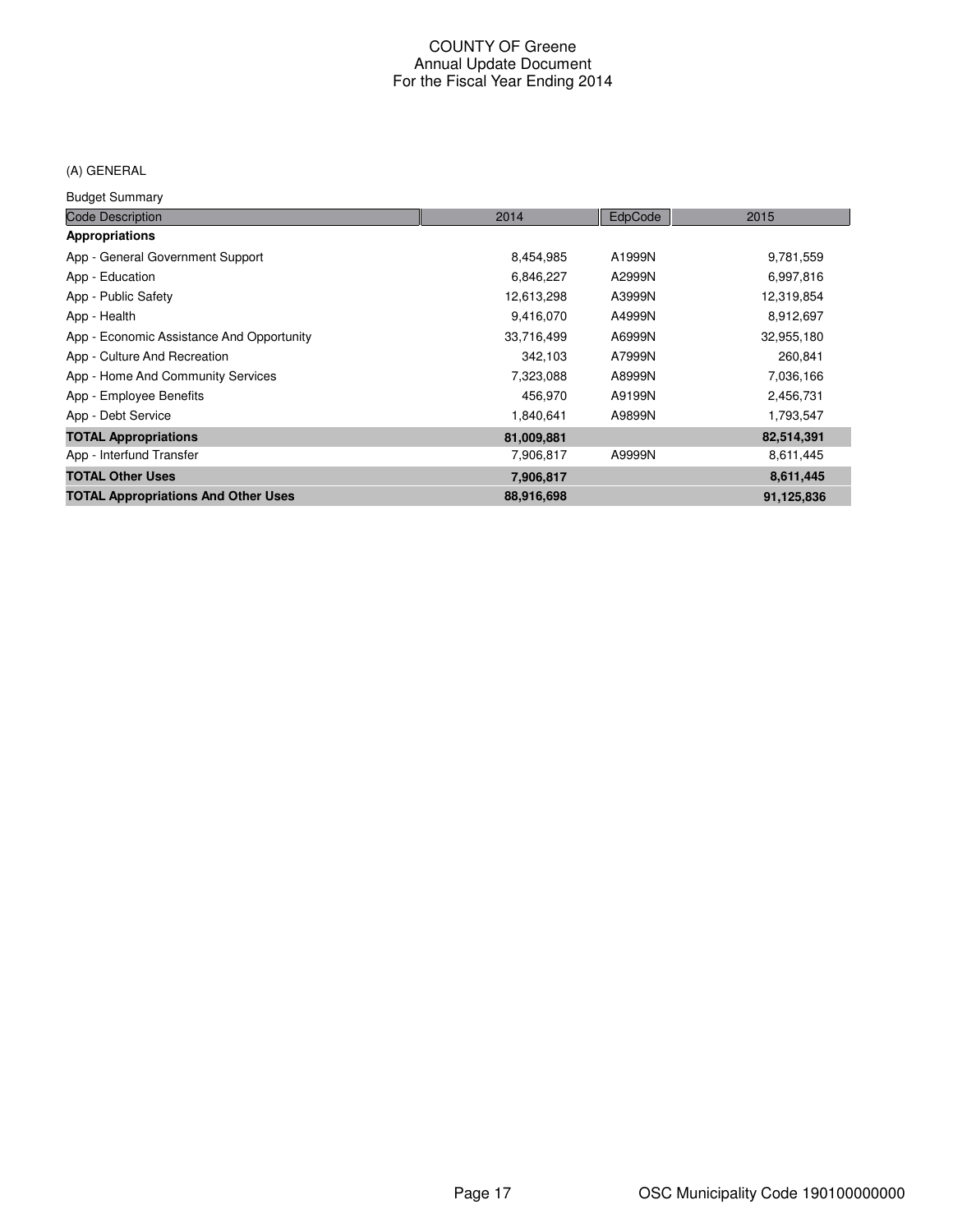# COUNTY OF Greene
## Annual Update Document
## For the Fiscal Year Ending 2014

(A) GENERAL

Budget Summary

| Code Description | 2014 | EdpCode | 2015 |
|---|---|---|---|
| **Appropriations** | | | |
| App - General Government Support | 8,454,985 | A1999N | 9,781,559 |
| App - Education | 6,846,227 | A2999N | 6,997,816 |
| App - Public Safety | 12,613,298 | A3999N | 12,319,854 |
| App - Health | 9,416,070 | A4999N | 8,912,697 |
| App - Economic Assistance And Opportunity | 33,716,499 | A6999N | 32,955,180 |
| App - Culture And Recreation | 342,103 | A7999N | 260,841 |
| App - Home And Community Services | 7,323,088 | A8999N | 7,036,166 |
| App - Employee Benefits | 456,970 | A9199N | 2,456,731 |
| App - Debt Service | 1,840,641 | A9899N | 1,793,547 |
| **TOTAL Appropriations** | **81,009,881** | | **82,514,391** |
| App - Interfund Transfer | 7,906,817 | A9999N | 8,611,445 |
| **TOTAL Other Uses** | **7,906,817** | | **8,611,445** |
| **TOTAL Appropriations And Other Uses** | **88,916,698** | | **91,125,836** |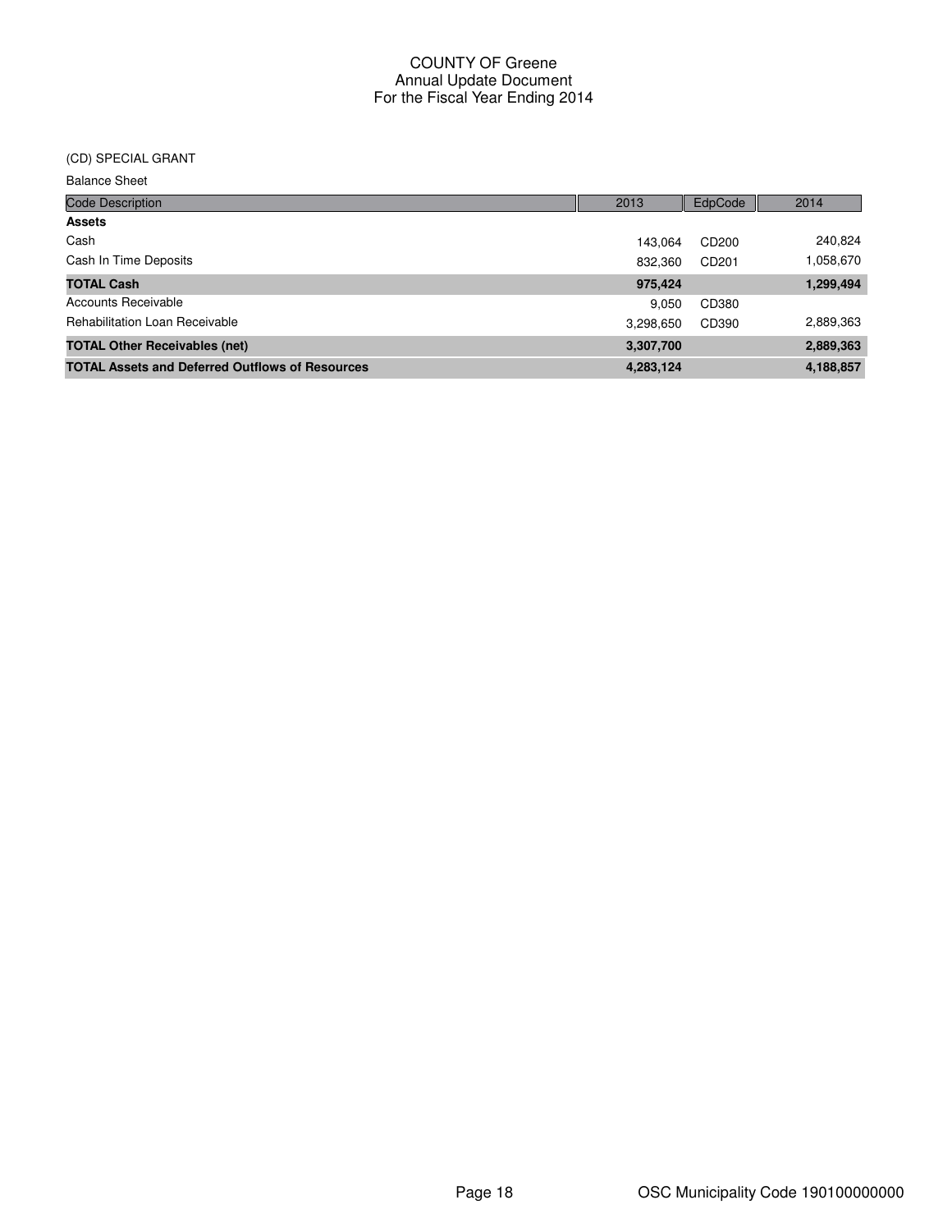# COUNTY OF Greene
## Annual Update Document
## For the Fiscal Year Ending 2014

(CD) SPECIAL GRANT

Balance Sheet

| Code Description | 2013 | EdpCode | 2014 |
|---|---|---|---|
| **Assets** | | | |
| Cash | 143,064 | CD200 | 240,824 |
| Cash In Time Deposits | 832,360 | CD201 | 1,058,670 |
| **TOTAL Cash** | **975,424** | | **1,299,494** |
| Accounts Receivable | 9,050 | CD380 | |
| Rehabilitation Loan Receivable | 3,298,650 | CD390 | 2,889,363 |
| **TOTAL Other Receivables (net)** | **3,307,700** | | **2,889,363** |
| **TOTAL Assets and Deferred Outflows of Resources** | **4,283,124** | | **4,188,857** |

OSC Municipality Code 190100000000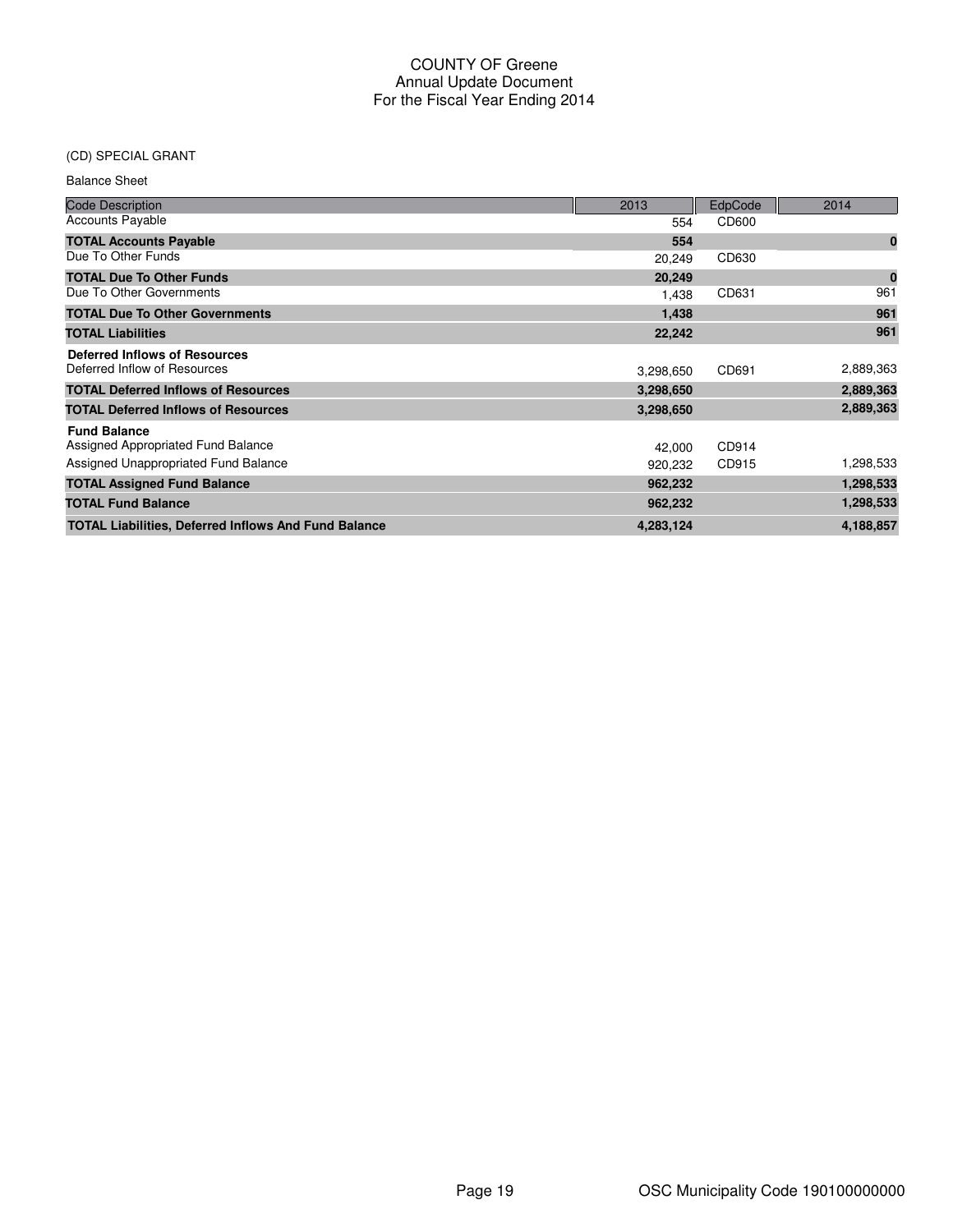# COUNTY OF Greene
## Annual Update Document
## For the Fiscal Year Ending 2014

(CD) SPECIAL GRANT

Balance Sheet

| Code Description | 2013 | EdpCode | 2014 |
|---|---|---|---|
| Accounts Payable | 554 | CD600 | |
| **TOTAL Accounts Payable** | **554** | | **0** |
| Due To Other Funds | 20,249 | CD630 | |
| **TOTAL Due To Other Funds** | **20,249** | | **0** |
| Due To Other Governments | 1,438 | CD631 | 961 |
| **TOTAL Due To Other Governments** | **1,438** | | **961** |
| **TOTAL Liabilities** | **22,242** | | **961** |
| **Deferred Inflows of Resources** | | | |
| Deferred Inflow of Resources | 3,298,650 | CD691 | 2,889,363 |
| **TOTAL Deferred Inflows of Resources** | **3,298,650** | | **2,889,363** |
| **TOTAL Deferred Inflows of Resources** | **3,298,650** | | **2,889,363** |
| **Fund Balance** | | | |
| Assigned Appropriated Fund Balance | 42,000 | CD914 | |
| Assigned Unappropriated Fund Balance | 920,232 | CD915 | 1,298,533 |
| **TOTAL Assigned Fund Balance** | **962,232** | | **1,298,533** |
| **TOTAL Fund Balance** | **962,232** | | **1,298,533** |
| **TOTAL Liabilities, Deferred Inflows And Fund Balance** | **4,283,124** | | **4,188,857** |

OSC Municipality Code 190100000000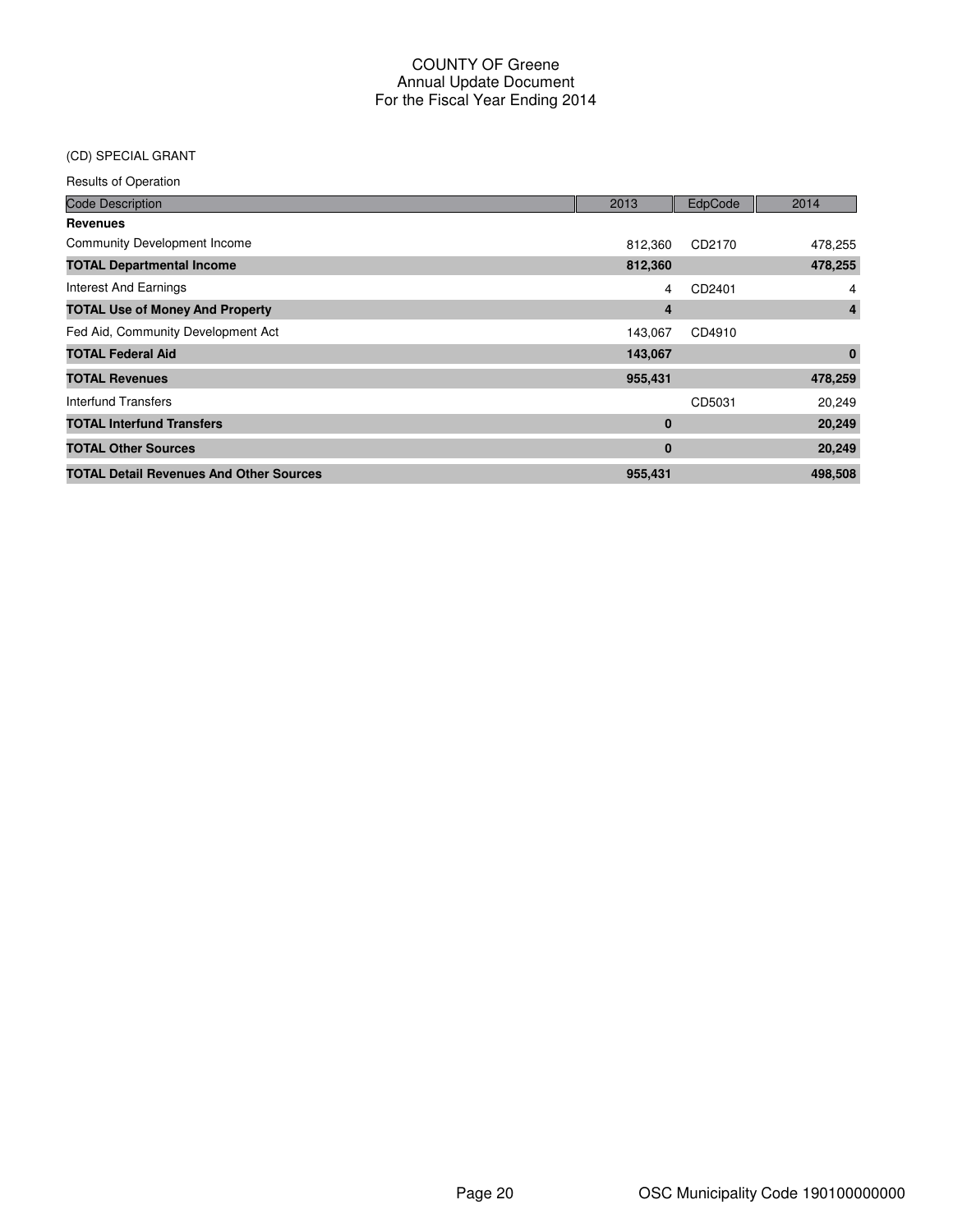# COUNTY OF Greene
## Annual Update Document
## For the Fiscal Year Ending 2014

(CD) SPECIAL GRANT

Results of Operation

| Code Description | 2013 | EdpCode | 2014 |
|---|---|---|---|
| **Revenues** | | | |
| Community Development Income | 812,360 | CD2170 | 478,255 |
| **TOTAL Departmental Income** | **812,360** | | **478,255** |
| Interest And Earnings | 4 | CD2401 | 4 |
| **TOTAL Use of Money And Property** | **4** | | **4** |
| Fed Aid, Community Development Act | 143,067 | CD4910 | |
| **TOTAL Federal Aid** | **143,067** | | **0** |
| **TOTAL Revenues** | **955,431** | | **478,259** |
| Interfund Transfers | | CD5031 | 20,249 |
| **TOTAL Interfund Transfers** | **0** | | **20,249** |
| **TOTAL Other Sources** | **0** | | **20,249** |
| **TOTAL Detail Revenues And Other Sources** | **955,431** | | **498,508** |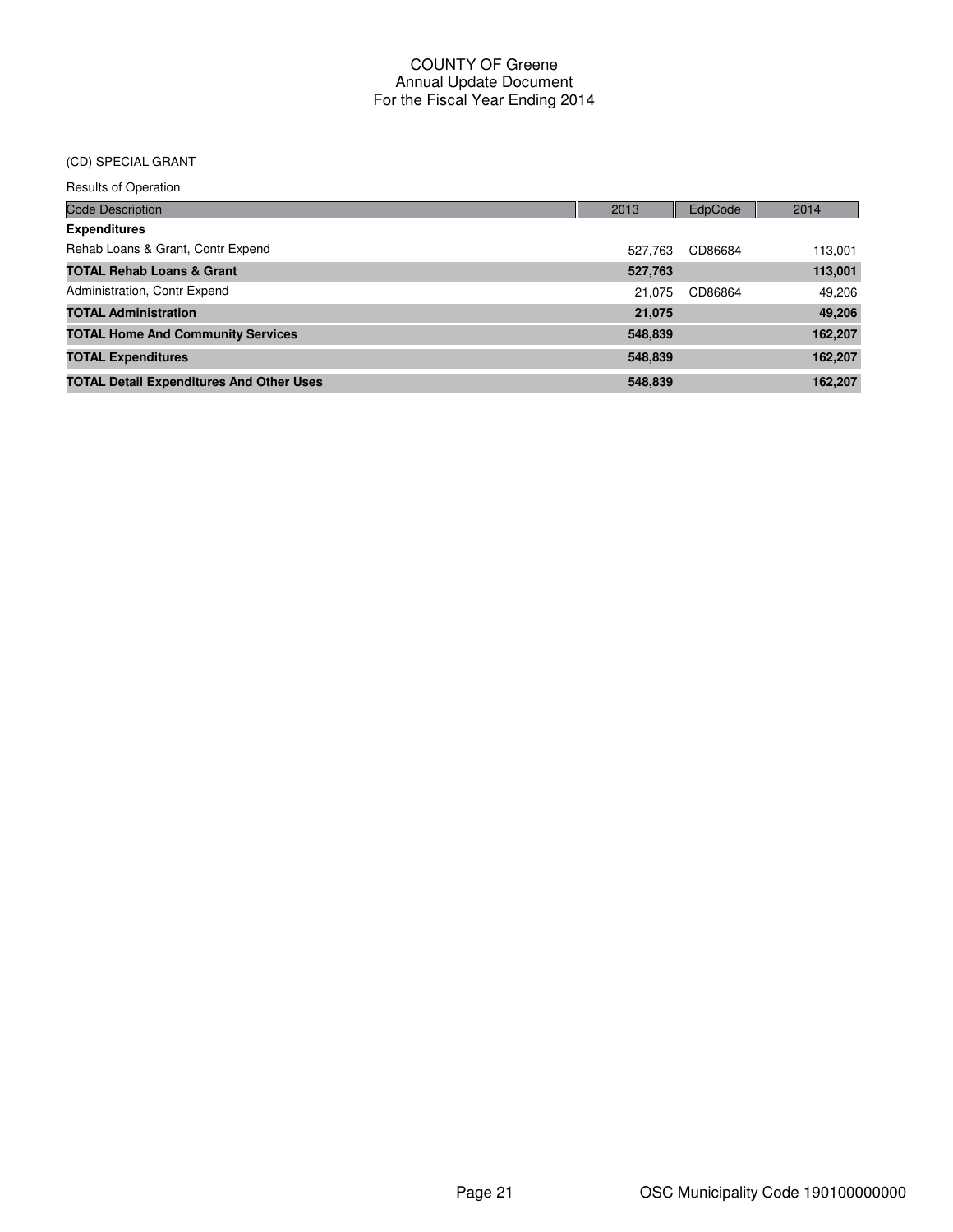# COUNTY OF Greene
## Annual Update Document
## For the Fiscal Year Ending 2014

(CD) SPECIAL GRANT

Results of Operation

| Code Description | 2013 | EdpCode | 2014 |
|---|---|---|---|
| **Expenditures** | | | |
| Rehab Loans & Grant, Contr Expend | 527,763 | CD86684 | 113,001 |
| **TOTAL Rehab Loans & Grant** | **527,763** | | **113,001** |
| Administration, Contr Expend | 21,075 | CD86864 | 49,206 |
| **TOTAL Administration** | **21,075** | | **49,206** |
| **TOTAL Home And Community Services** | **548,839** | | **162,207** |
| **TOTAL Expenditures** | **548,839** | | **162,207** |
| **TOTAL Detail Expenditures And Other Uses** | **548,839** | | **162,207** |

OSC Municipality Code 190100000000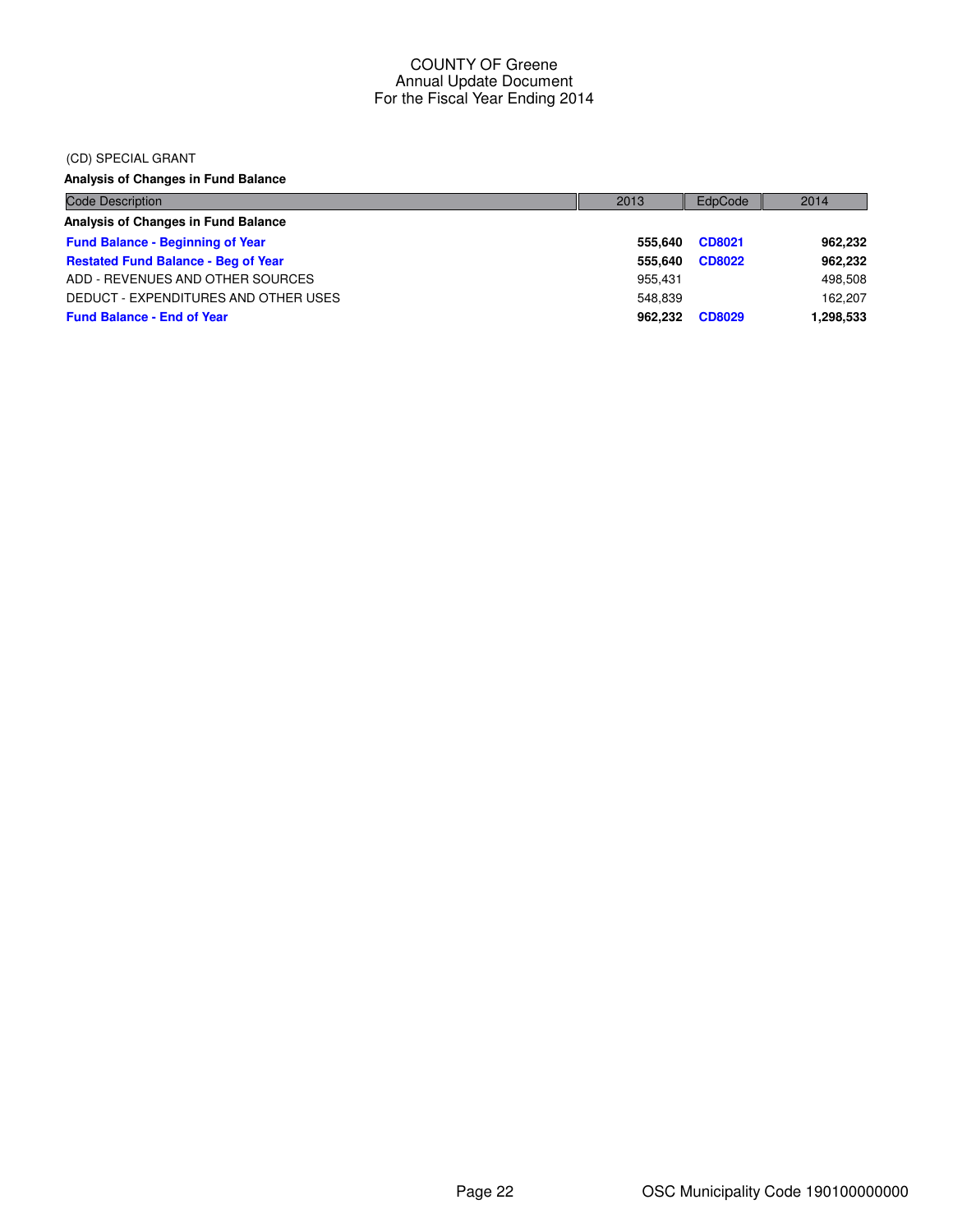# COUNTY OF Greene
## Annual Update Document
## For the Fiscal Year Ending 2014

(CD) SPECIAL GRANT

**Analysis of Changes in Fund Balance**

| Code Description | 2013 | EdpCode | 2014 |
|---|---|---|---|
| **Analysis of Changes in Fund Balance** | | | |
| **Fund Balance - Beginning of Year** | **555,640** | **CD8021** | **962,232** |
| **Restated Fund Balance - Beg of Year** | **555,640** | **CD8022** | **962,232** |
| ADD - REVENUES AND OTHER SOURCES | 955,431 | | 498,508 |
| DEDUCT - EXPENDITURES AND OTHER USES | 548,839 | | 162,207 |
| **Fund Balance - End of Year** | **962,232** | **CD8029** | **1,298,533** |

OSC Municipality Code 190100000000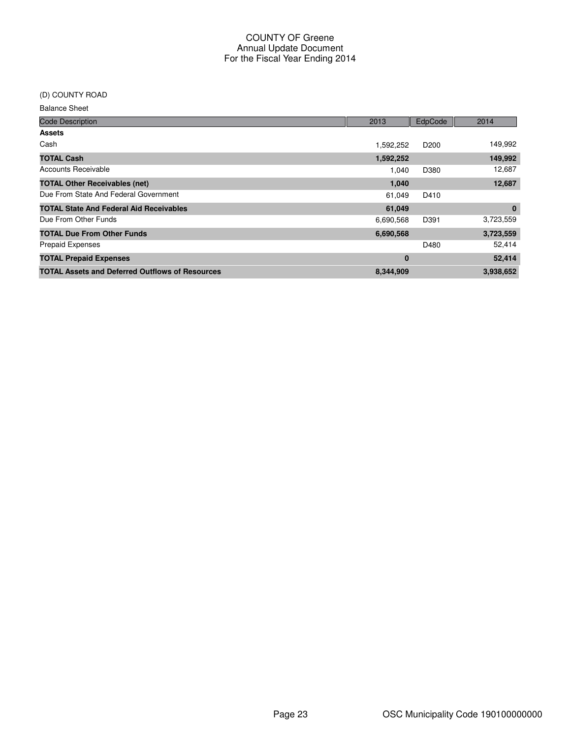COUNTY OF Greene
Annual Update Document
For the Fiscal Year Ending 2014

(D) COUNTY ROAD

Balance Sheet

| Code Description | 2013 | EdpCode | 2014 |
|---|---|---|---|
| **Assets** | | | |
| Cash | 1,592,252 | D200 | 149,992 |
| **TOTAL Cash** | **1,592,252** | | **149,992** |
| Accounts Receivable | 1,040 | D380 | 12,687 |
| **TOTAL Other Receivables (net)** | **1,040** | | **12,687** |
| Due From State And Federal Government | 61,049 | D410 | |
| **TOTAL State And Federal Aid Receivables** | **61,049** | | **0** |
| Due From Other Funds | 6,690,568 | D391 | 3,723,559 |
| **TOTAL Due From Other Funds** | **6,690,568** | | **3,723,559** |
| Prepaid Expenses | | D480 | 52,414 |
| **TOTAL Prepaid Expenses** | **0** | | **52,414** |
| **TOTAL Assets and Deferred Outflows of Resources** | **8,344,909** | | **3,938,652** |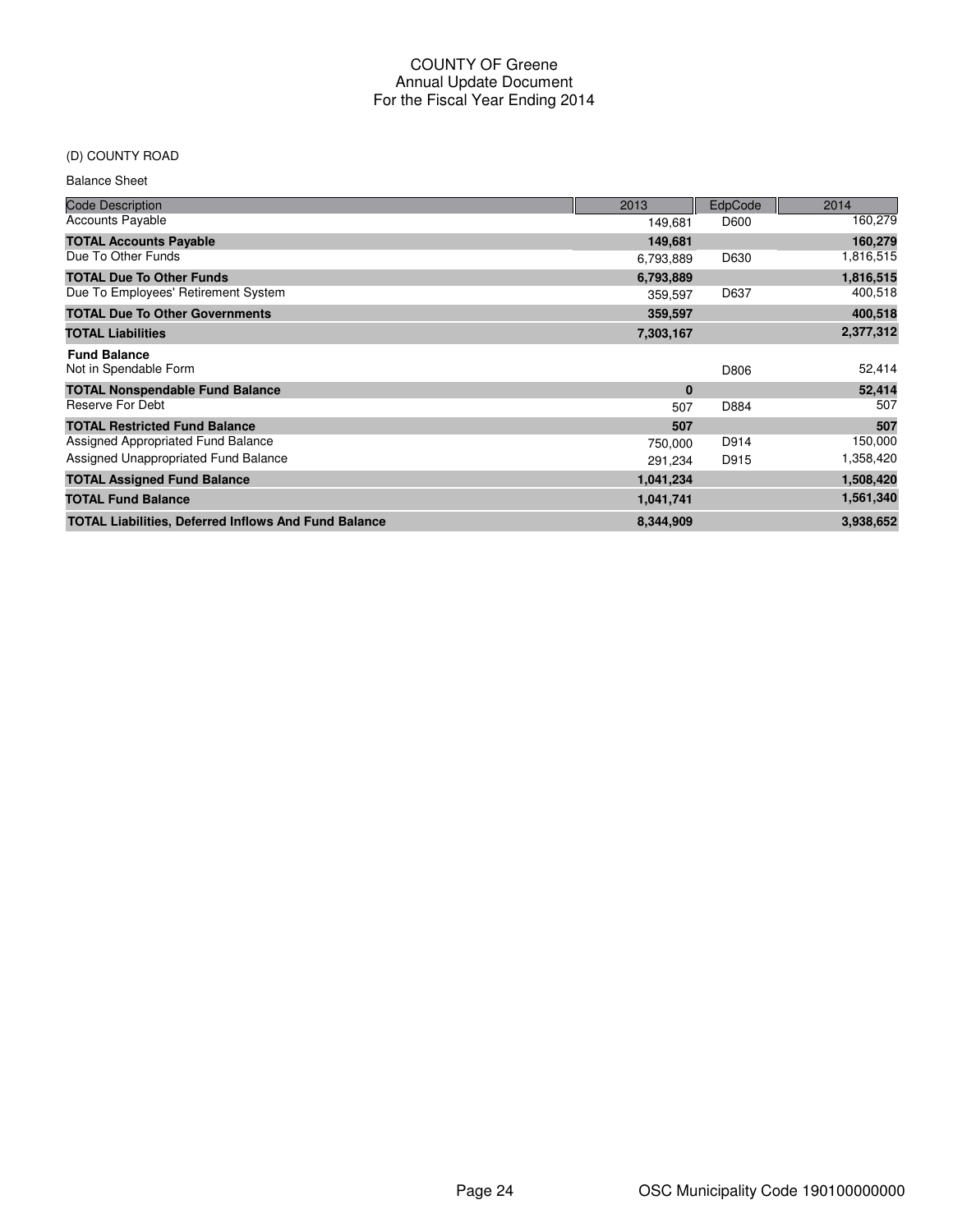# COUNTY OF Greene
## Annual Update Document
## For the Fiscal Year Ending 2014

(D) COUNTY ROAD

Balance Sheet

| Code Description | 2013 | EdpCode | 2014 |
|---|---|---|---|
| Accounts Payable | 149,681 | D600 | 160,279 |
| **TOTAL Accounts Payable** | **149,681** | | **160,279** |
| Due To Other Funds | 6,793,889 | D630 | 1,816,515 |
| **TOTAL Due To Other Funds** | **6,793,889** | | **1,816,515** |
| Due To Employees' Retirement System | 359,597 | D637 | 400,518 |
| **TOTAL Due To Other Governments** | **359,597** | | **400,518** |
| **TOTAL Liabilities** | **7,303,167** | | **2,377,312** |
| **Fund Balance** | | | |
| Not in Spendable Form | | D806 | 52,414 |
| **TOTAL Nonspendable Fund Balance** | **0** | | **52,414** |
| Reserve For Debt | 507 | D884 | 507 |
| **TOTAL Restricted Fund Balance** | **507** | | **507** |
| Assigned Appropriated Fund Balance | 750,000 | D914 | 150,000 |
| Assigned Unappropriated Fund Balance | 291,234 | D915 | 1,358,420 |
| **TOTAL Assigned Fund Balance** | **1,041,234** | | **1,508,420** |
| **TOTAL Fund Balance** | **1,041,741** | | **1,561,340** |
| **TOTAL Liabilities, Deferred Inflows And Fund Balance** | **8,344,909** | | **3,938,652** |

OSC Municipality Code 190100000000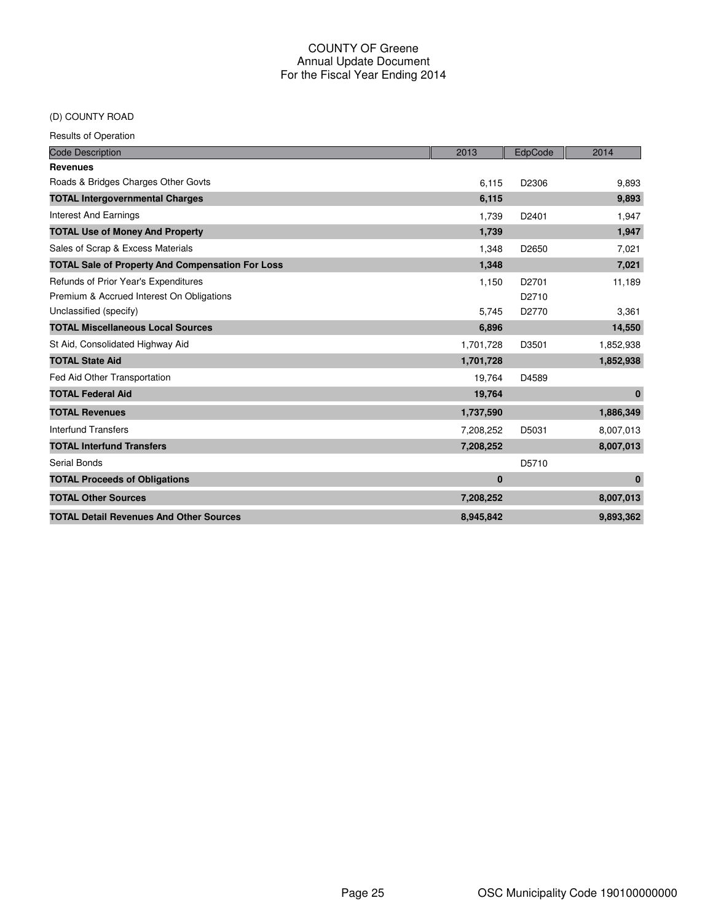# COUNTY OF Greene
## Annual Update Document
## For the Fiscal Year Ending 2014

(D) COUNTY ROAD

Results of Operation

| Code Description | 2013 | EdpCode | 2014 |
|---|---|---|---|
| **Revenues** | | | |
| Roads & Bridges Charges Other Govts | 6,115 | D2306 | 9,893 |
| **TOTAL Intergovernmental Charges** | **6,115** | | **9,893** |
| Interest And Earnings | 1,739 | D2401 | 1,947 |
| **TOTAL Use of Money And Property** | **1,739** | | **1,947** |
| Sales of Scrap & Excess Materials | 1,348 | D2650 | 7,021 |
| **TOTAL Sale of Property And Compensation For Loss** | **1,348** | | **7,021** |
| Refunds of Prior Year's Expenditures | 1,150 | D2701 | 11,189 |
| Premium & Accrued Interest On Obligations | | D2710 | |
| Unclassified (specify) | 5,745 | D2770 | 3,361 |
| **TOTAL Miscellaneous Local Sources** | **6,896** | | **14,550** |
| St Aid, Consolidated Highway Aid | 1,701,728 | D3501 | 1,852,938 |
| **TOTAL State Aid** | **1,701,728** | | **1,852,938** |
| Fed Aid Other Transportation | 19,764 | D4589 | |
| **TOTAL Federal Aid** | **19,764** | | **0** |
| **TOTAL Revenues** | **1,737,590** | | **1,886,349** |
| Interfund Transfers | 7,208,252 | D5031 | 8,007,013 |
| **TOTAL Interfund Transfers** | **7,208,252** | | **8,007,013** |
| Serial Bonds | | D5710 | |
| **TOTAL Proceeds of Obligations** | **0** | | **0** |
| **TOTAL Other Sources** | **7,208,252** | | **8,007,013** |
| **TOTAL Detail Revenues And Other Sources** | **8,945,842** | | **9,893,362** |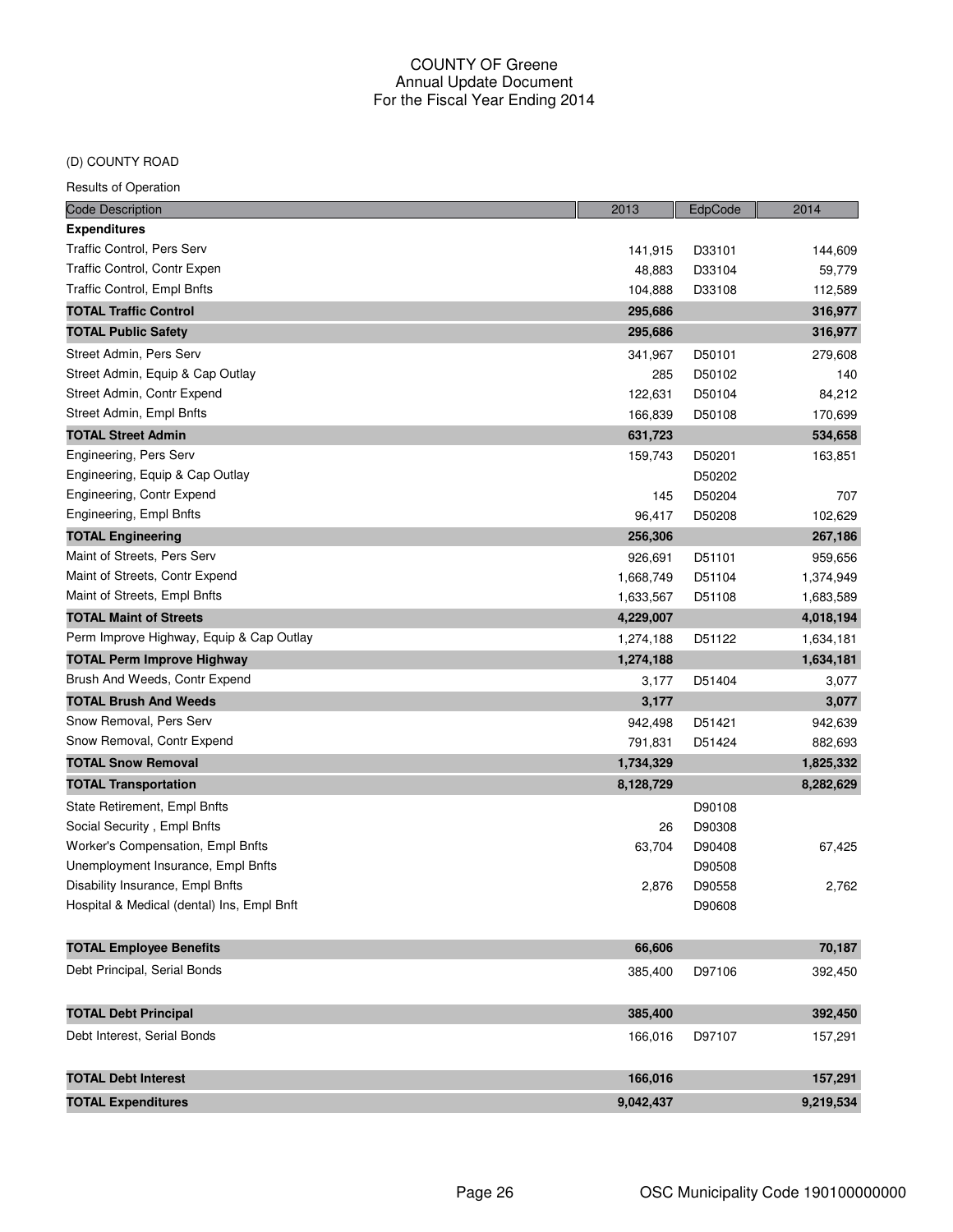COUNTY OF Greene
Annual Update Document
For the Fiscal Year Ending 2014

(D) COUNTY ROAD

Results of Operation

| Code Description | 2013 | EdpCode | 2014 |
|---|---|---|---|
| **Expenditures** | | | |
| Traffic Control, Pers Serv | 141,915 | D33101 | 144,609 |
| Traffic Control, Contr Expen | 48,883 | D33104 | 59,779 |
| Traffic Control, Empl Bnfts | 104,888 | D33108 | 112,589 |
| **TOTAL Traffic Control** | **295,686** | | **316,977** |
| **TOTAL Public Safety** | **295,686** | | **316,977** |
| Street Admin, Pers Serv | 341,967 | D50101 | 279,608 |
| Street Admin, Equip & Cap Outlay | 285 | D50102 | 140 |
| Street Admin, Contr Expend | 122,631 | D50104 | 84,212 |
| Street Admin, Empl Bnfts | 166,839 | D50108 | 170,699 |
| **TOTAL Street Admin** | **631,723** | | **534,658** |
| Engineering, Pers Serv | 159,743 | D50201 | 163,851 |
| Engineering, Equip & Cap Outlay | | D50202 | |
| Engineering, Contr Expend | 145 | D50204 | 707 |
| Engineering, Empl Bnfts | 96,417 | D50208 | 102,629 |
| **TOTAL Engineering** | **256,306** | | **267,186** |
| Maint of Streets, Pers Serv | 926,691 | D51101 | 959,656 |
| Maint of Streets, Contr Expend | 1,668,749 | D51104 | 1,374,949 |
| Maint of Streets, Empl Bnfts | 1,633,567 | D51108 | 1,683,589 |
| **TOTAL Maint of Streets** | **4,229,007** | | **4,018,194** |
| Perm Improve Highway, Equip & Cap Outlay | 1,274,188 | D51122 | 1,634,181 |
| **TOTAL Perm Improve Highway** | **1,274,188** | | **1,634,181** |
| Brush And Weeds, Contr Expend | 3,177 | D51404 | 3,077 |
| **TOTAL Brush And Weeds** | **3,177** | | **3,077** |
| Snow Removal, Pers Serv | 942,498 | D51421 | 942,639 |
| Snow Removal, Contr Expend | 791,831 | D51424 | 882,693 |
| **TOTAL Snow Removal** | **1,734,329** | | **1,825,332** |
| **TOTAL Transportation** | **8,128,729** | | **8,282,629** |
| State Retirement, Empl Bnfts | | D90108 | |
| Social Security , Empl Bnfts | 26 | D90308 | |
| Worker's Compensation, Empl Bnfts | 63,704 | D90408 | 67,425 |
| Unemployment Insurance, Empl Bnfts | | D90508 | |
| Disability Insurance, Empl Bnfts | 2,876 | D90558 | 2,762 |
| Hospital & Medical (dental) Ins, Empl Bnft | | D90608 | |
| **TOTAL Employee Benefits** | **66,606** | | **70,187** |
| Debt Principal, Serial Bonds | 385,400 | D97106 | 392,450 |
| **TOTAL Debt Principal** | **385,400** | | **392,450** |
| Debt Interest, Serial Bonds | 166,016 | D97107 | 157,291 |
| **TOTAL Debt Interest** | **166,016** | | **157,291** |
| **TOTAL Expenditures** | **9,042,437** | | **9,219,534** |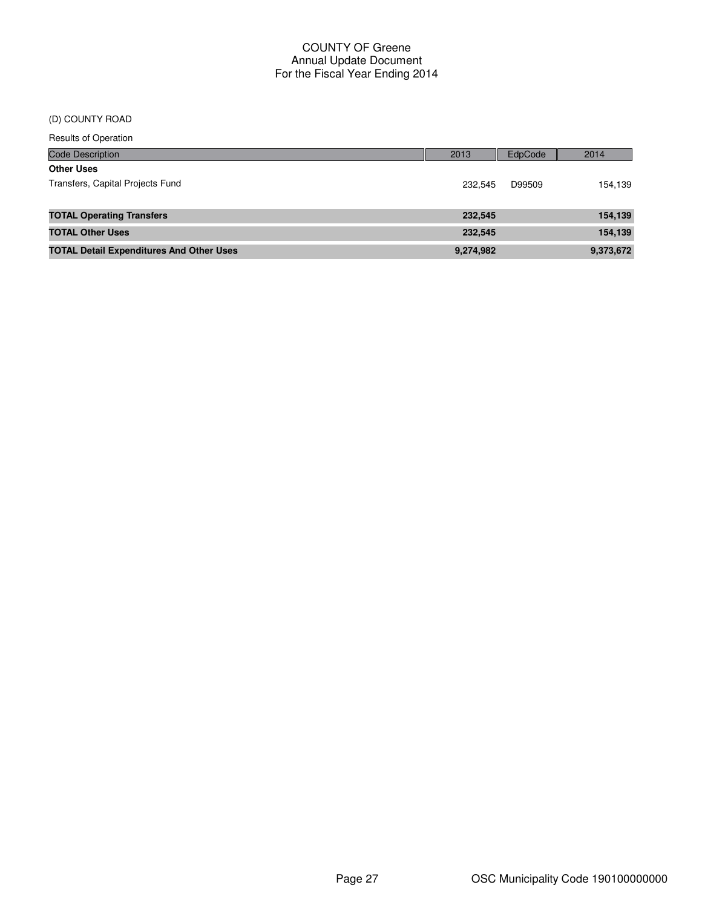COUNTY OF Greene
Annual Update Document
For the Fiscal Year Ending 2014

(D) COUNTY ROAD

Results of Operation

| Code Description | 2013 | EdpCode | 2014 |
|---|---|---|---|
| **Other Uses** | | | |
| Transfers, Capital Projects Fund | 232,545 | D99509 | 154,139 |
| **TOTAL Operating Transfers** | **232,545** | | **154,139** |
| **TOTAL Other Uses** | **232,545** | | **154,139** |
| **TOTAL Detail Expenditures And Other Uses** | **9,274,982** | | **9,373,672** |

OSC Municipality Code 190100000000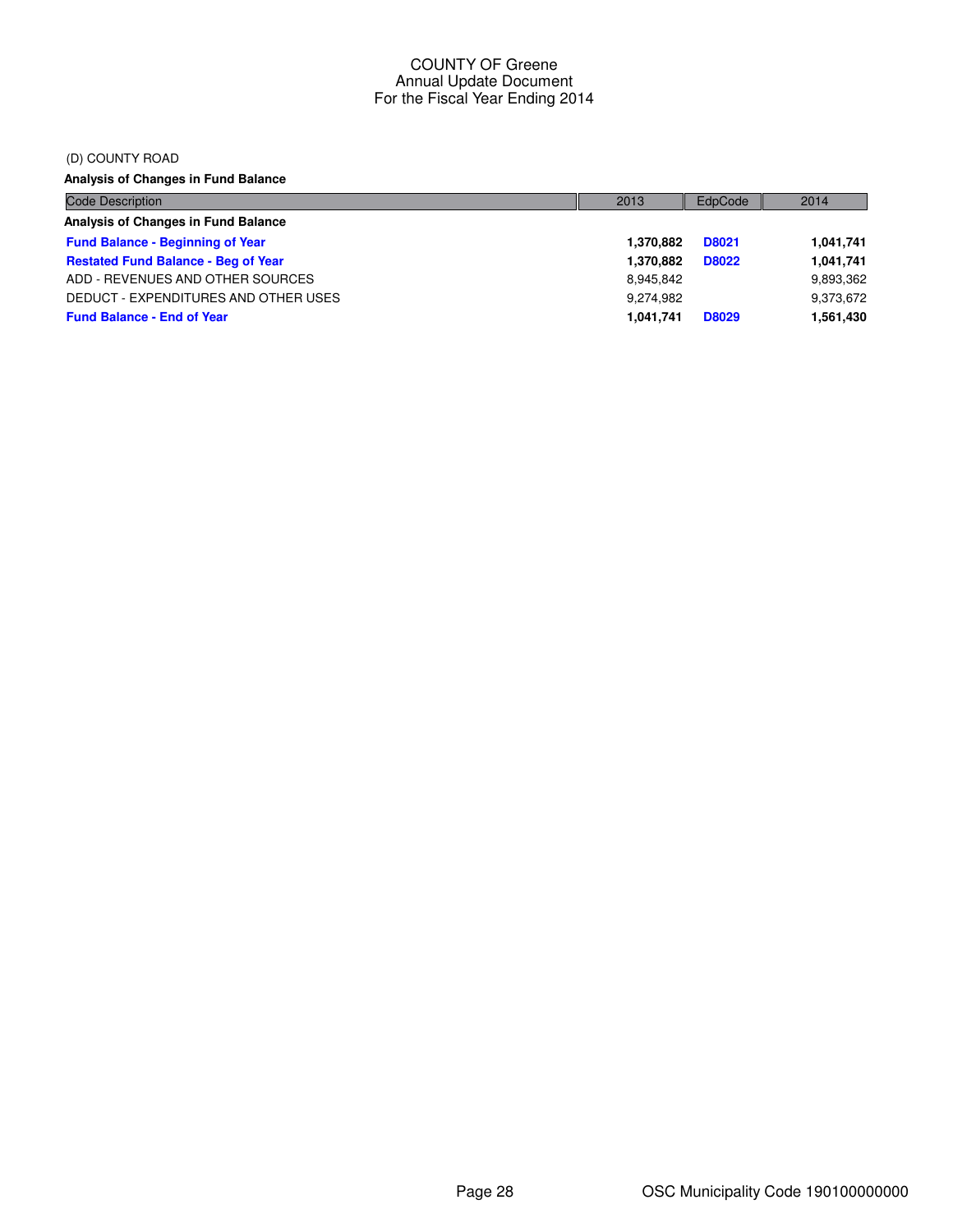COUNTY OF Greene
Annual Update Document
For the Fiscal Year Ending 2014

(D) COUNTY ROAD

**Analysis of Changes in Fund Balance**

| Code Description | 2013 | EdpCode | 2014 |
|---|---|---|---|
| **Analysis of Changes in Fund Balance** | | | |
| **Fund Balance - Beginning of Year** | **1,370,882** | **D8021** | **1,041,741** |
| **Restated Fund Balance - Beg of Year** | **1,370,882** | **D8022** | **1,041,741** |
| ADD - REVENUES AND OTHER SOURCES | 8,945,842 | | 9,893,362 |
| DEDUCT - EXPENDITURES AND OTHER USES | 9,274,982 | | 9,373,672 |
| **Fund Balance - End of Year** | **1,041,741** | **D8029** | **1,561,430** |

OSC Municipality Code 190100000000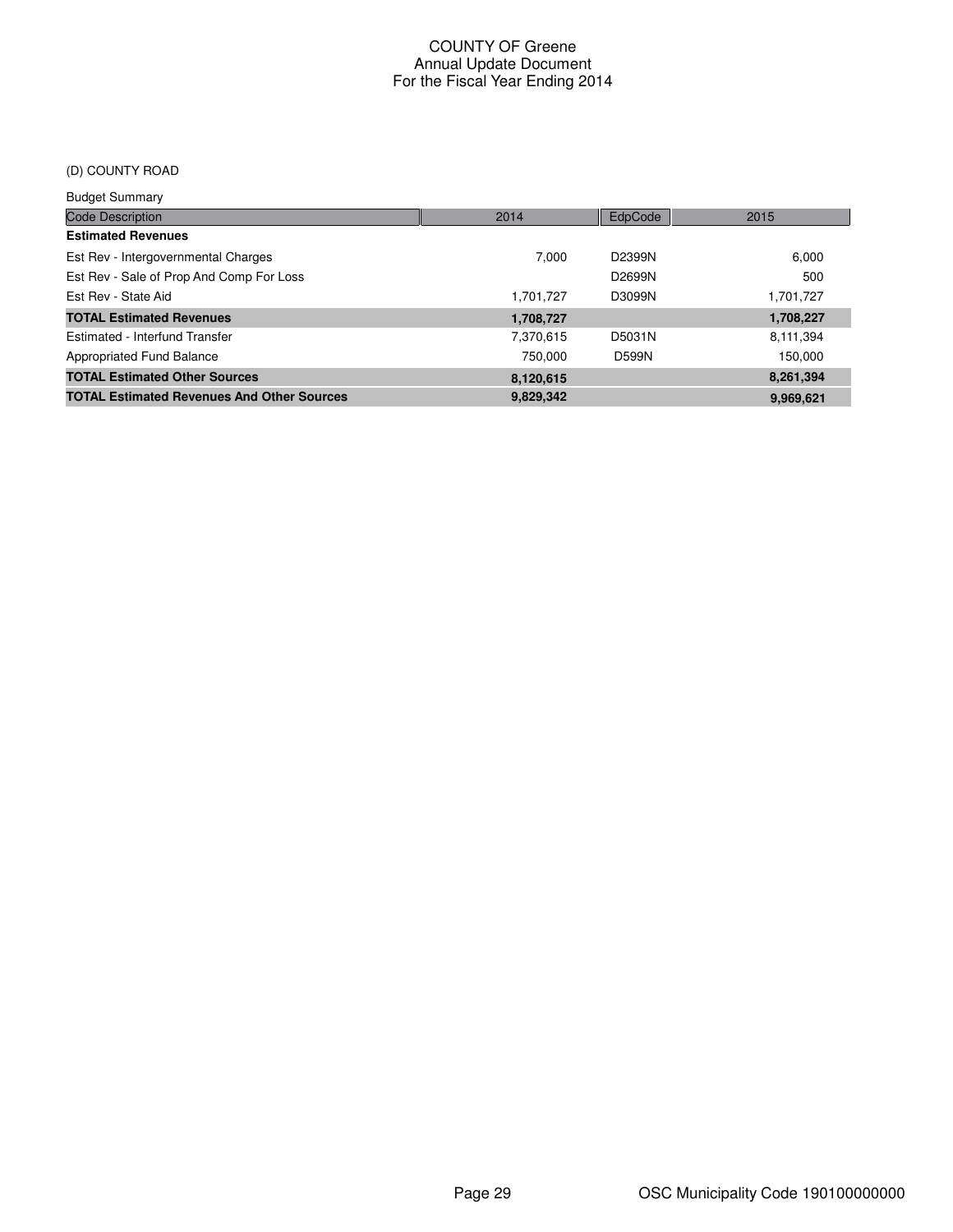# COUNTY OF Greene
## Annual Update Document
## For the Fiscal Year Ending 2014

### (D) COUNTY ROAD

Budget Summary

| Code Description | 2014 | EdpCode | 2015 |
|---|---|---|---|
| **Estimated Revenues** | | | |
| Est Rev - Intergovernmental Charges | 7,000 | D2399N | 6,000 |
| Est Rev - Sale of Prop And Comp For Loss | | D2699N | 500 |
| Est Rev - State Aid | 1,701,727 | D3099N | 1,701,727 |
| **TOTAL Estimated Revenues** | **1,708,727** | | **1,708,227** |
| Estimated - Interfund Transfer | 7,370,615 | D5031N | 8,111,394 |
| Appropriated Fund Balance | 750,000 | D599N | 150,000 |
| **TOTAL Estimated Other Sources** | **8,120,615** | | **8,261,394** |
| **TOTAL Estimated Revenues And Other Sources** | **9,829,342** | | **9,969,621** |

OSC Municipality Code 190100000000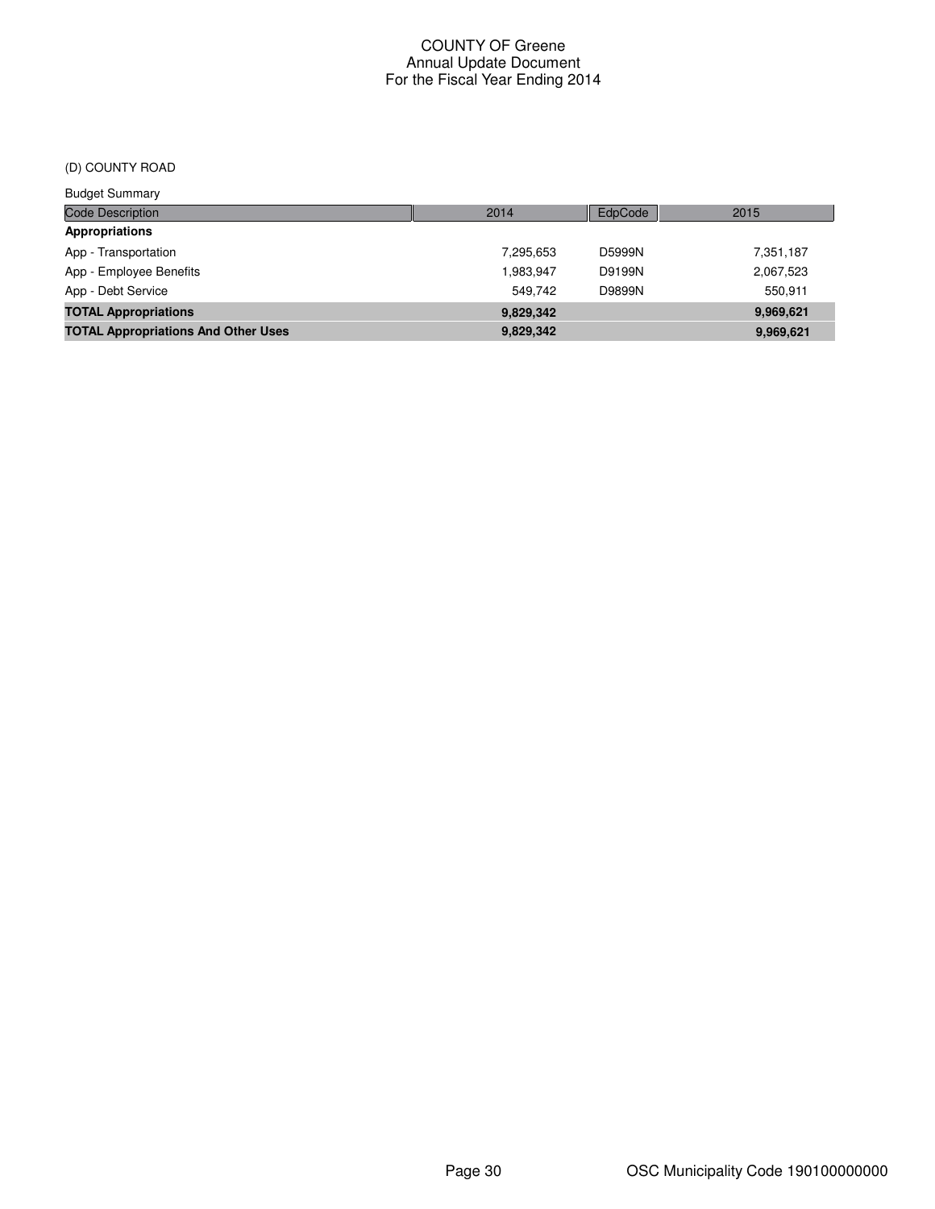# COUNTY OF Greene
## Annual Update Document
## For the Fiscal Year Ending 2014

(D) COUNTY ROAD

Budget Summary

| Code Description | 2014 | EdpCode | 2015 |
|---|---|---|---|
| **Appropriations** | | | |
| App - Transportation | 7,295,653 | D5999N | 7,351,187 |
| App - Employee Benefits | 1,983,947 | D9199N | 2,067,523 |
| App - Debt Service | 549,742 | D9899N | 550,911 |
| **TOTAL Appropriations** | **9,829,342** | | **9,969,621** |
| **TOTAL Appropriations And Other Uses** | **9,829,342** | | **9,969,621** |

OSC Municipality Code 190100000000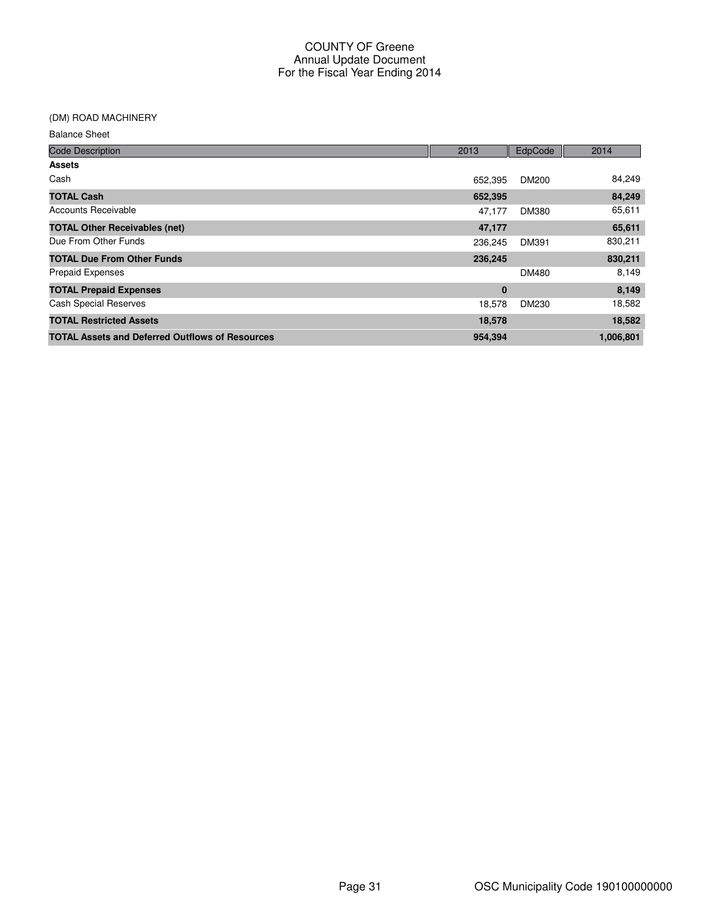COUNTY OF Greene
Annual Update Document
For the Fiscal Year Ending 2014

(DM) ROAD MACHINERY

Balance Sheet

| Code Description | 2013 | EdpCode | 2014 |
|---|---|---|---|
| **Assets** | | | |
| Cash | 652,395 | DM200 | 84,249 |
| **TOTAL Cash** | **652,395** | | **84,249** |
| Accounts Receivable | 47,177 | DM380 | 65,611 |
| **TOTAL Other Receivables (net)** | **47,177** | | **65,611** |
| Due From Other Funds | 236,245 | DM391 | 830,211 |
| **TOTAL Due From Other Funds** | **236,245** | | **830,211** |
| Prepaid Expenses | | DM480 | 8,149 |
| **TOTAL Prepaid Expenses** | **0** | | **8,149** |
| Cash Special Reserves | 18,578 | DM230 | 18,582 |
| **TOTAL Restricted Assets** | **18,578** | | **18,582** |
| **TOTAL Assets and Deferred Outflows of Resources** | **954,394** | | **1,006,801** |

OSC Municipality Code 190100000000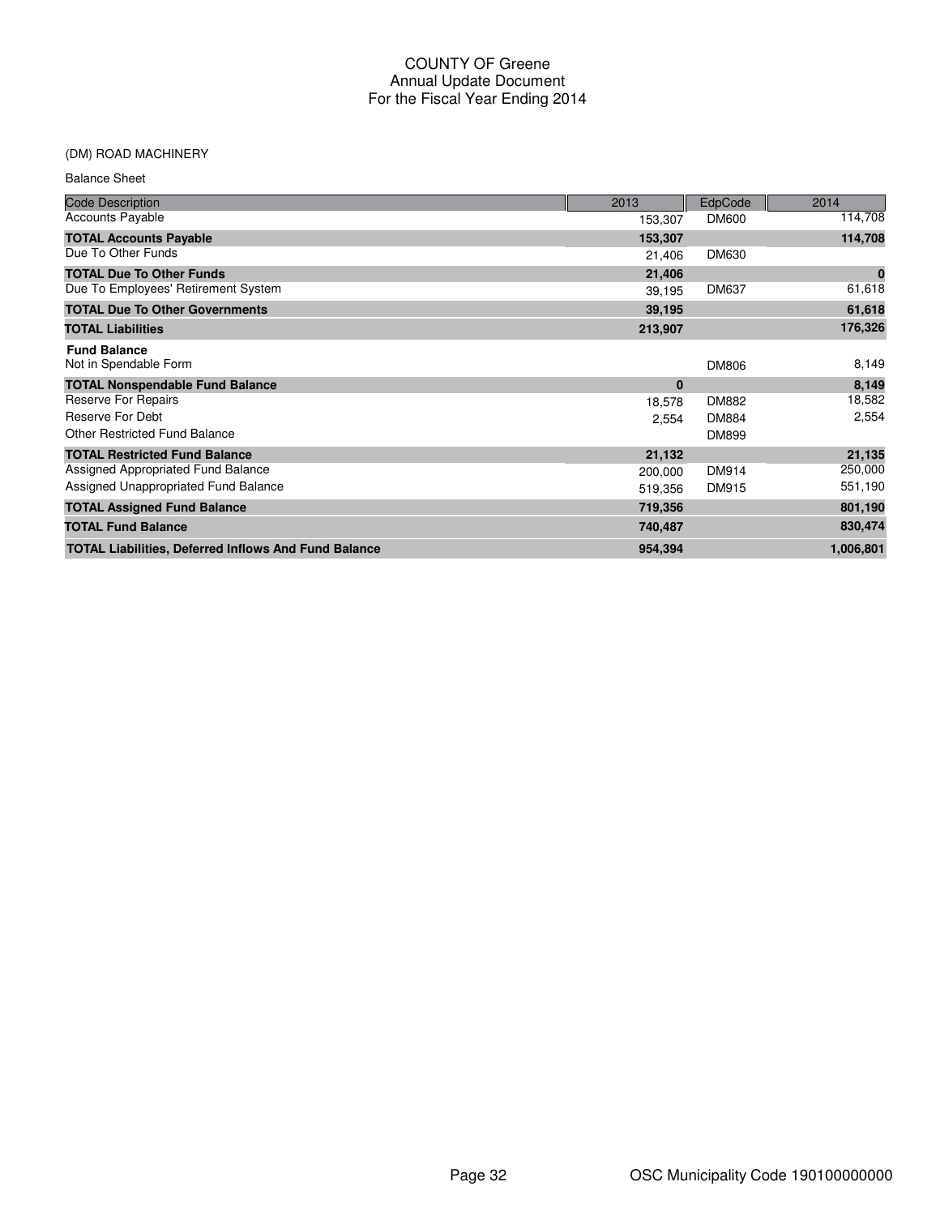# COUNTY OF Greene
## Annual Update Document
## For the Fiscal Year Ending 2014

(DM) ROAD MACHINERY

Balance Sheet

| Code Description | 2013 | EdpCode | 2014 |
|---|---|---|---|
| Accounts Payable | 153,307 | DM600 | 114,708 |
| **TOTAL Accounts Payable** | **153,307** | | **114,708** |
| Due To Other Funds | 21,406 | DM630 | |
| **TOTAL Due To Other Funds** | **21,406** | | **0** |
| Due To Employees' Retirement System | 39,195 | DM637 | 61,618 |
| **TOTAL Due To Other Governments** | **39,195** | | **61,618** |
| **TOTAL Liabilities** | **213,907** | | **176,326** |
| **Fund Balance** | | | |
| Not in Spendable Form | | DM806 | 8,149 |
| **TOTAL Nonspendable Fund Balance** | **0** | | **8,149** |
| Reserve For Repairs | 18,578 | DM882 | 18,582 |
| Reserve For Debt | 2,554 | DM884 | 2,554 |
| Other Restricted Fund Balance | | DM899 | |
| **TOTAL Restricted Fund Balance** | **21,132** | | **21,135** |
| Assigned Appropriated Fund Balance | 200,000 | DM914 | 250,000 |
| Assigned Unappropriated Fund Balance | 519,356 | DM915 | 551,190 |
| **TOTAL Assigned Fund Balance** | **719,356** | | **801,190** |
| **TOTAL Fund Balance** | **740,487** | | **830,474** |
| **TOTAL Liabilities, Deferred Inflows And Fund Balance** | **954,394** | | **1,006,801** |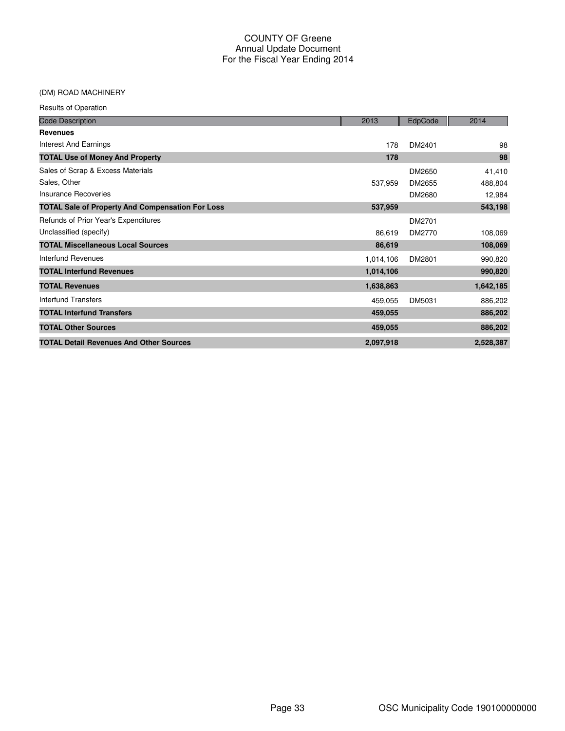# COUNTY OF Greene
## Annual Update Document
## For the Fiscal Year Ending 2014

(DM) ROAD MACHINERY

Results of Operation

| Code Description | 2013 | EdpCode | 2014 |
|---|---|---|---|
| **Revenues** | | | |
| Interest And Earnings | 178 | DM2401 | 98 |
| **TOTAL Use of Money And Property** | **178** | | **98** |
| Sales of Scrap & Excess Materials | | DM2650 | 41,410 |
| Sales, Other | 537,959 | DM2655 | 488,804 |
| Insurance Recoveries | | DM2680 | 12,984 |
| **TOTAL Sale of Property And Compensation For Loss** | **537,959** | | **543,198** |
| Refunds of Prior Year's Expenditures | | DM2701 | |
| Unclassified (specify) | 86,619 | DM2770 | 108,069 |
| **TOTAL Miscellaneous Local Sources** | **86,619** | | **108,069** |
| Interfund Revenues | 1,014,106 | DM2801 | 990,820 |
| **TOTAL Interfund Revenues** | **1,014,106** | | **990,820** |
| **TOTAL Revenues** | **1,638,863** | | **1,642,185** |
| Interfund Transfers | 459,055 | DM5031 | 886,202 |
| **TOTAL Interfund Transfers** | **459,055** | | **886,202** |
| **TOTAL Other Sources** | **459,055** | | **886,202** |
| **TOTAL Detail Revenues And Other Sources** | **2,097,918** | | **2,528,387** |

OSC Municipality Code 190100000000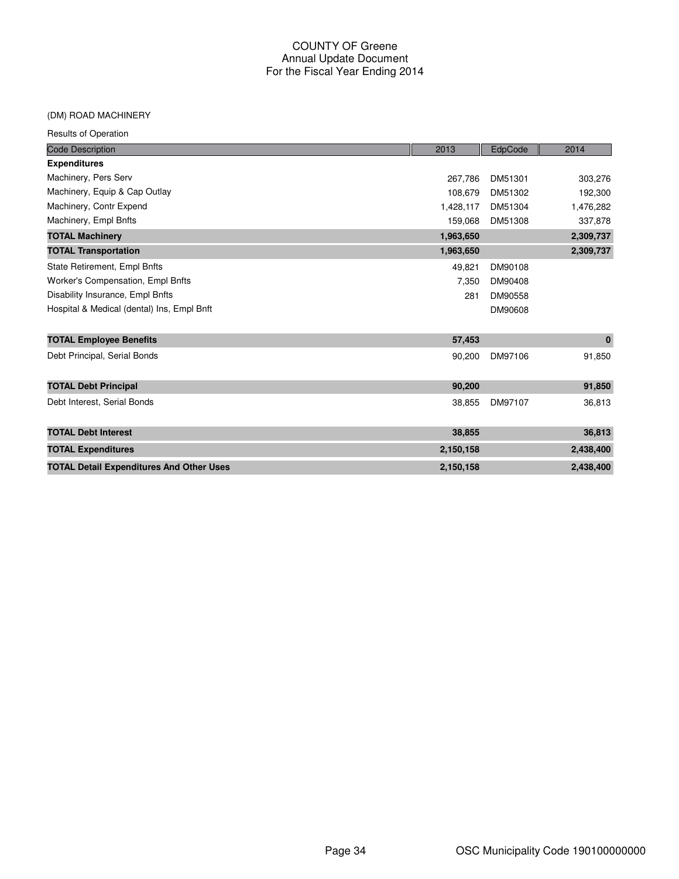# COUNTY OF Greene
## Annual Update Document
## For the Fiscal Year Ending 2014

(DM) ROAD MACHINERY

Results of Operation

| Code Description | 2013 | EdpCode | 2014 |
|---|---|---|---|
| **Expenditures** | | | |
| Machinery, Pers Serv | 267,786 | DM51301 | 303,276 |
| Machinery, Equip & Cap Outlay | 108,679 | DM51302 | 192,300 |
| Machinery, Contr Expend | 1,428,117 | DM51304 | 1,476,282 |
| Machinery, Empl Bnfts | 159,068 | DM51308 | 337,878 |
| **TOTAL Machinery** | **1,963,650** | | **2,309,737** |
| **TOTAL Transportation** | **1,963,650** | | **2,309,737** |
| State Retirement, Empl Bnfts | 49,821 | DM90108 | |
| Worker's Compensation, Empl Bnfts | 7,350 | DM90408 | |
| Disability Insurance, Empl Bnfts | 281 | DM90558 | |
| Hospital & Medical (dental) Ins, Empl Bnft | | DM90608 | |
| **TOTAL Employee Benefits** | **57,453** | | **0** |
| Debt Principal, Serial Bonds | 90,200 | DM97106 | 91,850 |
| **TOTAL Debt Principal** | **90,200** | | **91,850** |
| Debt Interest, Serial Bonds | 38,855 | DM97107 | 36,813 |
| **TOTAL Debt Interest** | **38,855** | | **36,813** |
| **TOTAL Expenditures** | **2,150,158** | | **2,438,400** |
| **TOTAL Detail Expenditures And Other Uses** | **2,150,158** | | **2,438,400** |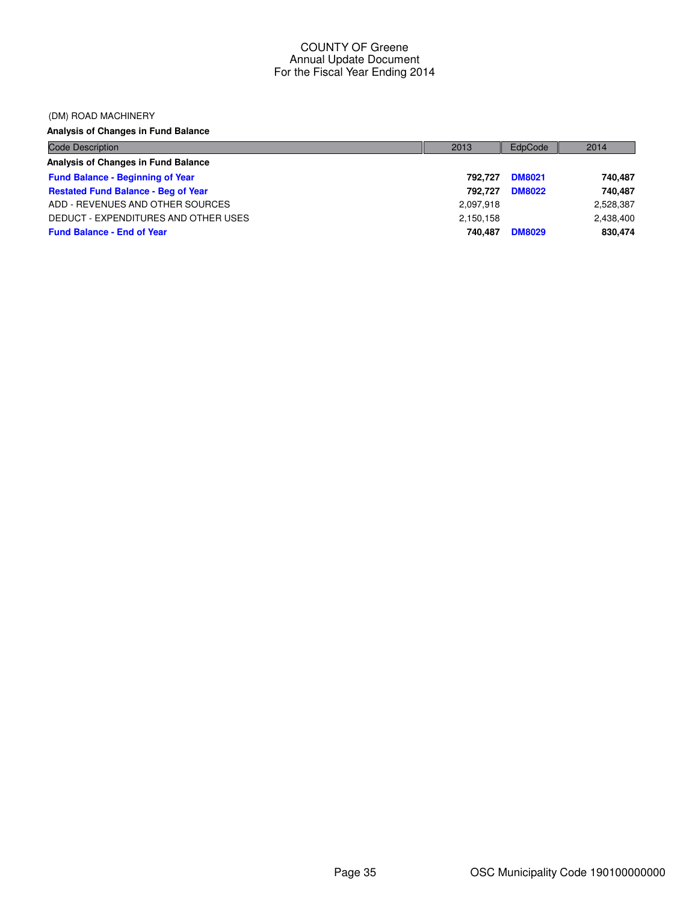COUNTY OF Greene
Annual Update Document
For the Fiscal Year Ending 2014

(DM) ROAD MACHINERY

**Analysis of Changes in Fund Balance**

| Code Description | 2013 | EdpCode | 2014 |
|---|---|---|---|
| **Analysis of Changes in Fund Balance** | | | |
| **Fund Balance - Beginning of Year** | **792,727** | **DM8021** | **740,487** |
| **Restated Fund Balance - Beg of Year** | **792,727** | **DM8022** | **740,487** |
| ADD - REVENUES AND OTHER SOURCES | 2,097,918 | | 2,528,387 |
| DEDUCT - EXPENDITURES AND OTHER USES | 2,150,158 | | 2,438,400 |
| **Fund Balance - End of Year** | **740,487** | **DM8029** | **830,474** |

OSC Municipality Code 190100000000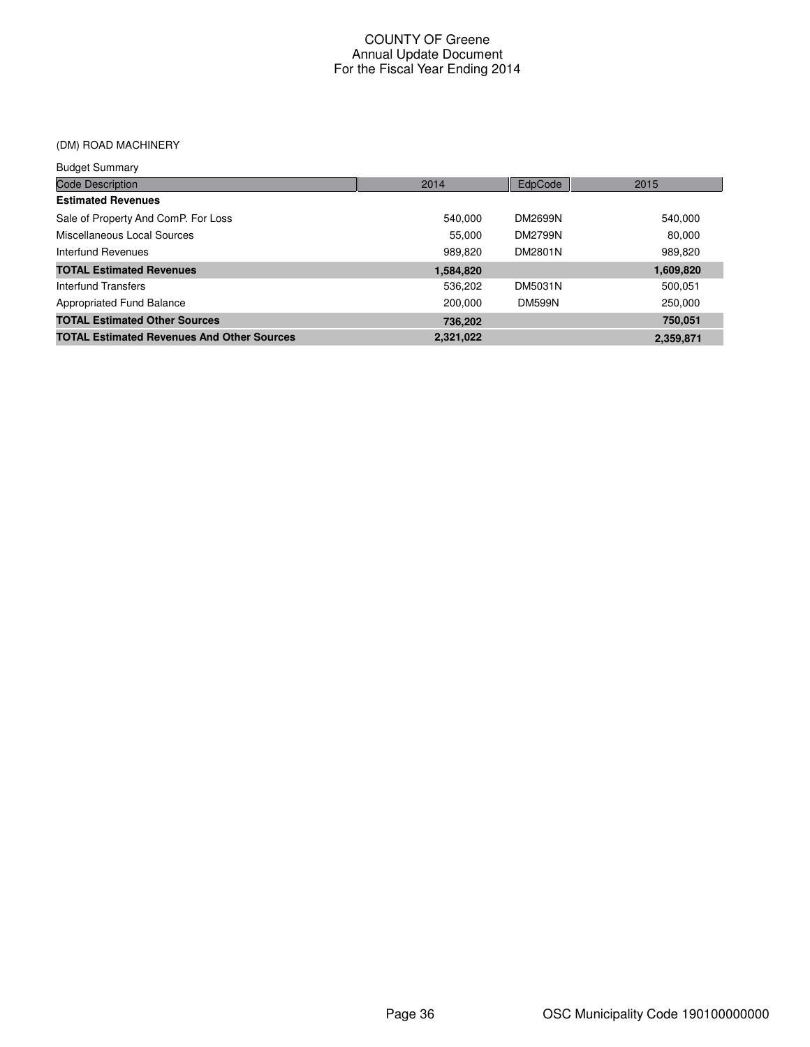# COUNTY OF Greene
## Annual Update Document
## For the Fiscal Year Ending 2014

(DM) ROAD MACHINERY

Budget Summary

| Code Description | 2014 | EdpCode | 2015 |
|---|---|---|---|
| **Estimated Revenues** | | | |
| Sale of Property And ComP. For Loss | 540,000 | DM2699N | 540,000 |
| Miscellaneous Local Sources | 55,000 | DM2799N | 80,000 |
| Interfund Revenues | 989,820 | DM2801N | 989,820 |
| **TOTAL Estimated Revenues** | **1,584,820** | | **1,609,820** |
| Interfund Transfers | 536,202 | DM5031N | 500,051 |
| Appropriated Fund Balance | 200,000 | DM599N | 250,000 |
| **TOTAL Estimated Other Sources** | **736,202** | | **750,051** |
| **TOTAL Estimated Revenues And Other Sources** | **2,321,022** | | **2,359,871** |

OSC Municipality Code 190100000000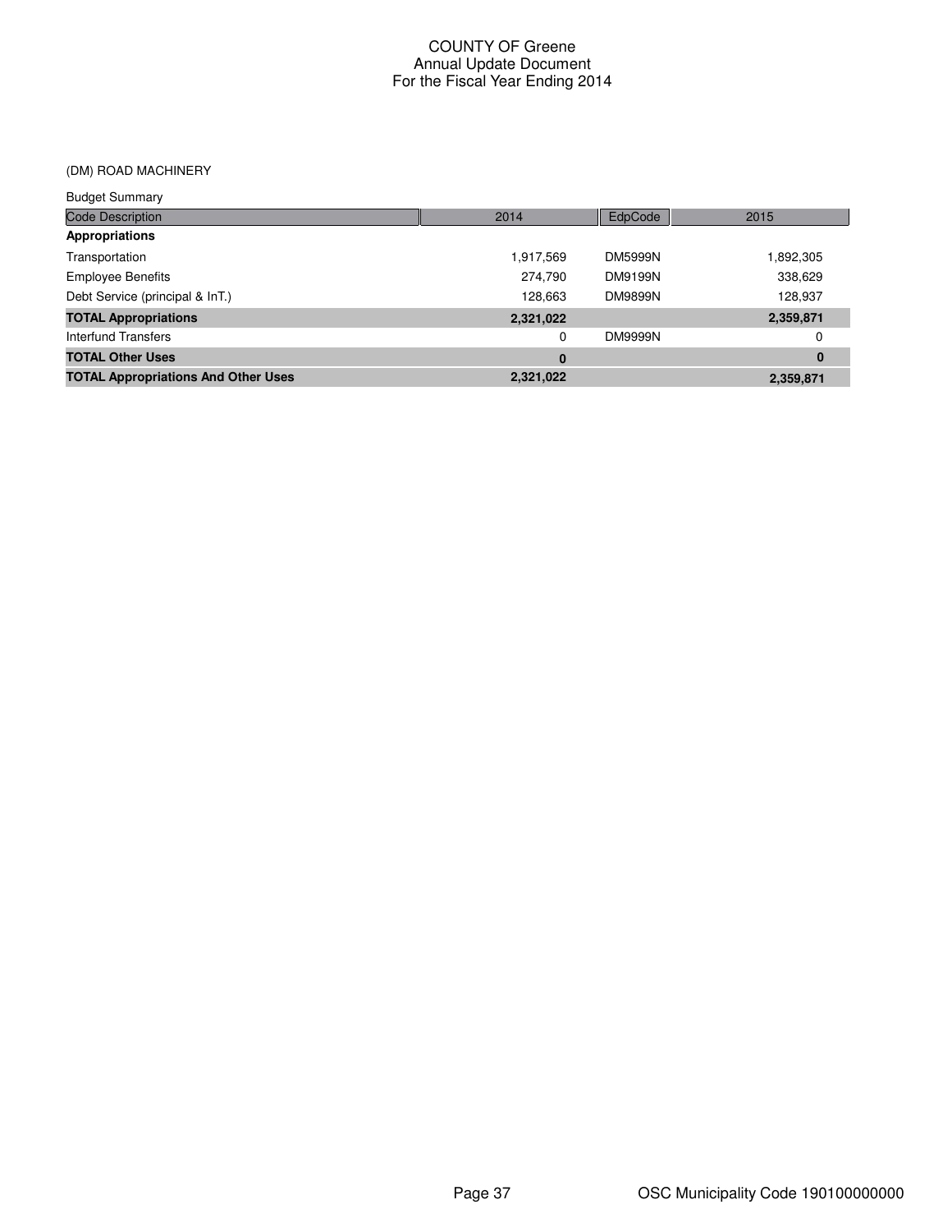# COUNTY OF Greene
## Annual Update Document
## For the Fiscal Year Ending 2014

(DM) ROAD MACHINERY

Budget Summary

| Code Description | 2014 | EdpCode | 2015 |
|---|---|---|---|
| **Appropriations** | | | |
| Transportation | 1,917,569 | DM5999N | 1,892,305 |
| Employee Benefits | 274,790 | DM9199N | 338,629 |
| Debt Service (principal & InT.) | 128,663 | DM9899N | 128,937 |
| **TOTAL Appropriations** | **2,321,022** | | **2,359,871** |
| Interfund Transfers | 0 | DM9999N | 0 |
| **TOTAL Other Uses** | **0** | | **0** |
| **TOTAL Appropriations And Other Uses** | **2,321,022** | | **2,359,871** |

OSC Municipality Code 190100000000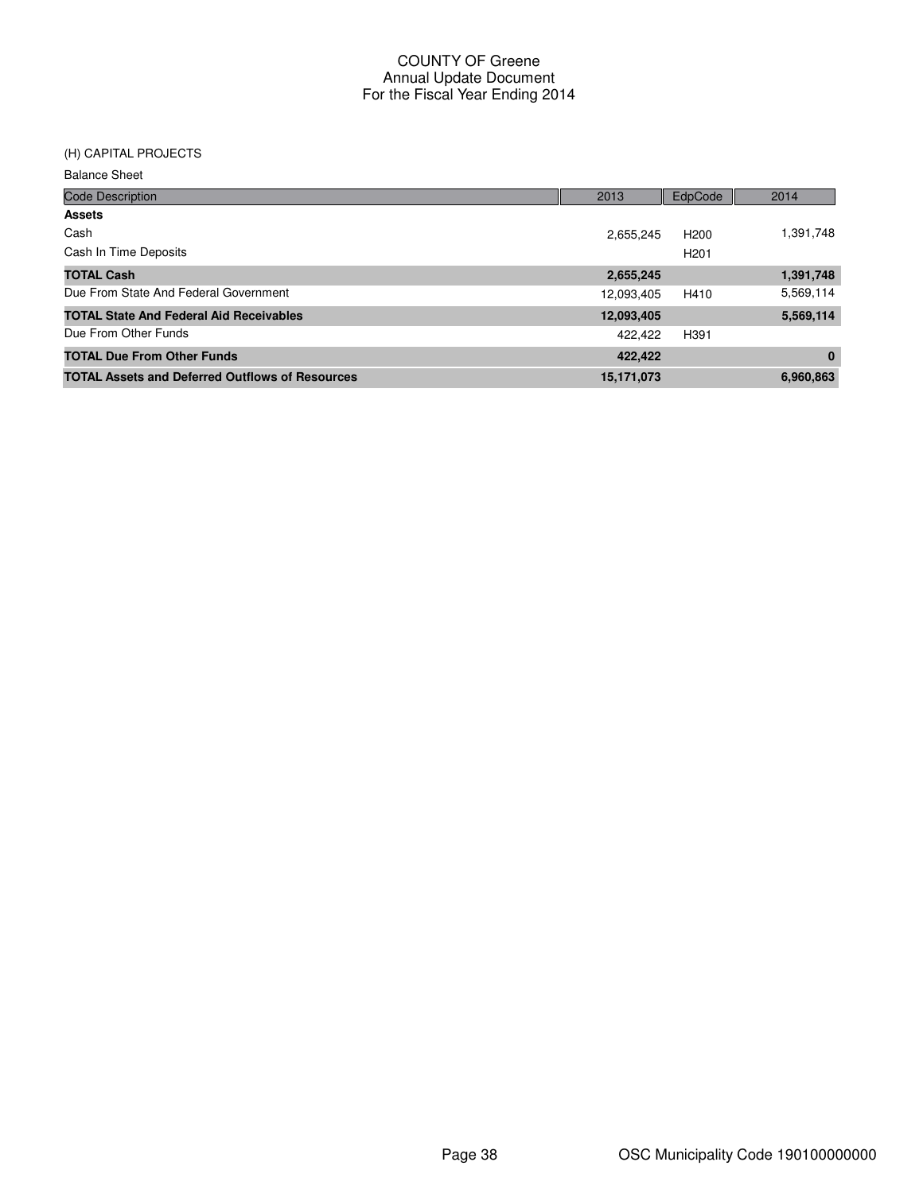# COUNTY OF Greene
## Annual Update Document
## For the Fiscal Year Ending 2014

(H) CAPITAL PROJECTS

Balance Sheet

| Code Description | 2013 | EdpCode | 2014 |
|---|---|---|---|
| **Assets** | | | |
| Cash | 2,655,245 | H200 | 1,391,748 |
| Cash In Time Deposits | | H201 | |
| **TOTAL Cash** | **2,655,245** | | **1,391,748** |
| Due From State And Federal Government | 12,093,405 | H410 | 5,569,114 |
| **TOTAL State And Federal Aid Receivables** | **12,093,405** | | **5,569,114** |
| Due From Other Funds | 422,422 | H391 | |
| **TOTAL Due From Other Funds** | **422,422** | | **0** |
| **TOTAL Assets and Deferred Outflows of Resources** | **15,171,073** | | **6,960,863** |

OSC Municipality Code 190100000000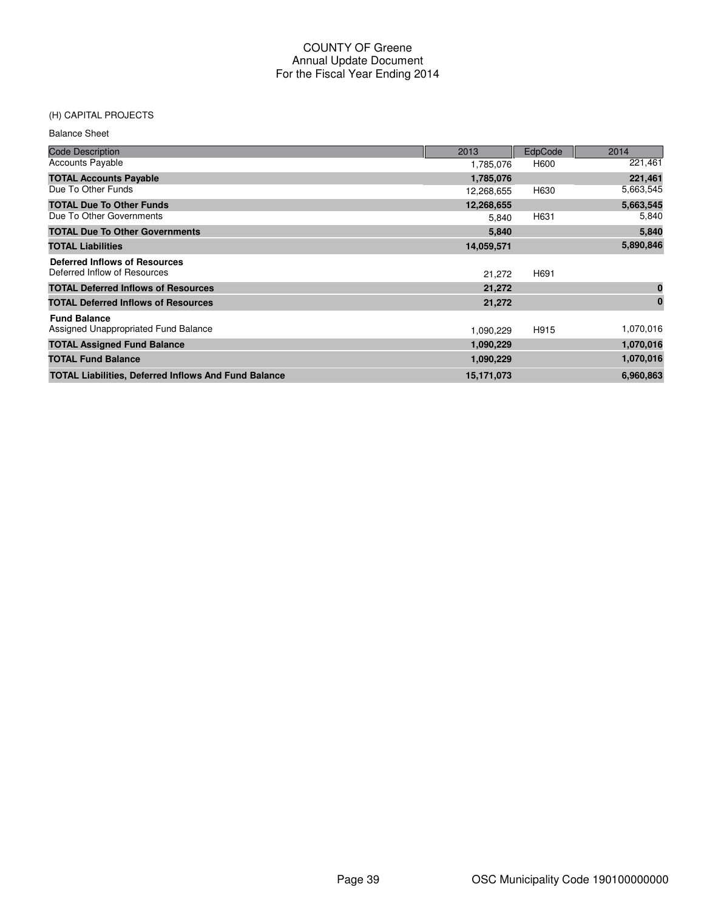# COUNTY OF Greene
## Annual Update Document
## For the Fiscal Year Ending 2014

(H) CAPITAL PROJECTS

Balance Sheet

| Code Description | 2013 | EdpCode | 2014 |
|---|---|---|---|
| Accounts Payable | 1,785,076 | H600 | 221,461 |
| **TOTAL Accounts Payable** | **1,785,076** | | **221,461** |
| Due To Other Funds | 12,268,655 | H630 | 5,663,545 |
| **TOTAL Due To Other Funds** | **12,268,655** | | **5,663,545** |
| Due To Other Governments | 5,840 | H631 | 5,840 |
| **TOTAL Due To Other Governments** | **5,840** | | **5,840** |
| **TOTAL Liabilities** | **14,059,571** | | **5,890,846** |
| **Deferred Inflows of Resources** | | | |
| Deferred Inflow of Resources | 21,272 | H691 | |
| **TOTAL Deferred Inflows of Resources** | **21,272** | | **0** |
| **TOTAL Deferred Inflows of Resources** | **21,272** | | **0** |
| **Fund Balance** | | | |
| Assigned Unappropriated Fund Balance | 1,090,229 | H915 | 1,070,016 |
| **TOTAL Assigned Fund Balance** | **1,090,229** | | **1,070,016** |
| **TOTAL Fund Balance** | **1,090,229** | | **1,070,016** |
| **TOTAL Liabilities, Deferred Inflows And Fund Balance** | **15,171,073** | | **6,960,863** |

OSC Municipality Code 190100000000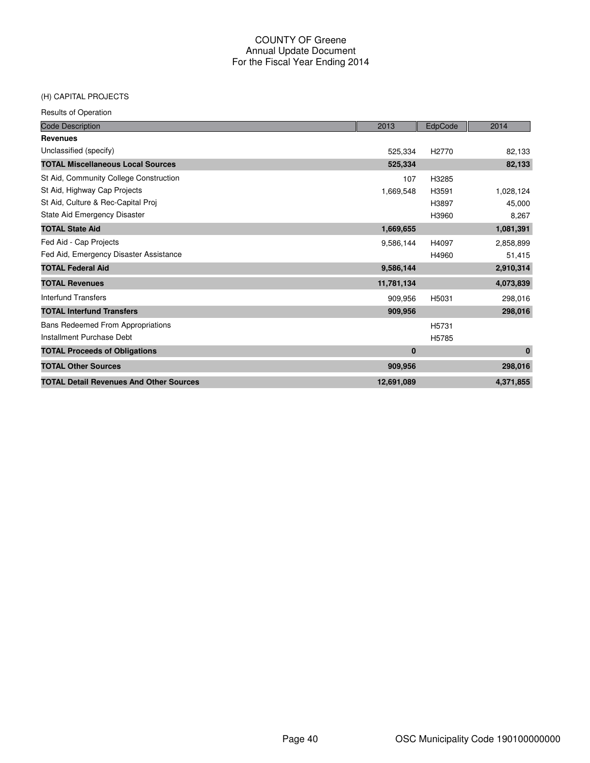# COUNTY OF Greene
## Annual Update Document
## For the Fiscal Year Ending 2014

(H) CAPITAL PROJECTS

Results of Operation

| Code Description | 2013 | EdpCode | 2014 |
|---|---|---|---|
| **Revenues** | | | |
| Unclassified (specify) | 525,334 | H2770 | 82,133 |
| **TOTAL Miscellaneous Local Sources** | **525,334** | | **82,133** |
| St Aid, Community College Construction | 107 | H3285 | |
| St Aid, Highway Cap Projects | 1,669,548 | H3591 | 1,028,124 |
| St Aid, Culture & Rec-Capital Proj | | H3897 | 45,000 |
| State Aid Emergency Disaster | | H3960 | 8,267 |
| **TOTAL State Aid** | **1,669,655** | | **1,081,391** |
| Fed Aid - Cap Projects | 9,586,144 | H4097 | 2,858,899 |
| Fed Aid, Emergency Disaster Assistance | | H4960 | 51,415 |
| **TOTAL Federal Aid** | **9,586,144** | | **2,910,314** |
| **TOTAL Revenues** | **11,781,134** | | **4,073,839** |
| Interfund Transfers | 909,956 | H5031 | 298,016 |
| **TOTAL Interfund Transfers** | **909,956** | | **298,016** |
| Bans Redeemed From Appropriations | | H5731 | |
| Installment Purchase Debt | | H5785 | |
| **TOTAL Proceeds of Obligations** | **0** | | **0** |
| **TOTAL Other Sources** | **909,956** | | **298,016** |
| **TOTAL Detail Revenues And Other Sources** | **12,691,089** | | **4,371,855** |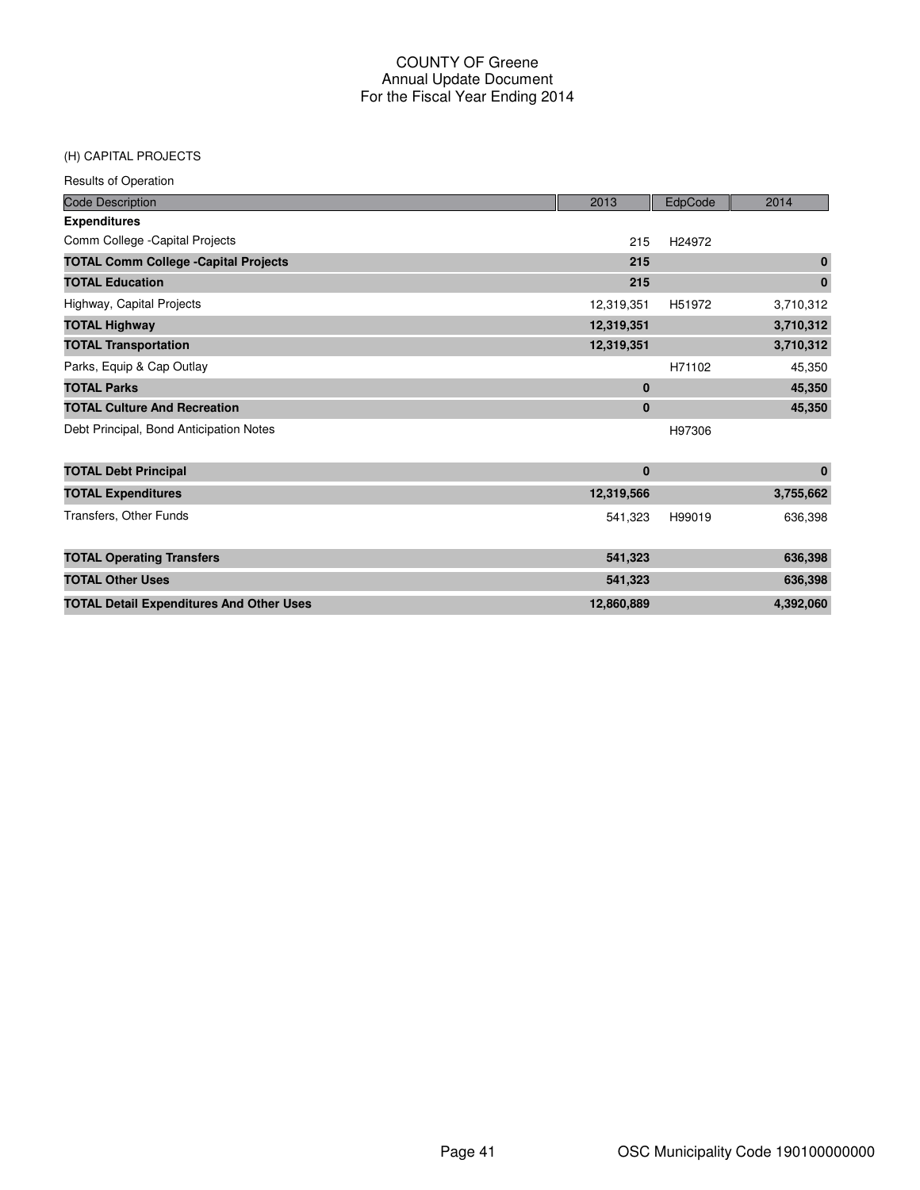# COUNTY OF Greene
## Annual Update Document
## For the Fiscal Year Ending 2014

(H) CAPITAL PROJECTS

Results of Operation

| Code Description | 2013 | EdpCode | 2014 |
|---|---|---|---|
| **Expenditures** | | | |
| Comm College -Capital Projects | 215 | H24972 | |
| **TOTAL Comm College -Capital Projects** | **215** | | **0** |
| **TOTAL Education** | **215** | | **0** |
| Highway, Capital Projects | 12,319,351 | H51972 | 3,710,312 |
| **TOTAL Highway** | **12,319,351** | | **3,710,312** |
| **TOTAL Transportation** | **12,319,351** | | **3,710,312** |
| Parks, Equip & Cap Outlay | | H71102 | 45,350 |
| **TOTAL Parks** | **0** | | **45,350** |
| **TOTAL Culture And Recreation** | **0** | | **45,350** |
| Debt Principal, Bond Anticipation Notes | | H97306 | |
| **TOTAL Debt Principal** | **0** | | **0** |
| **TOTAL Expenditures** | **12,319,566** | | **3,755,662** |
| Transfers, Other Funds | 541,323 | H99019 | 636,398 |
| **TOTAL Operating Transfers** | **541,323** | | **636,398** |
| **TOTAL Other Uses** | **541,323** | | **636,398** |
| **TOTAL Detail Expenditures And Other Uses** | **12,860,889** | | **4,392,060** |

OSC Municipality Code 190100000000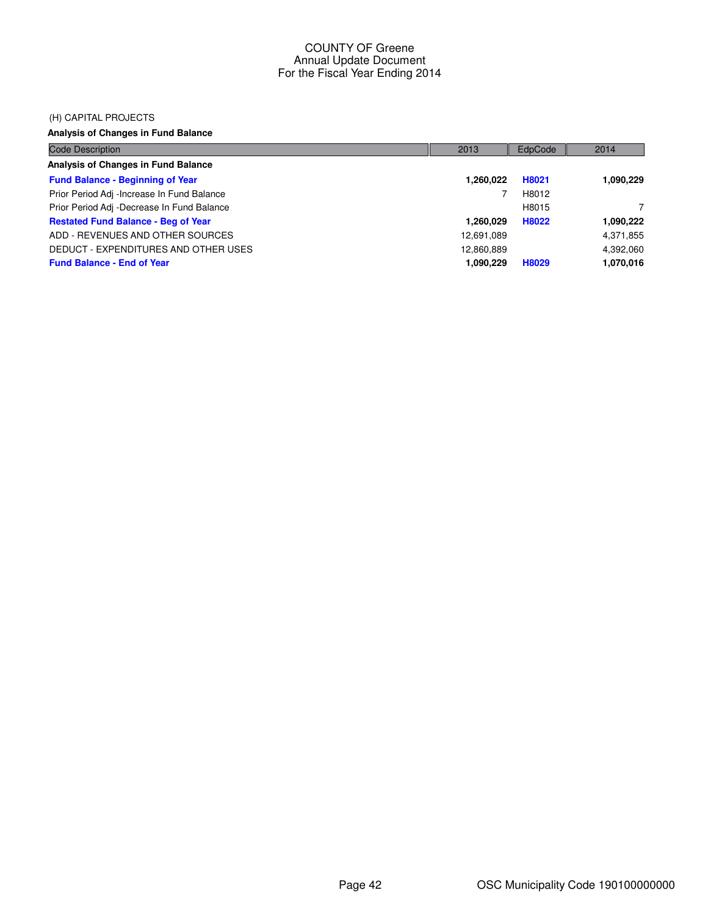COUNTY OF Greene
Annual Update Document
For the Fiscal Year Ending 2014

(H) CAPITAL PROJECTS

**Analysis of Changes in Fund Balance**

| Code Description | 2013 | EdpCode | 2014 |
|---|---|---|---|
| **Analysis of Changes in Fund Balance** | | | |
| **Fund Balance - Beginning of Year** | **1,260,022** | **H8021** | **1,090,229** |
| Prior Period Adj -Increase In Fund Balance | 7 | H8012 | |
| Prior Period Adj -Decrease In Fund Balance | | H8015 | 7 |
| **Restated Fund Balance - Beg of Year** | **1,260,029** | **H8022** | **1,090,222** |
| ADD - REVENUES AND OTHER SOURCES | 12,691,089 | | 4,371,855 |
| DEDUCT - EXPENDITURES AND OTHER USES | 12,860,889 | | 4,392,060 |
| **Fund Balance - End of Year** | **1,090,229** | **H8029** | **1,070,016** |

OSC Municipality Code 190100000000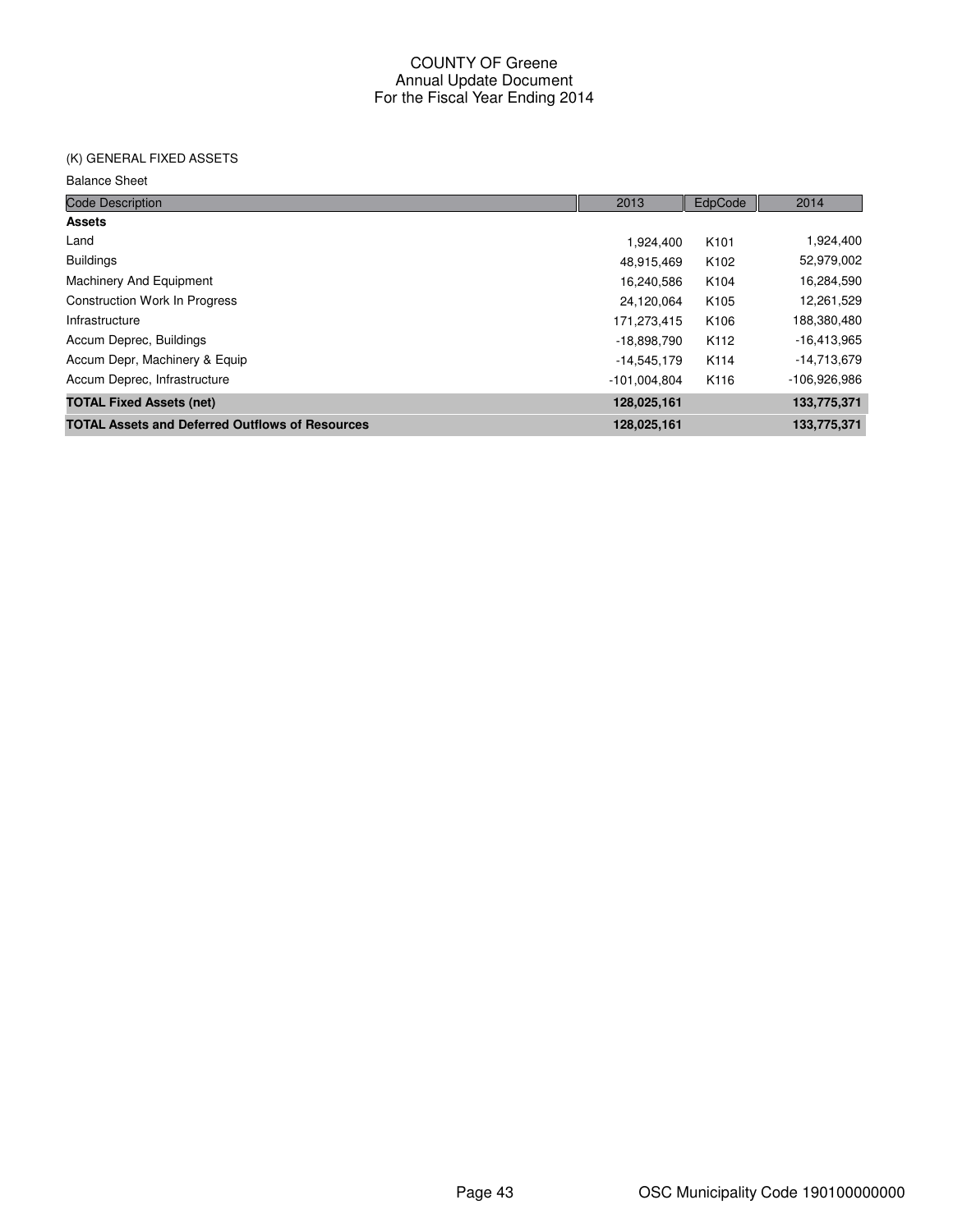# COUNTY OF Greene
## Annual Update Document
## For the Fiscal Year Ending 2014

(K) GENERAL FIXED ASSETS

Balance Sheet

| Code Description | 2013 | EdpCode | 2014 |
|---|---|---|---|
| **Assets** | | | |
| Land | 1,924,400 | K101 | 1,924,400 |
| Buildings | 48,915,469 | K102 | 52,979,002 |
| Machinery And Equipment | 16,240,586 | K104 | 16,284,590 |
| Construction Work In Progress | 24,120,064 | K105 | 12,261,529 |
| Infrastructure | 171,273,415 | K106 | 188,380,480 |
| Accum Deprec, Buildings | -18,898,790 | K112 | -16,413,965 |
| Accum Depr, Machinery & Equip | -14,545,179 | K114 | -14,713,679 |
| Accum Deprec, Infrastructure | -101,004,804 | K116 | -106,926,986 |
| **TOTAL Fixed Assets (net)** | **128,025,161** | | **133,775,371** |
| **TOTAL Assets and Deferred Outflows of Resources** | **128,025,161** | | **133,775,371** |

OSC Municipality Code 190100000000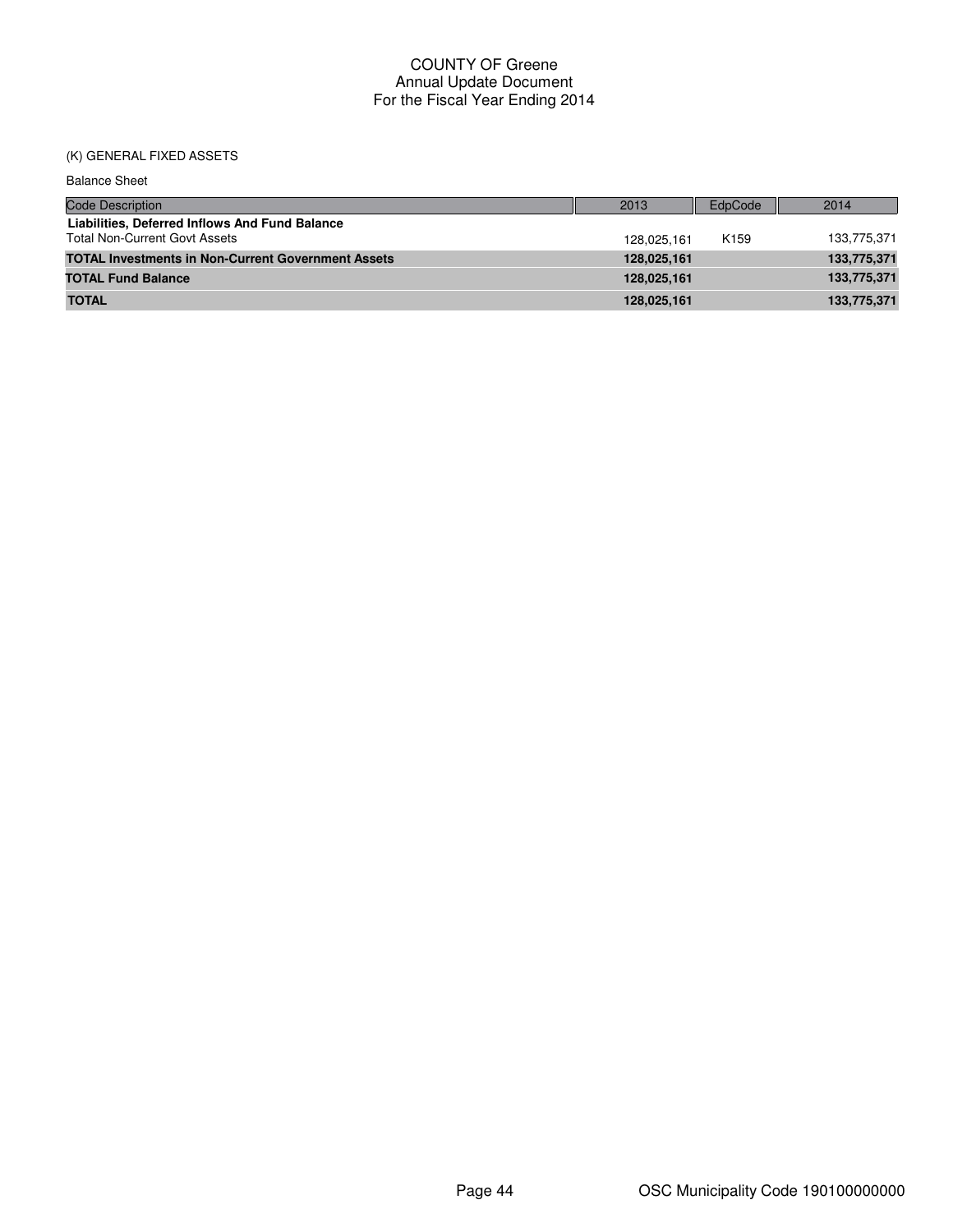# COUNTY OF Greene
## Annual Update Document
## For the Fiscal Year Ending 2014

(K) GENERAL FIXED ASSETS

Balance Sheet

| Code Description | 2013 | EdpCode | 2014 |
|---|---|---|---|
| **Liabilities, Deferred Inflows And Fund Balance** | | | |
| Total Non-Current Govt Assets | 128,025,161 | K159 | 133,775,371 |
| **TOTAL Investments in Non-Current Government Assets** | **128,025,161** | | **133,775,371** |
| **TOTAL Fund Balance** | **128,025,161** | | **133,775,371** |
| **TOTAL** | **128,025,161** | | **133,775,371** |

OSC Municipality Code 190100000000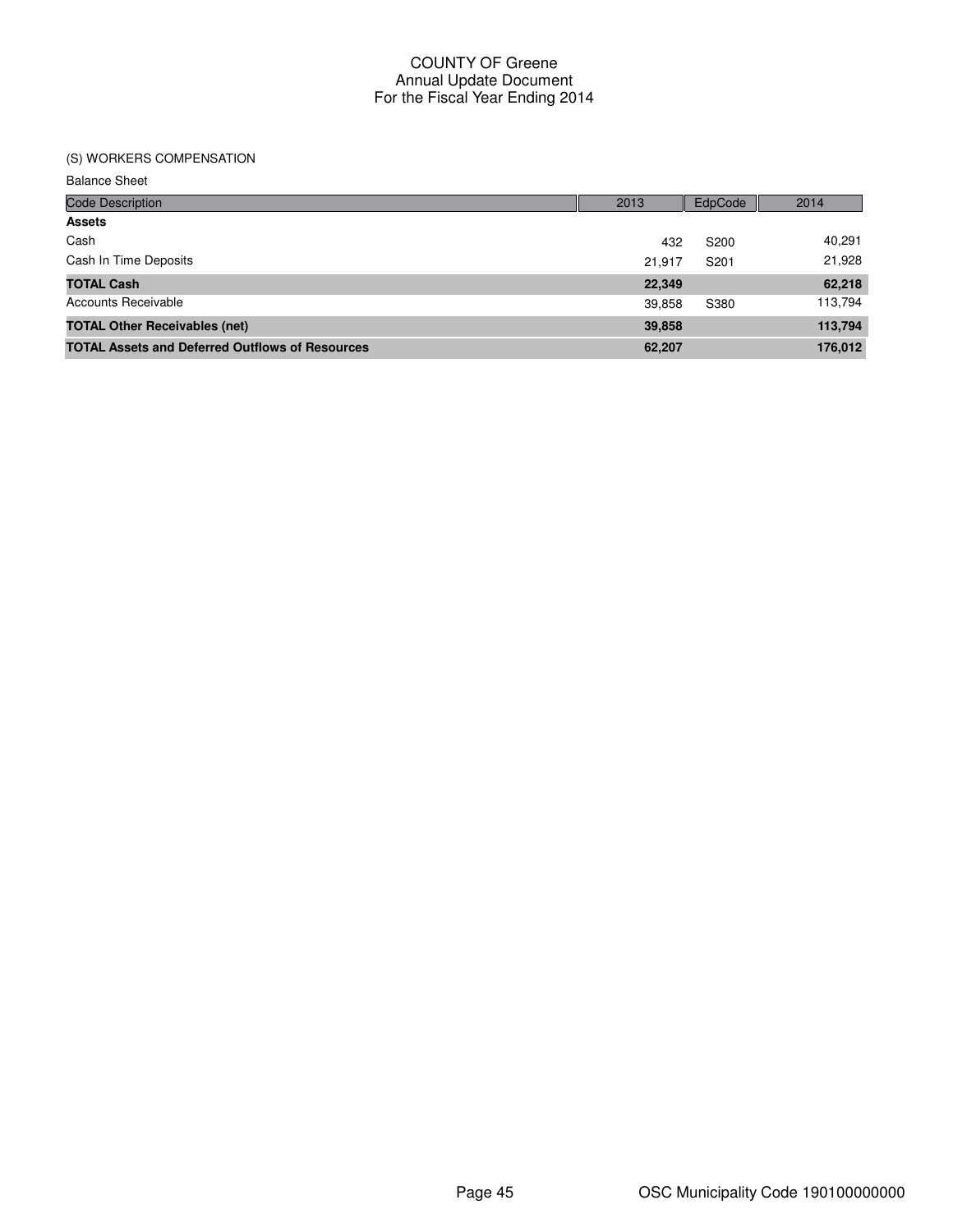# COUNTY OF Greene
## Annual Update Document
## For the Fiscal Year Ending 2014

(S) WORKERS COMPENSATION

Balance Sheet

| Code Description | 2013 | EdpCode | 2014 |
|---|---|---|---|
| **Assets** | | | |
| Cash | 432 | S200 | 40,291 |
| Cash In Time Deposits | 21,917 | S201 | 21,928 |
| **TOTAL Cash** | **22,349** | | **62,218** |
| Accounts Receivable | 39,858 | S380 | 113,794 |
| **TOTAL Other Receivables (net)** | **39,858** | | **113,794** |
| **TOTAL Assets and Deferred Outflows of Resources** | **62,207** | | **176,012** |

OSC Municipality Code 190100000000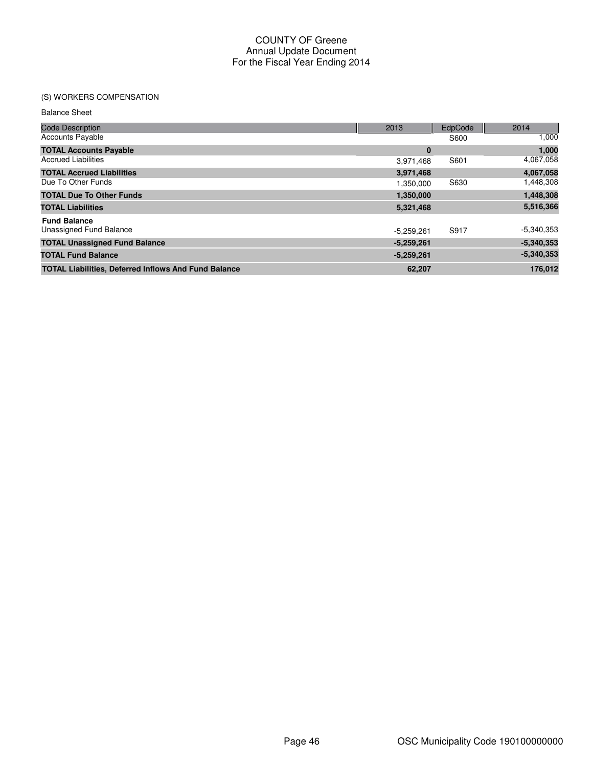# COUNTY OF Greene
## Annual Update Document
## For the Fiscal Year Ending 2014

(S) WORKERS COMPENSATION

Balance Sheet

| Code Description | 2013 | EdpCode | 2014 |
|---|---|---|---|
| Accounts Payable | | S600 | 1,000 |
| **TOTAL Accounts Payable** | **0** | | **1,000** |
| Accrued Liabilities | 3,971,468 | S601 | 4,067,058 |
| **TOTAL Accrued Liabilities** | **3,971,468** | | **4,067,058** |
| Due To Other Funds | 1,350,000 | S630 | 1,448,308 |
| **TOTAL Due To Other Funds** | **1,350,000** | | **1,448,308** |
| **TOTAL Liabilities** | **5,321,468** | | **5,516,366** |
| **Fund Balance** | | | |
| Unassigned Fund Balance | -5,259,261 | S917 | -5,340,353 |
| **TOTAL Unassigned Fund Balance** | **-5,259,261** | | **-5,340,353** |
| **TOTAL Fund Balance** | **-5,259,261** | | **-5,340,353** |
| **TOTAL Liabilities, Deferred Inflows And Fund Balance** | **62,207** | | **176,012** |

OSC Municipality Code 190100000000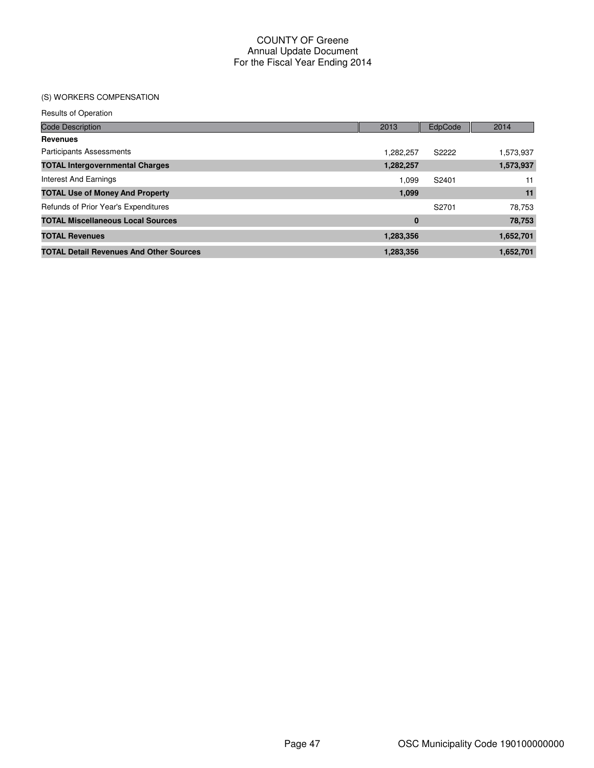# COUNTY OF Greene
## Annual Update Document
## For the Fiscal Year Ending 2014

(S) WORKERS COMPENSATION

Results of Operation

| Code Description | 2013 | EdpCode | 2014 |
|---|---|---|---|
| **Revenues** | | | |
| Participants Assessments | 1,282,257 | S2222 | 1,573,937 |
| **TOTAL Intergovernmental Charges** | **1,282,257** | | **1,573,937** |
| Interest And Earnings | 1,099 | S2401 | 11 |
| **TOTAL Use of Money And Property** | **1,099** | | **11** |
| Refunds of Prior Year's Expenditures | | S2701 | 78,753 |
| **TOTAL Miscellaneous Local Sources** | **0** | | **78,753** |
| **TOTAL Revenues** | **1,283,356** | | **1,652,701** |
| **TOTAL Detail Revenues And Other Sources** | **1,283,356** | | **1,652,701** |

OSC Municipality Code 190100000000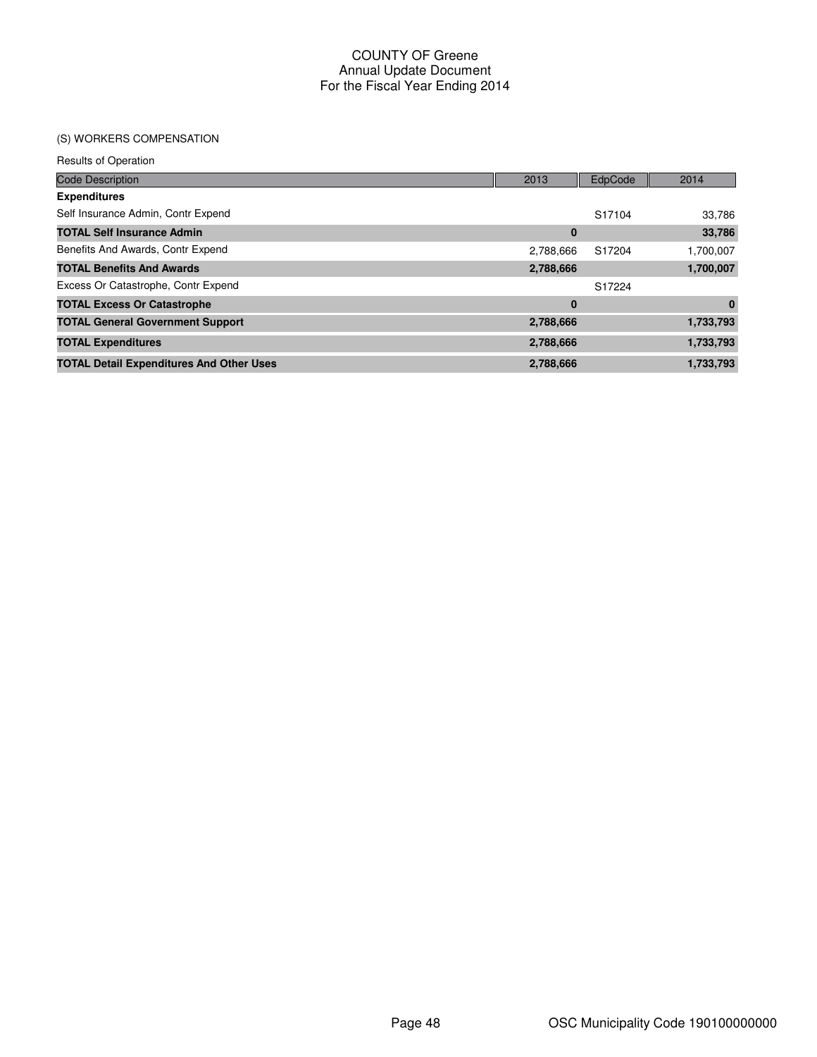# COUNTY OF Greene
## Annual Update Document
## For the Fiscal Year Ending 2014

### (S) WORKERS COMPENSATION

Results of Operation

| Code Description | 2013 | EdpCode | 2014 |
|---|---|---|---|
| **Expenditures** | | | |
| Self Insurance Admin, Contr Expend | | S17104 | 33,786 |
| **TOTAL Self Insurance Admin** | **0** | | **33,786** |
| Benefits And Awards, Contr Expend | 2,788,666 | S17204 | 1,700,007 |
| **TOTAL Benefits And Awards** | **2,788,666** | | **1,700,007** |
| Excess Or Catastrophe, Contr Expend | | S17224 | |
| **TOTAL Excess Or Catastrophe** | **0** | | **0** |
| **TOTAL General Government Support** | **2,788,666** | | **1,733,793** |
| **TOTAL Expenditures** | **2,788,666** | | **1,733,793** |
| **TOTAL Detail Expenditures And Other Uses** | **2,788,666** | | **1,733,793** |

OSC Municipality Code 190100000000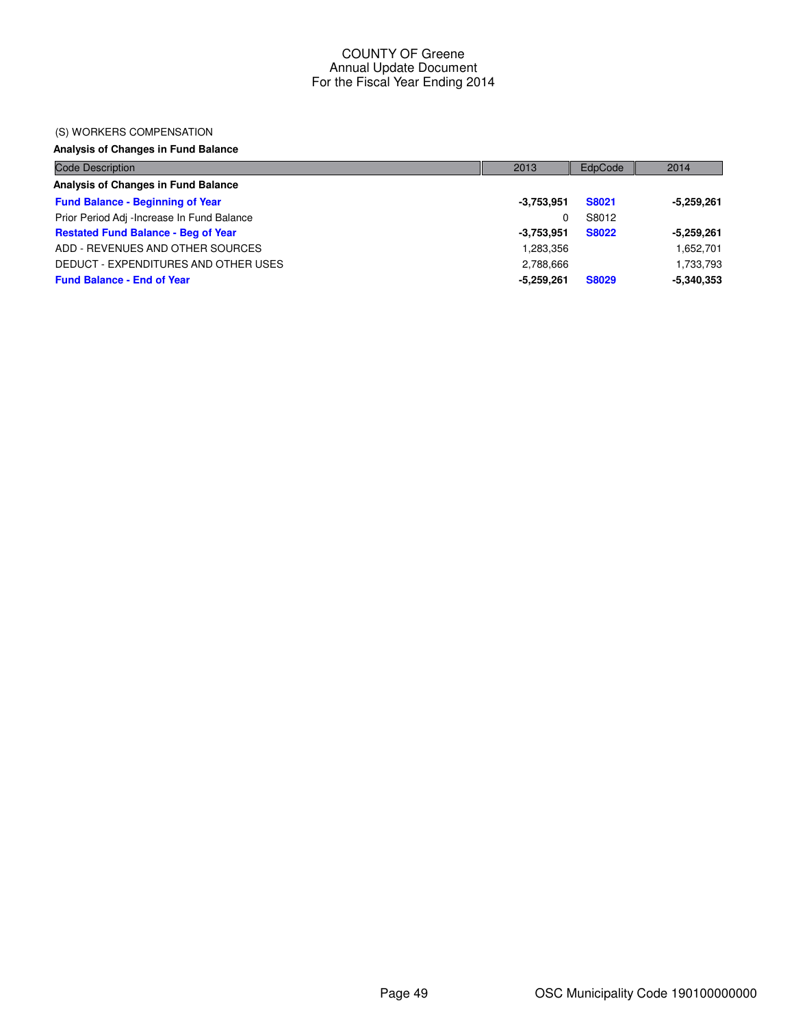COUNTY OF Greene
Annual Update Document
For the Fiscal Year Ending 2014

(S) WORKERS COMPENSATION

**Analysis of Changes in Fund Balance**

| Code Description | 2013 | EdpCode | 2014 |
|---|---|---|---|
| **Analysis of Changes in Fund Balance** | | | |
| **Fund Balance - Beginning of Year** | **-3,753,951** | **S8021** | **-5,259,261** |
| Prior Period Adj -Increase In Fund Balance | 0 | S8012 | |
| **Restated Fund Balance - Beg of Year** | **-3,753,951** | **S8022** | **-5,259,261** |
| ADD - REVENUES AND OTHER SOURCES | 1,283,356 | | 1,652,701 |
| DEDUCT - EXPENDITURES AND OTHER USES | 2,788,666 | | 1,733,793 |
| **Fund Balance - End of Year** | **-5,259,261** | **S8029** | **-5,340,353** |

OSC Municipality Code 190100000000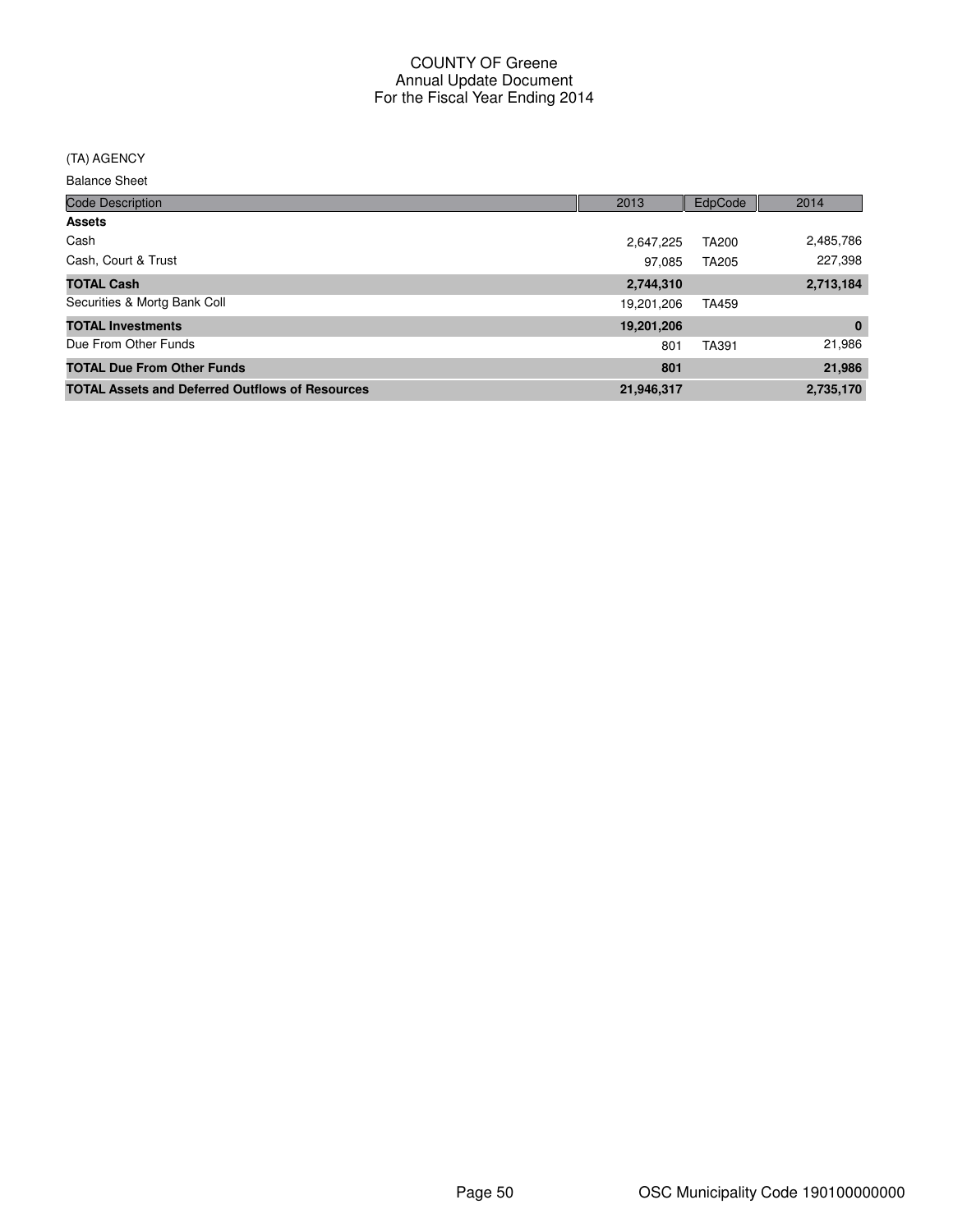# COUNTY OF Greene
## Annual Update Document
## For the Fiscal Year Ending 2014

(TA) AGENCY

Balance Sheet

| Code Description | 2013 | EdpCode | 2014 |
|---|---|---|---|
| **Assets** | | | |
| Cash | 2,647,225 | TA200 | 2,485,786 |
| Cash, Court & Trust | 97,085 | TA205 | 227,398 |
| **TOTAL Cash** | **2,744,310** | | **2,713,184** |
| Securities & Mortg Bank Coll | 19,201,206 | TA459 | |
| **TOTAL Investments** | **19,201,206** | | **0** |
| Due From Other Funds | 801 | TA391 | 21,986 |
| **TOTAL Due From Other Funds** | **801** | | **21,986** |
| **TOTAL Assets and Deferred Outflows of Resources** | **21,946,317** | | **2,735,170** |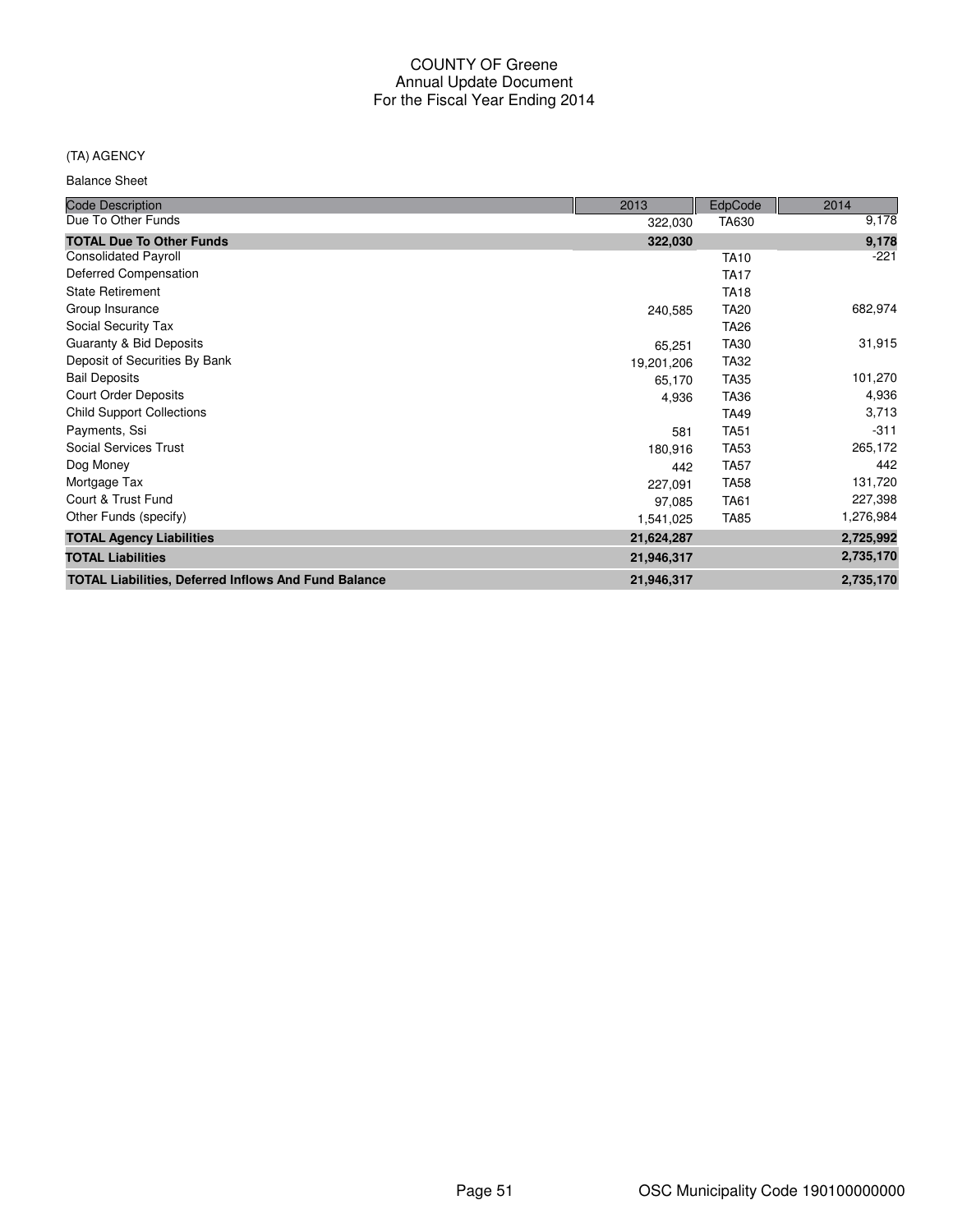# COUNTY OF Greene
## Annual Update Document
## For the Fiscal Year Ending 2014

(TA) AGENCY

Balance Sheet

| Code Description | 2013 | EdpCode | 2014 |
|---|---|---|---|
| Due To Other Funds | 322,030 | TA630 | 9,178 |
| **TOTAL Due To Other Funds** | **322,030** | | **9,178** |
| Consolidated Payroll | | TA10 | -221 |
| Deferred Compensation | | TA17 | |
| State Retirement | | TA18 | |
| Group Insurance | 240,585 | TA20 | 682,974 |
| Social Security Tax | | TA26 | |
| Guaranty & Bid Deposits | 65,251 | TA30 | 31,915 |
| Deposit of Securities By Bank | 19,201,206 | TA32 | |
| Bail Deposits | 65,170 | TA35 | 101,270 |
| Court Order Deposits | 4,936 | TA36 | 4,936 |
| Child Support Collections | | TA49 | 3,713 |
| Payments, Ssi | 581 | TA51 | -311 |
| Social Services Trust | 180,916 | TA53 | 265,172 |
| Dog Money | 442 | TA57 | 442 |
| Mortgage Tax | 227,091 | TA58 | 131,720 |
| Court & Trust Fund | 97,085 | TA61 | 227,398 |
| Other Funds (specify) | 1,541,025 | TA85 | 1,276,984 |
| **TOTAL Agency Liabilities** | **21,624,287** | | **2,725,992** |
| **TOTAL Liabilities** | **21,946,317** | | **2,735,170** |
| **TOTAL Liabilities, Deferred Inflows And Fund Balance** | **21,946,317** | | **2,735,170** |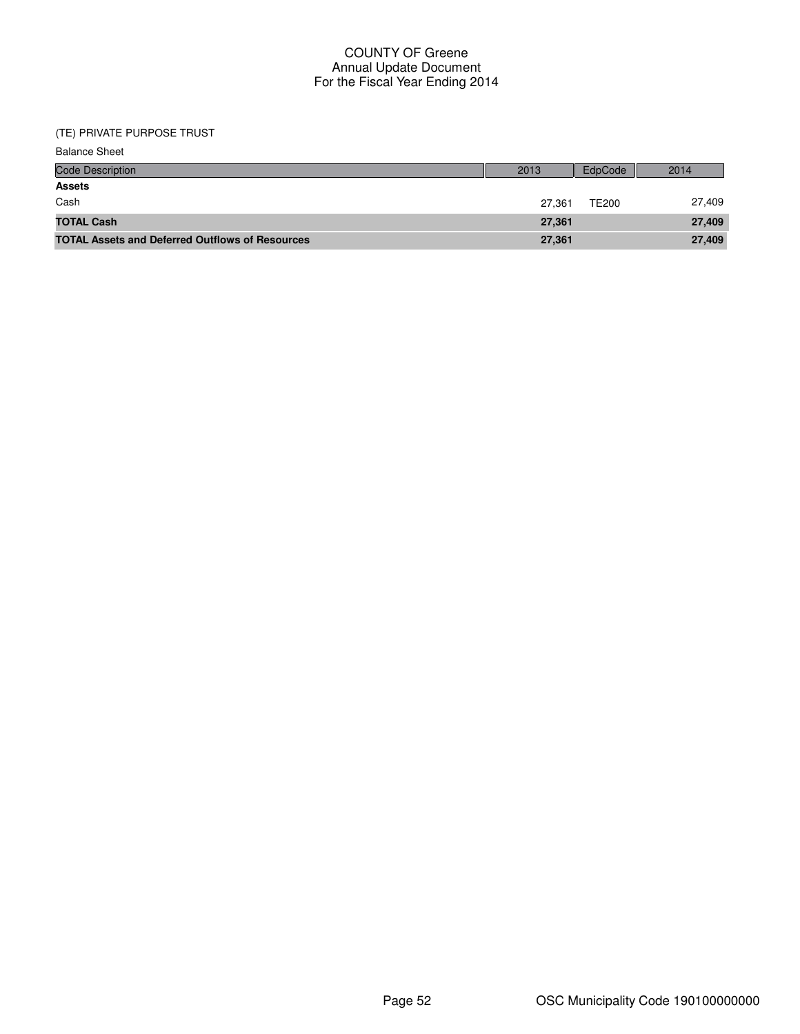# COUNTY OF Greene
## Annual Update Document
## For the Fiscal Year Ending 2014

(TE) PRIVATE PURPOSE TRUST

Balance Sheet

| Code Description | 2013 | EdpCode | 2014 |
|---|---|---|---|
| **Assets** | | | |
| Cash | 27,361 | TE200 | 27,409 |
| **TOTAL Cash** | **27,361** | | **27,409** |
| **TOTAL Assets and Deferred Outflows of Resources** | **27,361** | | **27,409** |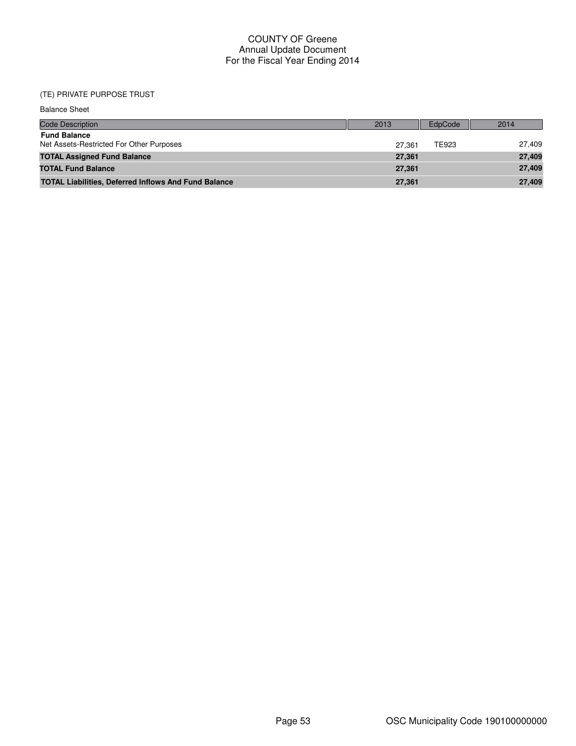COUNTY OF Greene
Annual Update Document
For the Fiscal Year Ending 2014

(TE) PRIVATE PURPOSE TRUST

Balance Sheet

| Code Description | 2013 | EdpCode | 2014 |
|---|---|---|---|
| **Fund Balance** | | | |
| Net Assets-Restricted For Other Purposes | 27,361 | TE923 | 27,409 |
| **TOTAL Assigned Fund Balance** | **27,361** | | **27,409** |
| **TOTAL Fund Balance** | **27,361** | | **27,409** |
| **TOTAL Liabilities, Deferred Inflows And Fund Balance** | **27,361** | | **27,409** |

OSC Municipality Code 190100000000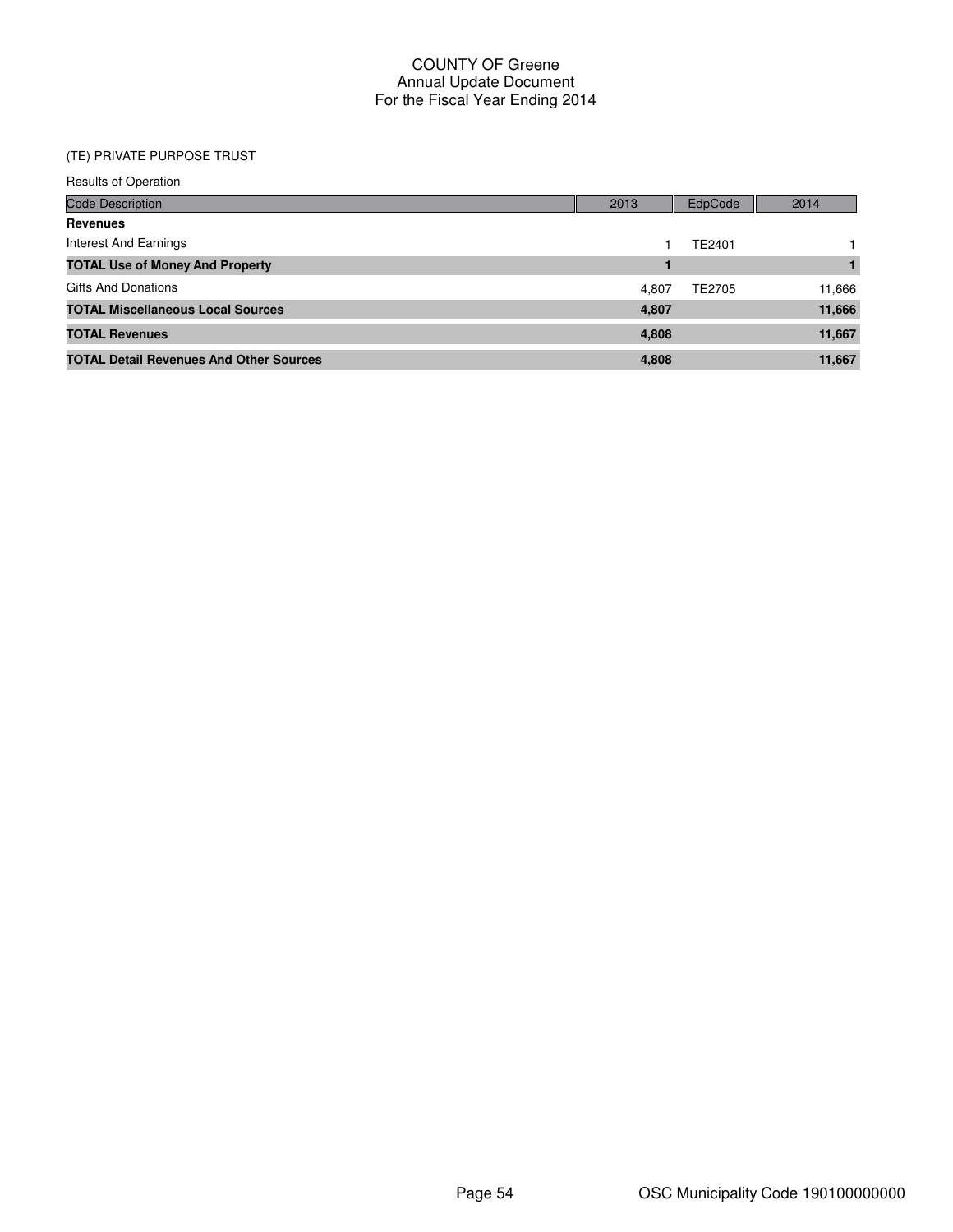# COUNTY OF Greene
## Annual Update Document
## For the Fiscal Year Ending 2014

(TE) PRIVATE PURPOSE TRUST

Results of Operation

| Code Description | 2013 | EdpCode | 2014 |
|---|---|---|---|
| **Revenues** | | | |
| Interest And Earnings | 1 | TE2401 | 1 |
| **TOTAL Use of Money And Property** | **1** | | **1** |
| Gifts And Donations | 4,807 | TE2705 | 11,666 |
| **TOTAL Miscellaneous Local Sources** | **4,807** | | **11,666** |
| **TOTAL Revenues** | **4,808** | | **11,667** |
| **TOTAL Detail Revenues And Other Sources** | **4,808** | | **11,667** |

OSC Municipality Code 190100000000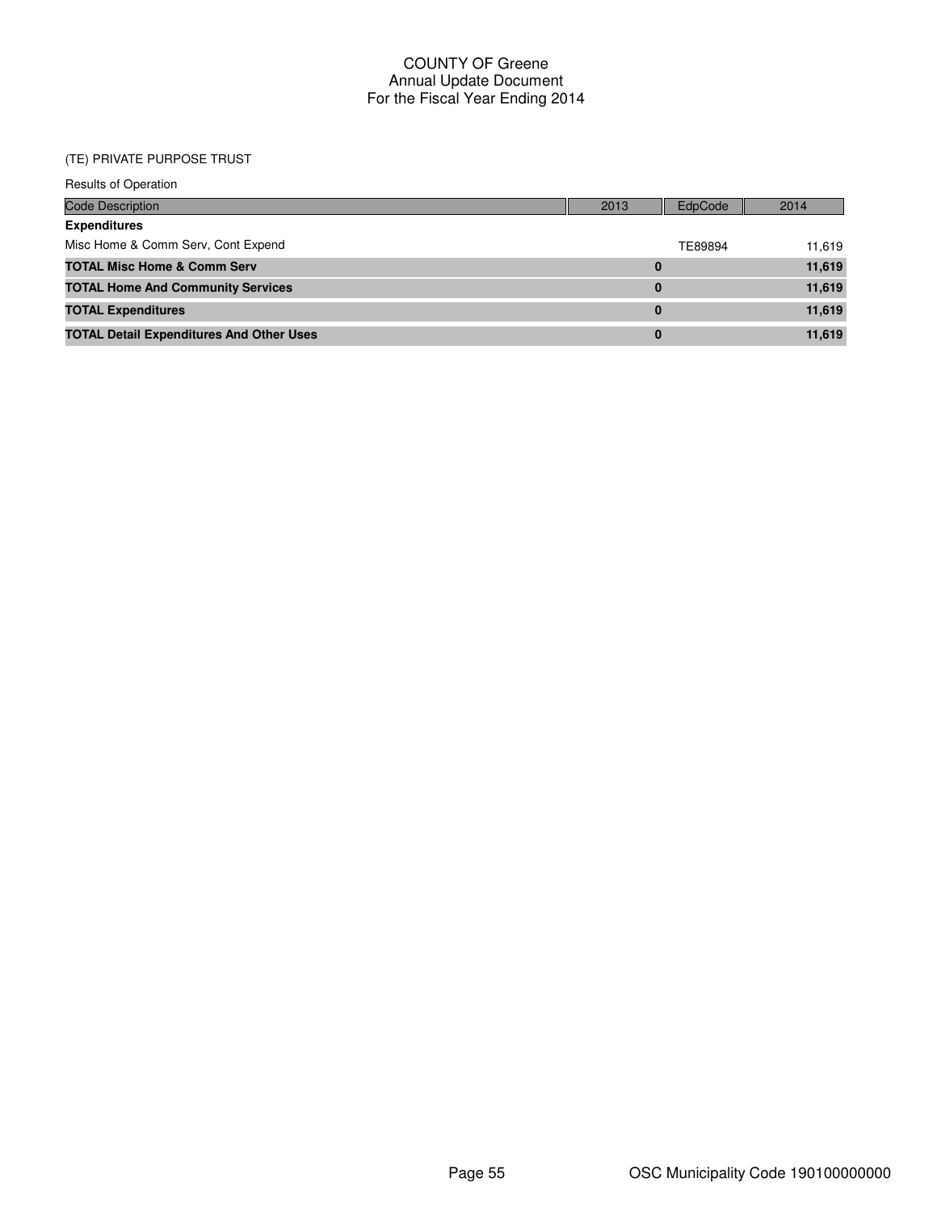COUNTY OF Greene
Annual Update Document
For the Fiscal Year Ending 2014

(TE) PRIVATE PURPOSE TRUST

Results of Operation

| Code Description | 2013 | EdpCode | 2014 |
|---|---|---|---|
| **Expenditures** | | | |
| Misc Home & Comm Serv, Cont Expend | | TE89894 | 11,619 |
| **TOTAL Misc Home & Comm Serv** | **0** | | **11,619** |
| **TOTAL Home And Community Services** | **0** | | **11,619** |
| **TOTAL Expenditures** | **0** | | **11,619** |
| **TOTAL Detail Expenditures And Other Uses** | **0** | | **11,619** |

OSC Municipality Code 190100000000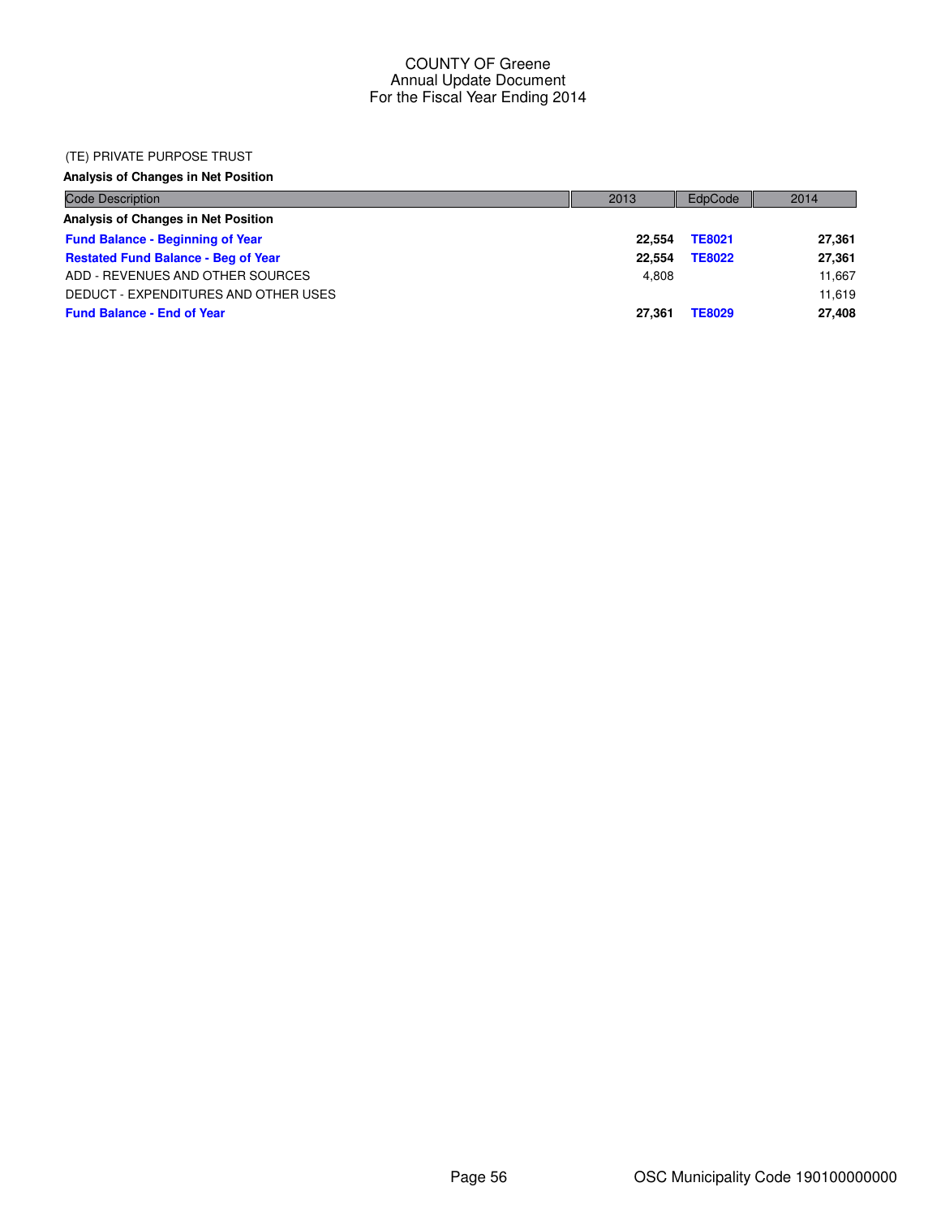COUNTY OF Greene
Annual Update Document
For the Fiscal Year Ending 2014

(TE) PRIVATE PURPOSE TRUST

**Analysis of Changes in Net Position**

| Code Description | 2013 | EdpCode | 2014 |
|---|---|---|---|
| **Analysis of Changes in Net Position** | | | |
| **Fund Balance - Beginning of Year** | **22,554** | **TE8021** | **27,361** |
| **Restated Fund Balance - Beg of Year** | **22,554** | **TE8022** | **27,361** |
| ADD - REVENUES AND OTHER SOURCES | 4,808 | | 11,667 |
| DEDUCT - EXPENDITURES AND OTHER USES | | | 11,619 |
| **Fund Balance - End of Year** | **27,361** | **TE8029** | **27,408** |

OSC Municipality Code 190100000000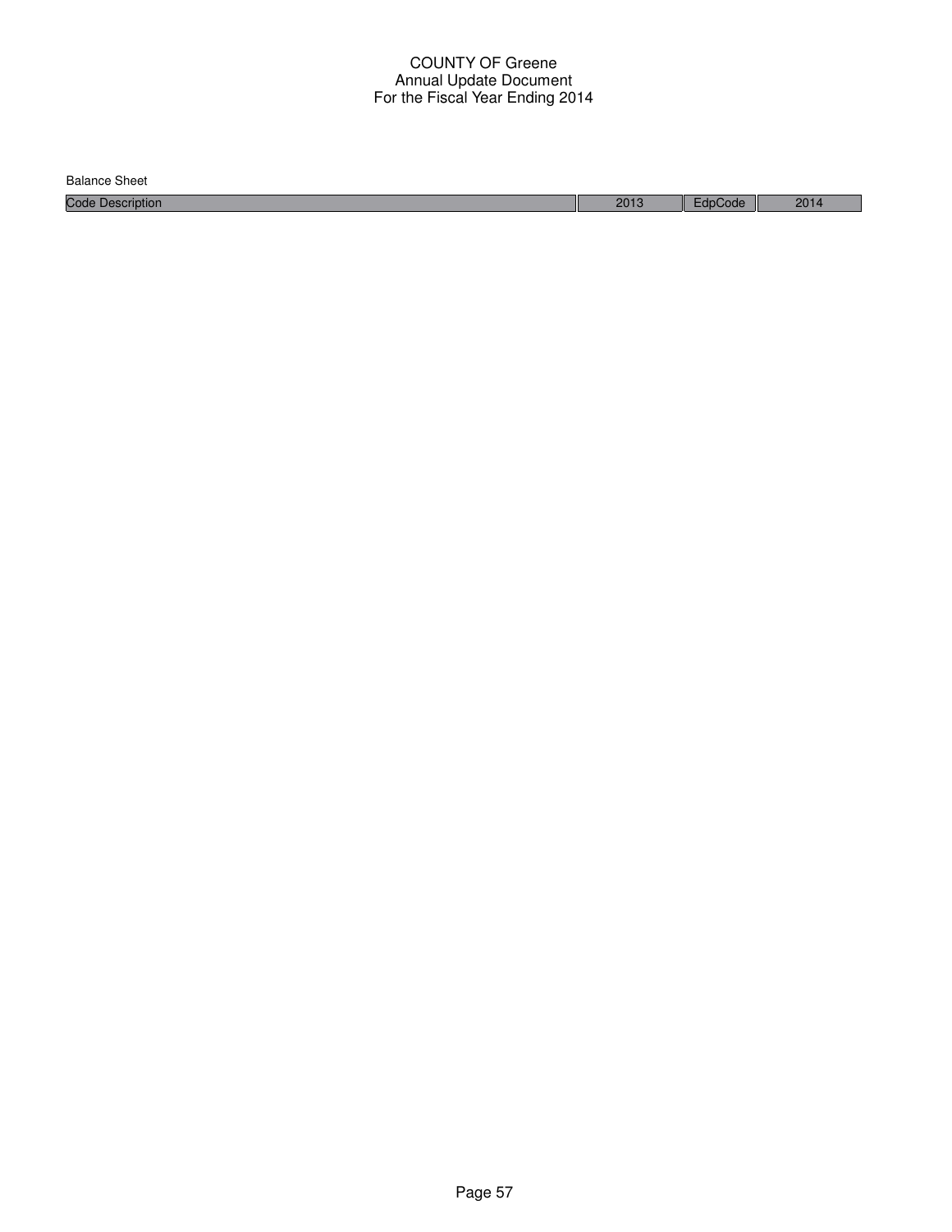# COUNTY OF Greene
## Annual Update Document
## For the Fiscal Year Ending 2014

Balance Sheet

| Code Description | 2013 | EdpCode | 2014 |
|---|---|---|---|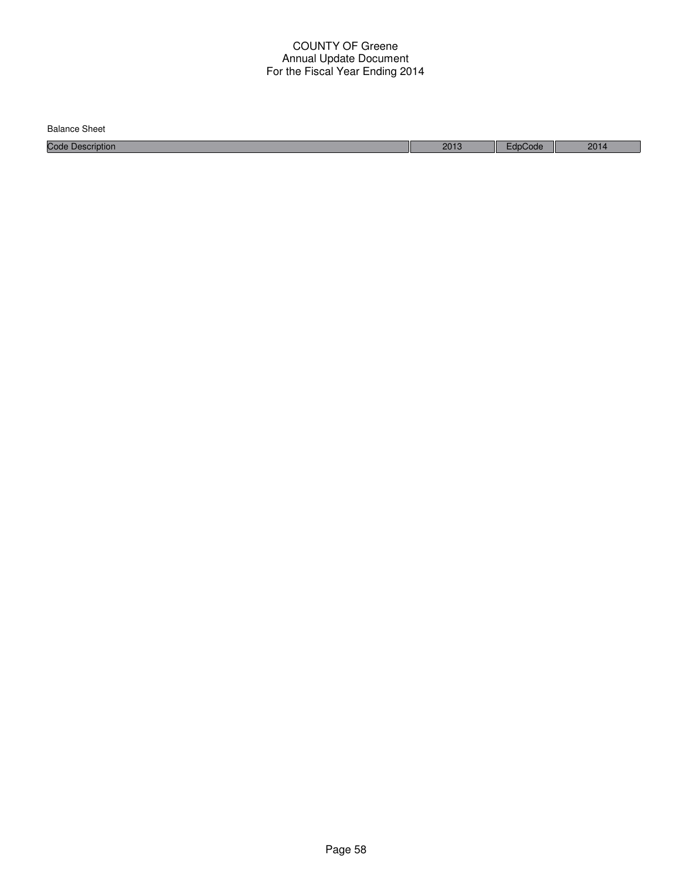COUNTY OF Greene
Annual Update Document
For the Fiscal Year Ending 2014

Balance Sheet

| Code Description | 2013 | EdpCode | 2014 |
|---|---|---|---|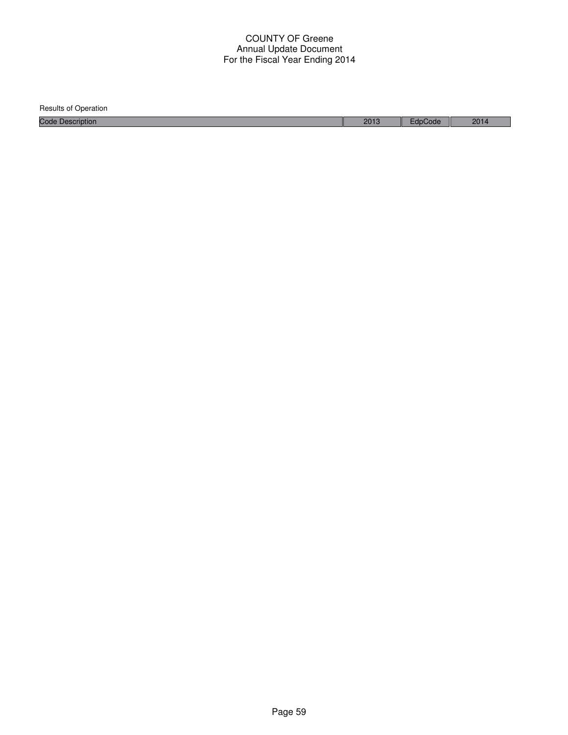COUNTY OF Greene
Annual Update Document
For the Fiscal Year Ending 2014

Results of Operation

| Code Description | 2013 | EdpCode | 2014 |
|---|---|---|---|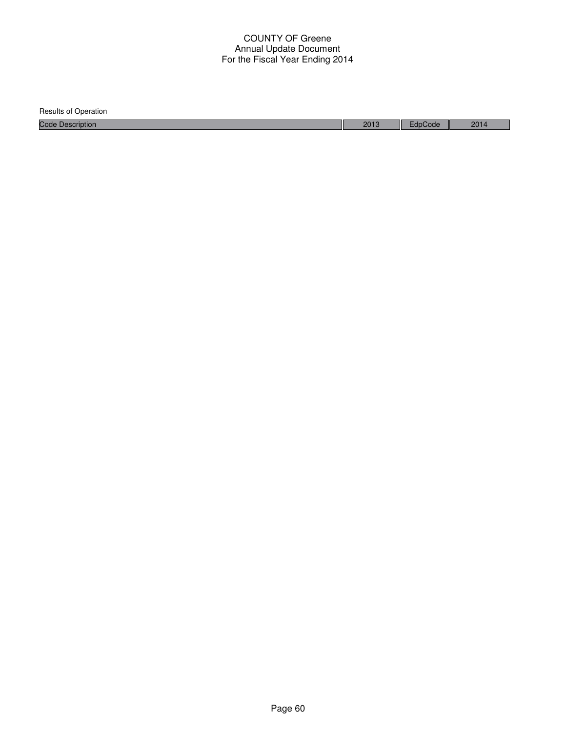COUNTY OF Greene
Annual Update Document
For the Fiscal Year Ending 2014

Results of Operation

| Code Description | 2013 | EdpCode | 2014 |
|---|---|---|---|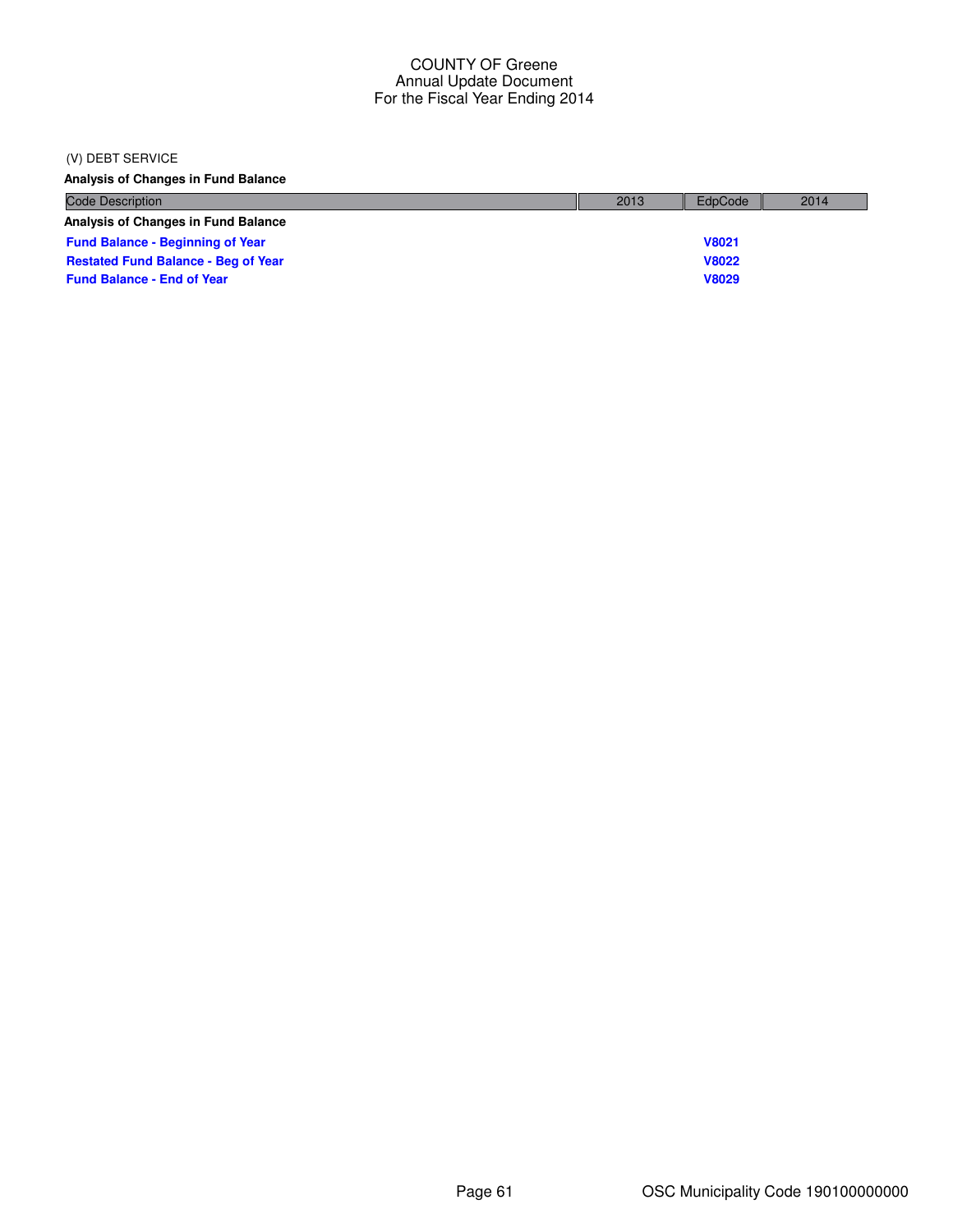COUNTY OF Greene
Annual Update Document
For the Fiscal Year Ending 2014

(V) DEBT SERVICE

**Analysis of Changes in Fund Balance**

| Code Description | 2013 | EdpCode | 2014 |
|---|---|---|---|
| **Analysis of Changes in Fund Balance** | | | |
| **Fund Balance - Beginning of Year** | | **V8021** | |
| **Restated Fund Balance - Beg of Year** | | **V8022** | |
| **Fund Balance - End of Year** | | **V8029** | |

OSC Municipality Code 190100000000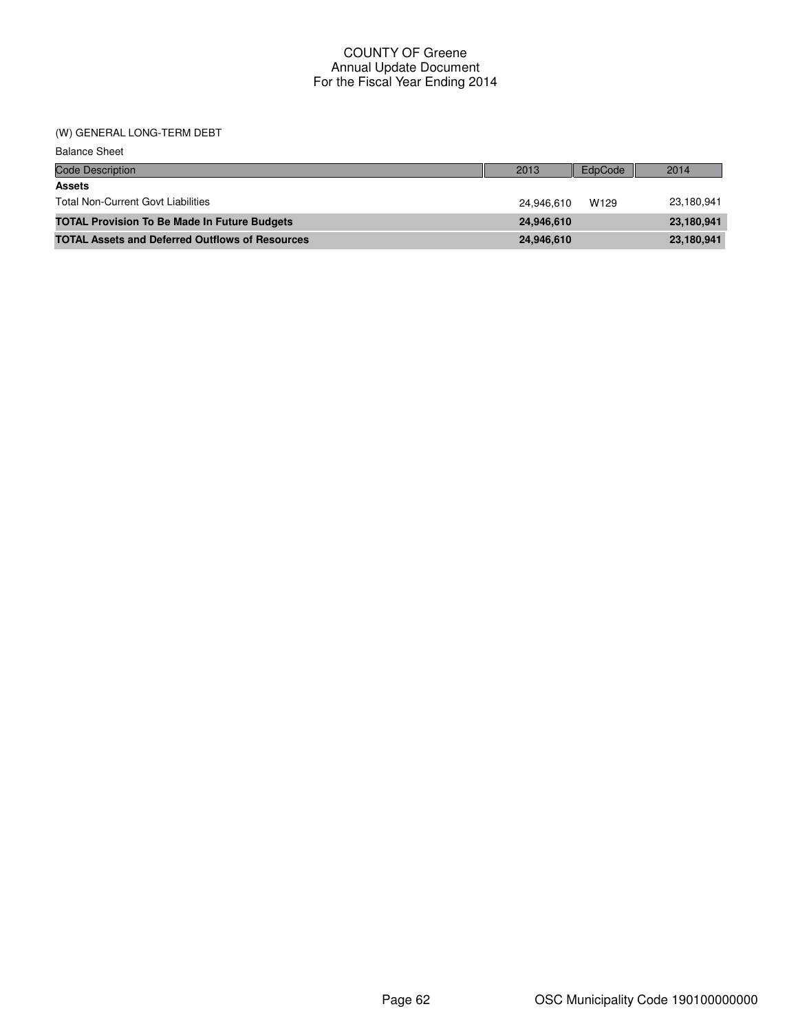COUNTY OF Greene
Annual Update Document
For the Fiscal Year Ending 2014

(W) GENERAL LONG-TERM DEBT

Balance Sheet

| Code Description | 2013 | EdpCode | 2014 |
|---|---|---|---|
| **Assets** | | | |
| Total Non-Current Govt Liabilities | 24,946,610 | W129 | 23,180,941 |
| **TOTAL Provision To Be Made In Future Budgets** | **24,946,610** | | **23,180,941** |
| **TOTAL Assets and Deferred Outflows of Resources** | **24,946,610** | | **23,180,941** |

OSC Municipality Code 190100000000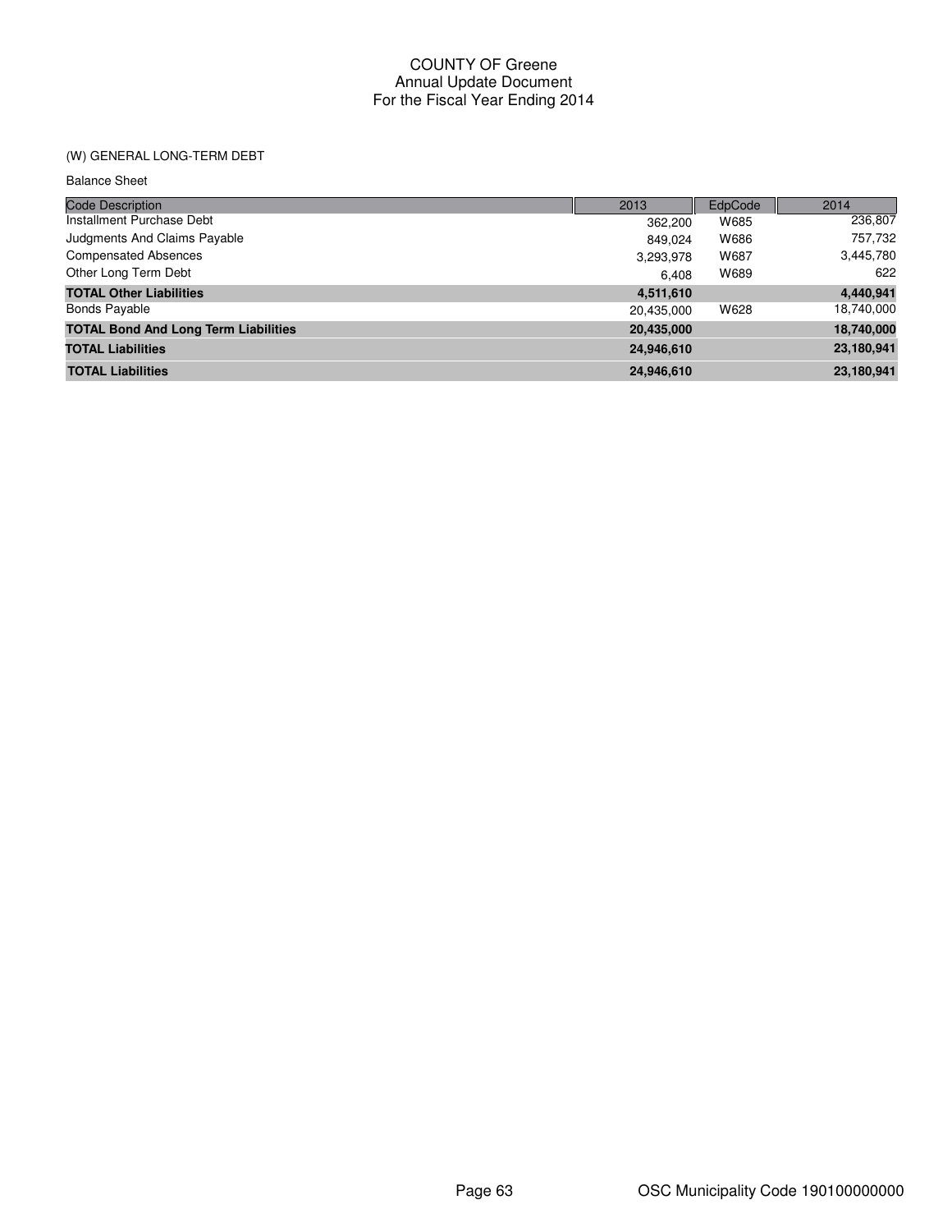COUNTY OF Greene
Annual Update Document
For the Fiscal Year Ending 2014

(W) GENERAL LONG-TERM DEBT

Balance Sheet

| Code Description | 2013 | EdpCode | 2014 |
|---|---|---|---|
| Installment Purchase Debt | 362,200 | W685 | 236,807 |
| Judgments And Claims Payable | 849,024 | W686 | 757,732 |
| Compensated Absences | 3,293,978 | W687 | 3,445,780 |
| Other Long Term Debt | 6,408 | W689 | 622 |
| **TOTAL Other Liabilities** | **4,511,610** | | **4,440,941** |
| Bonds Payable | 20,435,000 | W628 | 18,740,000 |
| **TOTAL Bond And Long Term Liabilities** | **20,435,000** | | **18,740,000** |
| **TOTAL Liabilities** | **24,946,610** | | **23,180,941** |
| **TOTAL Liabilities** | **24,946,610** | | **23,180,941** |

OSC Municipality Code 190100000000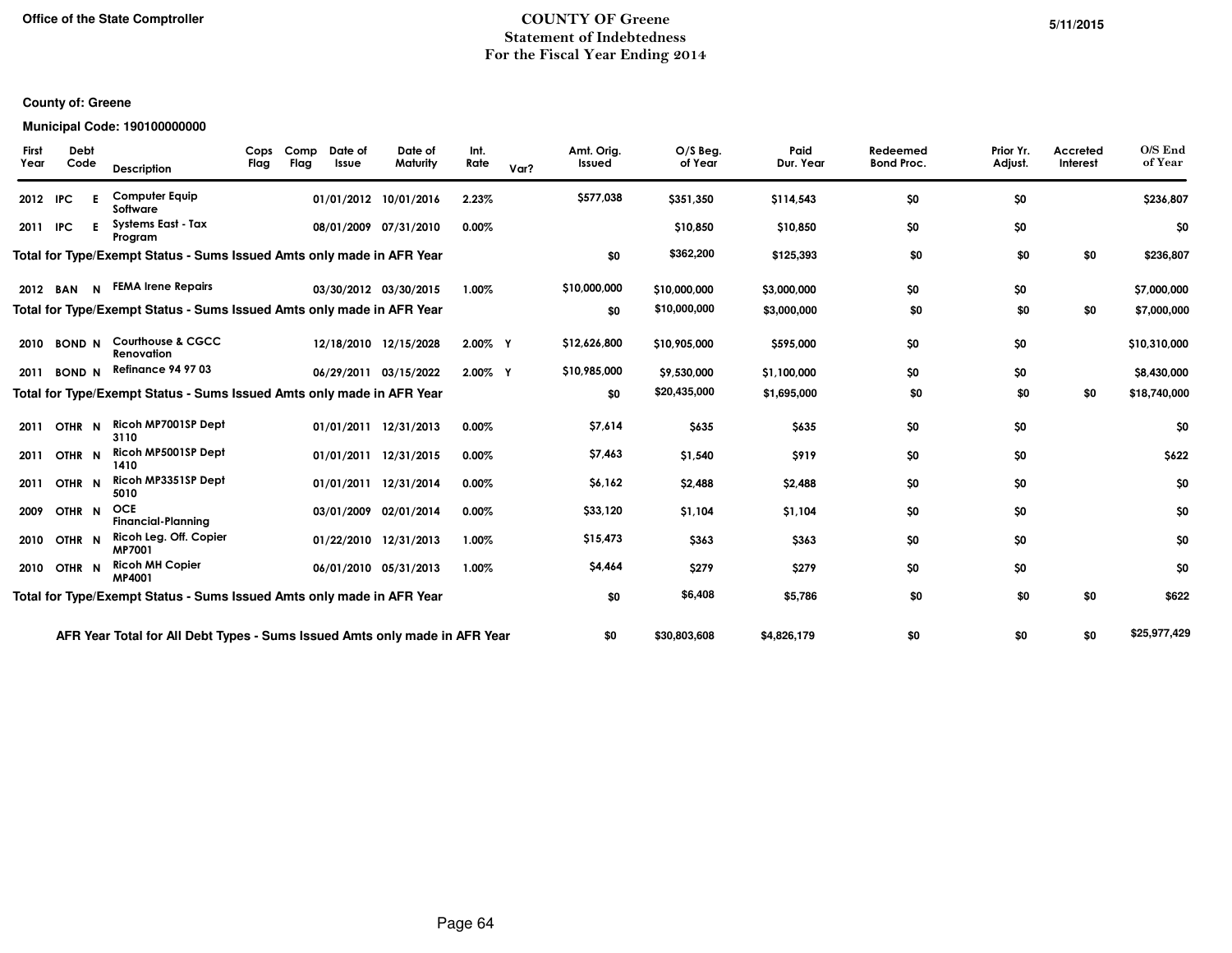**Office of the State Comptroller**

# COUNTY OF Greene
## Statement of Indebtedness
## For the Fiscal Year Ending 2014

5/11/2015

**County of: Greene**

**Municipal Code: 190100000000**

| First Year | Debt Code | | Description | Cops Flag | Comp Flag | Date of Issue | Date of Maturity | Int. Rate | Var? | Amt. Orig. Issued | O/S Beg. of Year | Paid Dur. Year | Redeemed Bond Proc. | Prior Yr. Adjust. | Accreted Interest | O/S End of Year |
|---|---|---|---|---|---|---|---|---|---|---|---|---|---|---|---|---|
| 2012 | IPC | E | Computer Equip Software | | | 01/01/2012 | 10/01/2016 | 2.23% | | $577,038 | $351,350 | $114,543 | $0 | $0 | | $236,807 |
| 2011 | IPC | E | Systems East - Tax Program | | | 08/01/2009 | 07/31/2010 | 0.00% | | | $10,850 | $10,850 | $0 | $0 | | $0 |
| **Total for Type/Exempt Status - Sums Issued Amts only made in AFR Year** | | | | | | | | | | $0 | $362,200 | $125,393 | $0 | $0 | $0 | $236,807 |
| 2012 | BAN | N | FEMA Irene Repairs | | | 03/30/2012 | 03/30/2015 | 1.00% | | $10,000,000 | $10,000,000 | $3,000,000 | $0 | $0 | | $7,000,000 |
| **Total for Type/Exempt Status - Sums Issued Amts only made in AFR Year** | | | | | | | | | | $0 | $10,000,000 | $3,000,000 | $0 | $0 | $0 | $7,000,000 |
| 2010 | BOND | N | Courthouse & CGCC Renovation | | | 12/18/2010 | 12/15/2028 | 2.00% | Y | $12,626,800 | $10,905,000 | $595,000 | $0 | $0 | | $10,310,000 |
| 2011 | BOND | N | Refinance 94 97 03 | | | 06/29/2011 | 03/15/2022 | 2.00% | Y | $10,985,000 | $9,530,000 | $1,100,000 | $0 | $0 | | $8,430,000 |
| **Total for Type/Exempt Status - Sums Issued Amts only made in AFR Year** | | | | | | | | | | $0 | $20,435,000 | $1,695,000 | $0 | $0 | $0 | $18,740,000 |
| 2011 | OTHR | N | Ricoh MP7001SP Dept 3110 | | | 01/01/2011 | 12/31/2013 | 0.00% | | $7,614 | $635 | $635 | $0 | $0 | | $0 |
| 2011 | OTHR | N | Ricoh MP5001SP Dept 1410 | | | 01/01/2011 | 12/31/2015 | 0.00% | | $7,463 | $1,540 | $919 | $0 | $0 | | $622 |
| 2011 | OTHR | N | Ricoh MP3351SP Dept 5010 | | | 01/01/2011 | 12/31/2014 | 0.00% | | $6,162 | $2,488 | $2,488 | $0 | $0 | | $0 |
| 2009 | OTHR | N | OCE Financial-Planning | | | 03/01/2009 | 02/01/2014 | 0.00% | | $33,120 | $1,104 | $1,104 | $0 | $0 | | $0 |
| 2010 | OTHR | N | Ricoh Leg. Off. Copier MP7001 | | | 01/22/2010 | 12/31/2013 | 1.00% | | $15,473 | $363 | $363 | $0 | $0 | | $0 |
| 2010 | OTHR | N | Ricoh MH Copier MP4001 | | | 06/01/2010 | 05/31/2013 | 1.00% | | $4,464 | $279 | $279 | $0 | $0 | | $0 |
| **Total for Type/Exempt Status - Sums Issued Amts only made in AFR Year** | | | | | | | | | | $0 | $6,408 | $5,786 | $0 | $0 | $0 | $622 |
| **AFR Year Total for All Debt Types - Sums Issued Amts only made in AFR Year** | | | | | | | | | | $0 | $30,803,608 | $4,826,179 | $0 | $0 | $0 | $25,977,429 |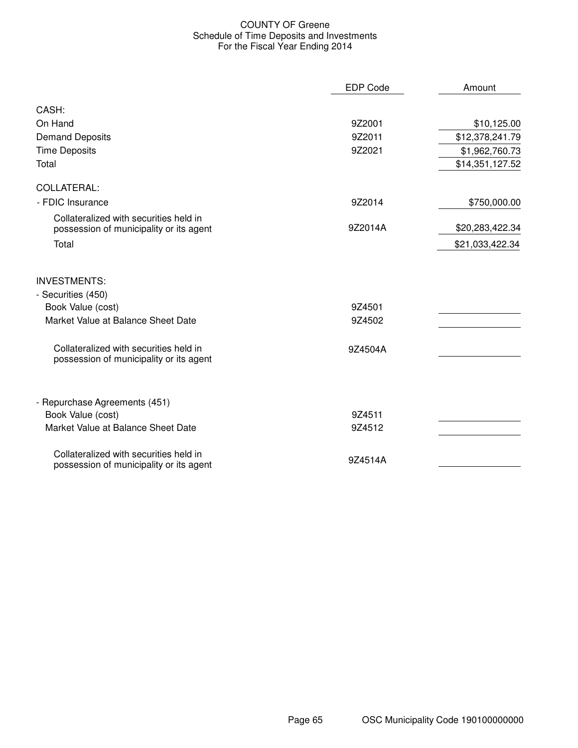# COUNTY OF Greene
## Schedule of Time Deposits and Investments
### For the Fiscal Year Ending 2014

| | EDP Code | Amount |
|---|---|---|
| **CASH:** | | |
| On Hand | 9Z2001 | $10,125.00 |
| Demand Deposits | 9Z2011 | $12,378,241.79 |
| Time Deposits | 9Z2021 | $1,962,760.73 |
| Total | | $14,351,127.52 |
| **COLLATERAL:** | | |
| - FDIC Insurance | 9Z2014 | $750,000.00 |
| Collateralized with securities held in possession of municipality or its agent | 9Z2014A | $20,283,422.34 |
| Total | | $21,033,422.34 |
| **INVESTMENTS:** | | |
| - Securities (450) | | |
| Book Value (cost) | 9Z4501 | |
| Market Value at Balance Sheet Date | 9Z4502 | |
| Collateralized with securities held in possession of municipality or its agent | 9Z4504A | |
| - Repurchase Agreements (451) | | |
| Book Value (cost) | 9Z4511 | |
| Market Value at Balance Sheet Date | 9Z4512 | |
| Collateralized with securities held in possession of municipality or its agent | 9Z4514A | |

OSC Municipality Code 190100000000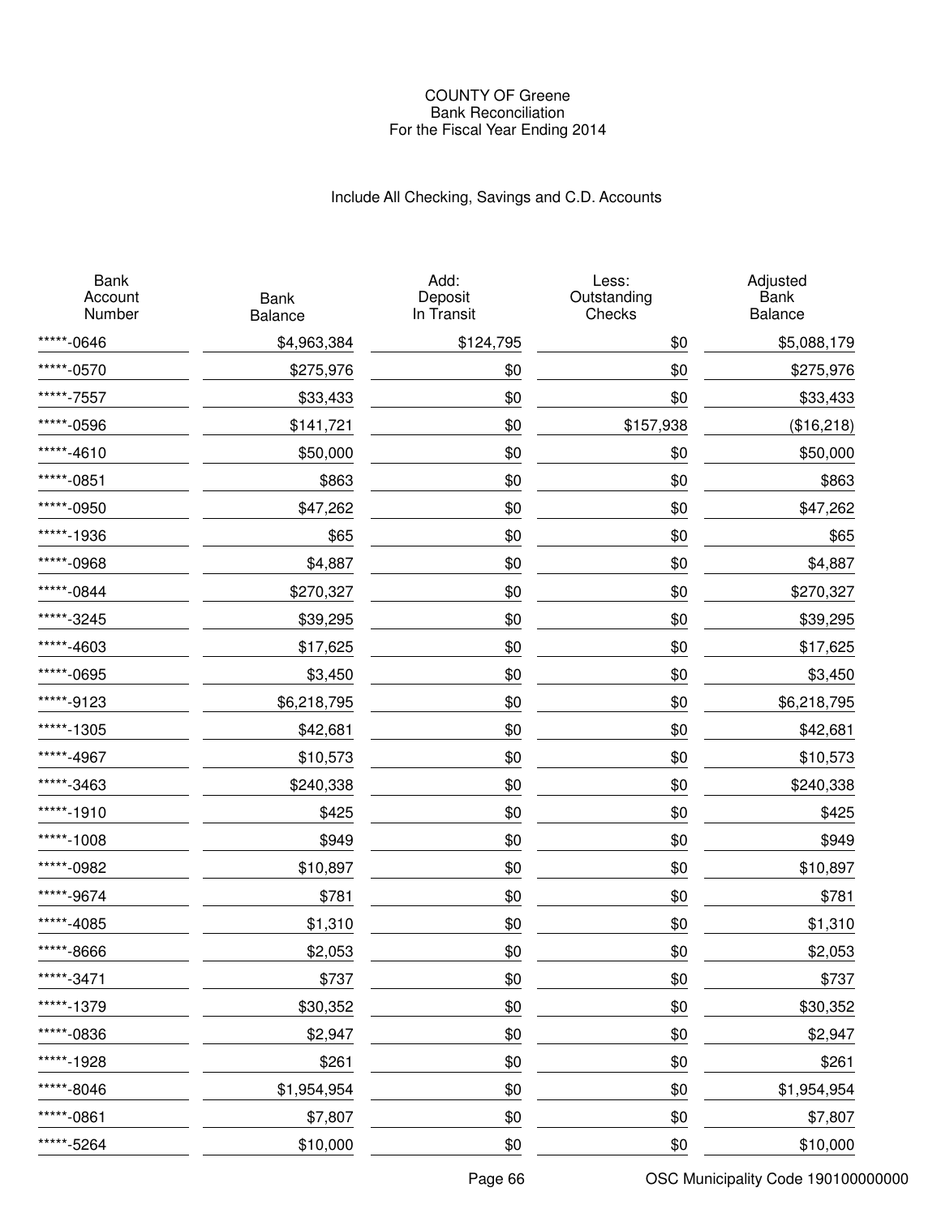COUNTY OF Greene
Bank Reconciliation
For the Fiscal Year Ending 2014

Include All Checking, Savings and C.D. Accounts

| Bank Account Number | Bank Balance | Add: Deposit In Transit | Less: Outstanding Checks | Adjusted Bank Balance |
|---|---|---|---|---|
| *****-0646 | $4,963,384 | $124,795 | $0 | $5,088,179 |
| *****-0570 | $275,976 | $0 | $0 | $275,976 |
| *****-7557 | $33,433 | $0 | $0 | $33,433 |
| *****-0596 | $141,721 | $0 | $157,938 | ($16,218) |
| *****-4610 | $50,000 | $0 | $0 | $50,000 |
| *****-0851 | $863 | $0 | $0 | $863 |
| *****-0950 | $47,262 | $0 | $0 | $47,262 |
| *****-1936 | $65 | $0 | $0 | $65 |
| *****-0968 | $4,887 | $0 | $0 | $4,887 |
| *****-0844 | $270,327 | $0 | $0 | $270,327 |
| *****-3245 | $39,295 | $0 | $0 | $39,295 |
| *****-4603 | $17,625 | $0 | $0 | $17,625 |
| *****-0695 | $3,450 | $0 | $0 | $3,450 |
| *****-9123 | $6,218,795 | $0 | $0 | $6,218,795 |
| *****-1305 | $42,681 | $0 | $0 | $42,681 |
| *****-4967 | $10,573 | $0 | $0 | $10,573 |
| *****-3463 | $240,338 | $0 | $0 | $240,338 |
| *****-1910 | $425 | $0 | $0 | $425 |
| *****-1008 | $949 | $0 | $0 | $949 |
| *****-0982 | $10,897 | $0 | $0 | $10,897 |
| *****-9674 | $781 | $0 | $0 | $781 |
| *****-4085 | $1,310 | $0 | $0 | $1,310 |
| *****-8666 | $2,053 | $0 | $0 | $2,053 |
| *****-3471 | $737 | $0 | $0 | $737 |
| *****-1379 | $30,352 | $0 | $0 | $30,352 |
| *****-0836 | $2,947 | $0 | $0 | $2,947 |
| *****-1928 | $261 | $0 | $0 | $261 |
| *****-8046 | $1,954,954 | $0 | $0 | $1,954,954 |
| *****-0861 | $7,807 | $0 | $0 | $7,807 |
| *****-5264 | $10,000 | $0 | $0 | $10,000 |

OSC Municipality Code 190100000000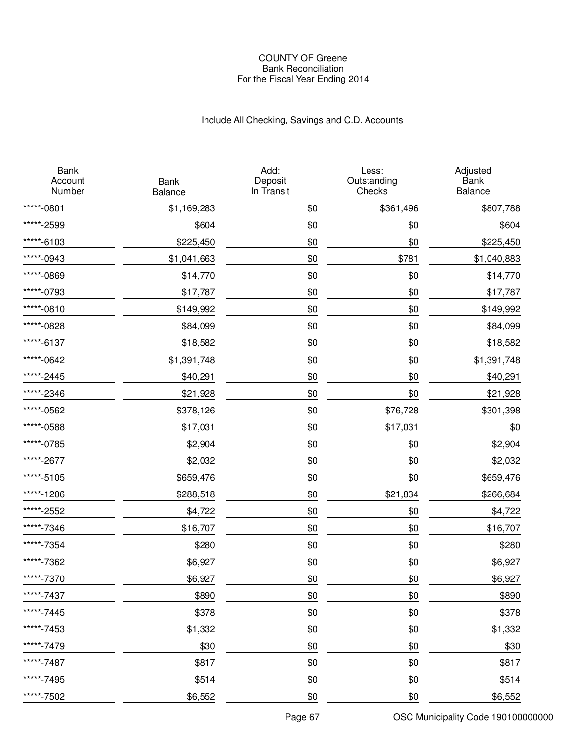# COUNTY OF Greene
## Bank Reconciliation
### For the Fiscal Year Ending 2014

Include All Checking, Savings and C.D. Accounts

| Bank Account Number | Bank Balance | Add: Deposit In Transit | Less: Outstanding Checks | Adjusted Bank Balance |
|---|---|---|---|---|
| *****-0801 | $1,169,283 | $0 | $361,496 | $807,788 |
| *****-2599 | $604 | $0 | $0 | $604 |
| *****-6103 | $225,450 | $0 | $0 | $225,450 |
| *****-0943 | $1,041,663 | $0 | $781 | $1,040,883 |
| *****-0869 | $14,770 | $0 | $0 | $14,770 |
| *****-0793 | $17,787 | $0 | $0 | $17,787 |
| *****-0810 | $149,992 | $0 | $0 | $149,992 |
| *****-0828 | $84,099 | $0 | $0 | $84,099 |
| *****-6137 | $18,582 | $0 | $0 | $18,582 |
| *****-0642 | $1,391,748 | $0 | $0 | $1,391,748 |
| *****-2445 | $40,291 | $0 | $0 | $40,291 |
| *****-2346 | $21,928 | $0 | $0 | $21,928 |
| *****-0562 | $378,126 | $0 | $76,728 | $301,398 |
| *****-0588 | $17,031 | $0 | $17,031 | $0 |
| *****-0785 | $2,904 | $0 | $0 | $2,904 |
| *****-2677 | $2,032 | $0 | $0 | $2,032 |
| *****-5105 | $659,476 | $0 | $0 | $659,476 |
| *****-1206 | $288,518 | $0 | $21,834 | $266,684 |
| *****-2552 | $4,722 | $0 | $0 | $4,722 |
| *****-7346 | $16,707 | $0 | $0 | $16,707 |
| *****-7354 | $280 | $0 | $0 | $280 |
| *****-7362 | $6,927 | $0 | $0 | $6,927 |
| *****-7370 | $6,927 | $0 | $0 | $6,927 |
| *****-7437 | $890 | $0 | $0 | $890 |
| *****-7445 | $378 | $0 | $0 | $378 |
| *****-7453 | $1,332 | $0 | $0 | $1,332 |
| *****-7479 | $30 | $0 | $0 | $30 |
| *****-7487 | $817 | $0 | $0 | $817 |
| *****-7495 | $514 | $0 | $0 | $514 |
| *****-7502 | $6,552 | $0 | $0 | $6,552 |

OSC Municipality Code 190100000000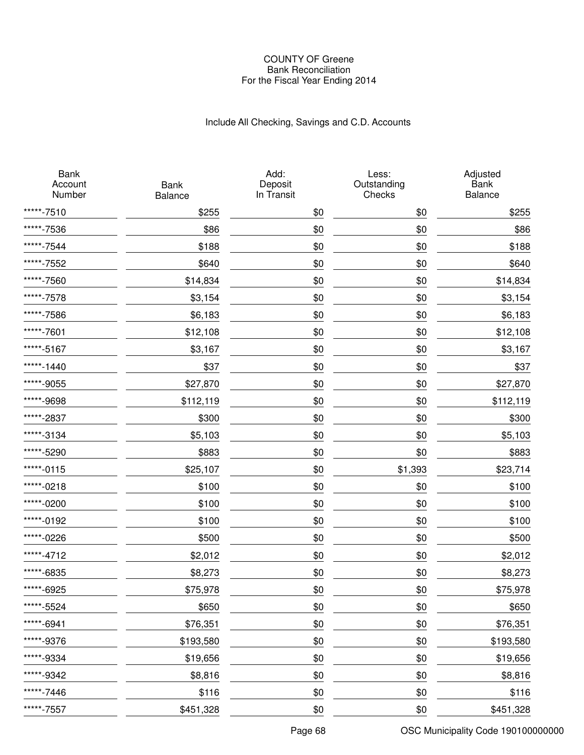COUNTY OF Greene
Bank Reconciliation
For the Fiscal Year Ending 2014

Include All Checking, Savings and C.D. Accounts

| Bank Account Number | Bank Balance | Add: Deposit In Transit | Less: Outstanding Checks | Adjusted Bank Balance |
|---|---|---|---|---|
| *****-7510 | $255 | $0 | $0 | $255 |
| *****-7536 | $86 | $0 | $0 | $86 |
| *****-7544 | $188 | $0 | $0 | $188 |
| *****-7552 | $640 | $0 | $0 | $640 |
| *****-7560 | $14,834 | $0 | $0 | $14,834 |
| *****-7578 | $3,154 | $0 | $0 | $3,154 |
| *****-7586 | $6,183 | $0 | $0 | $6,183 |
| *****-7601 | $12,108 | $0 | $0 | $12,108 |
| *****-5167 | $3,167 | $0 | $0 | $3,167 |
| *****-1440 | $37 | $0 | $0 | $37 |
| *****-9055 | $27,870 | $0 | $0 | $27,870 |
| *****-9698 | $112,119 | $0 | $0 | $112,119 |
| *****-2837 | $300 | $0 | $0 | $300 |
| *****-3134 | $5,103 | $0 | $0 | $5,103 |
| *****-5290 | $883 | $0 | $0 | $883 |
| *****-0115 | $25,107 | $0 | $1,393 | $23,714 |
| *****-0218 | $100 | $0 | $0 | $100 |
| *****-0200 | $100 | $0 | $0 | $100 |
| *****-0192 | $100 | $0 | $0 | $100 |
| *****-0226 | $500 | $0 | $0 | $500 |
| *****-4712 | $2,012 | $0 | $0 | $2,012 |
| *****-6835 | $8,273 | $0 | $0 | $8,273 |
| *****-6925 | $75,978 | $0 | $0 | $75,978 |
| *****-5524 | $650 | $0 | $0 | $650 |
| *****-6941 | $76,351 | $0 | $0 | $76,351 |
| *****-9376 | $193,580 | $0 | $0 | $193,580 |
| *****-9334 | $19,656 | $0 | $0 | $19,656 |
| *****-9342 | $8,816 | $0 | $0 | $8,816 |
| *****-7446 | $116 | $0 | $0 | $116 |
| *****-7557 | $451,328 | $0 | $0 | $451,328 |

OSC Municipality Code 190100000000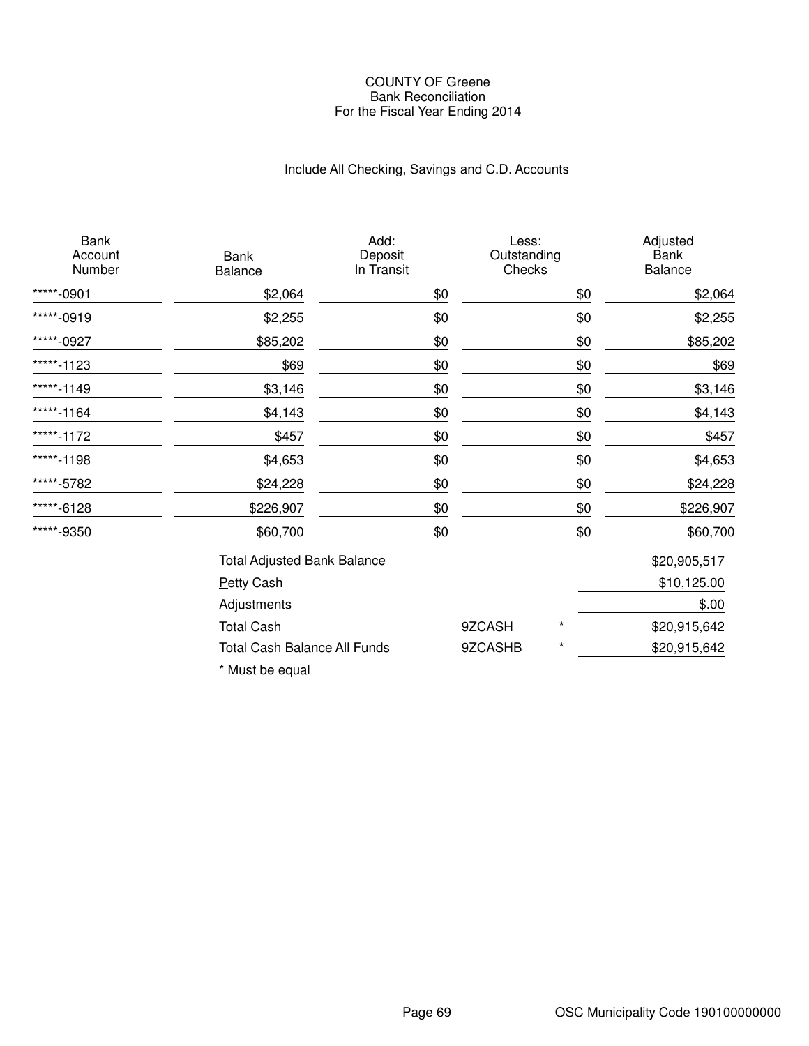COUNTY OF Greene
Bank Reconciliation
For the Fiscal Year Ending 2014

Include All Checking, Savings and C.D. Accounts

| Bank Account Number | Bank Balance | Add: Deposit In Transit | Less: Outstanding Checks | Adjusted Bank Balance |
|---|---|---|---|---|
| *****-0901 | $2,064 | $0 | $0 | $2,064 |
| *****-0919 | $2,255 | $0 | $0 | $2,255 |
| *****-0927 | $85,202 | $0 | $0 | $85,202 |
| *****-1123 | $69 | $0 | $0 | $69 |
| *****-1149 | $3,146 | $0 | $0 | $3,146 |
| *****-1164 | $4,143 | $0 | $0 | $4,143 |
| *****-1172 | $457 | $0 | $0 | $457 |
| *****-1198 | $4,653 | $0 | $0 | $4,653 |
| *****-5782 | $24,228 | $0 | $0 | $24,228 |
| *****-6128 | $226,907 | $0 | $0 | $226,907 |
| *****-9350 | $60,700 | $0 | $0 | $60,700 |

| | | | |
|---|---|---|---|
| Total Adjusted Bank Balance | | | $20,905,517 |
| Petty Cash | | | $10,125.00 |
| Adjustments | | | $.00 |
| Total Cash | 9ZCASH | * | $20,915,642 |
| Total Cash Balance All Funds | 9ZCASHB | * | $20,915,642 |

* Must be equal

OSC Municipality Code 190100000000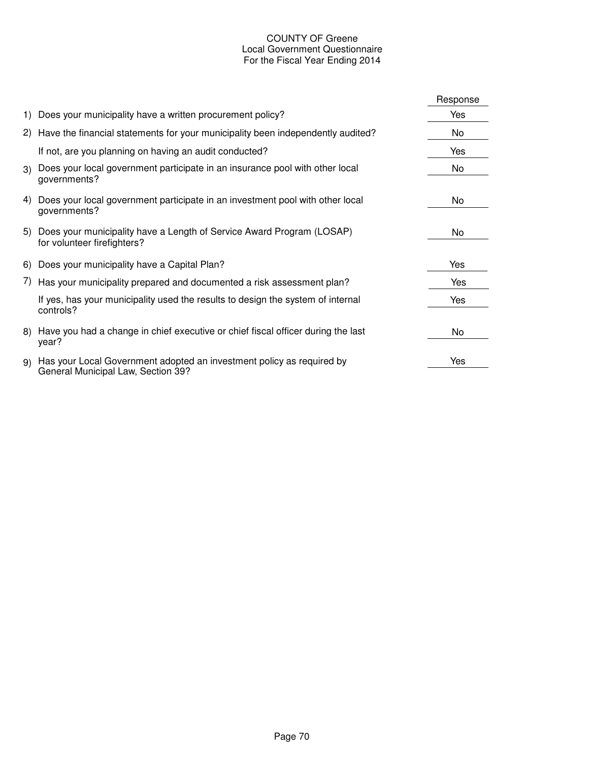# COUNTY OF Greene
## Local Government Questionnaire
### For the Fiscal Year Ending 2014

| | Question | Response |
|---|---|---|
| 1) | Does your municipality have a written procurement policy? | Yes |
| 2) | Have the financial statements for your municipality been independently audited? | No |
| | If not, are you planning on having an audit conducted? | Yes |
| 3) | Does your local government participate in an insurance pool with other local governments? | No |
| 4) | Does your local government participate in an investment pool with other local governments? | No |
| 5) | Does your municipality have a Length of Service Award Program (LOSAP) for volunteer firefighters? | No |
| 6) | Does your municipality have a Capital Plan? | Yes |
| 7) | Has your municipality prepared and documented a risk assessment plan? | Yes |
| | If yes, has your municipality used the results to design the system of internal controls? | Yes |
| 8) | Have you had a change in chief executive or chief fiscal officer during the last year? | No |
| 9) | Has your Local Government adopted an investment policy as required by General Municipal Law, Section 39? | Yes |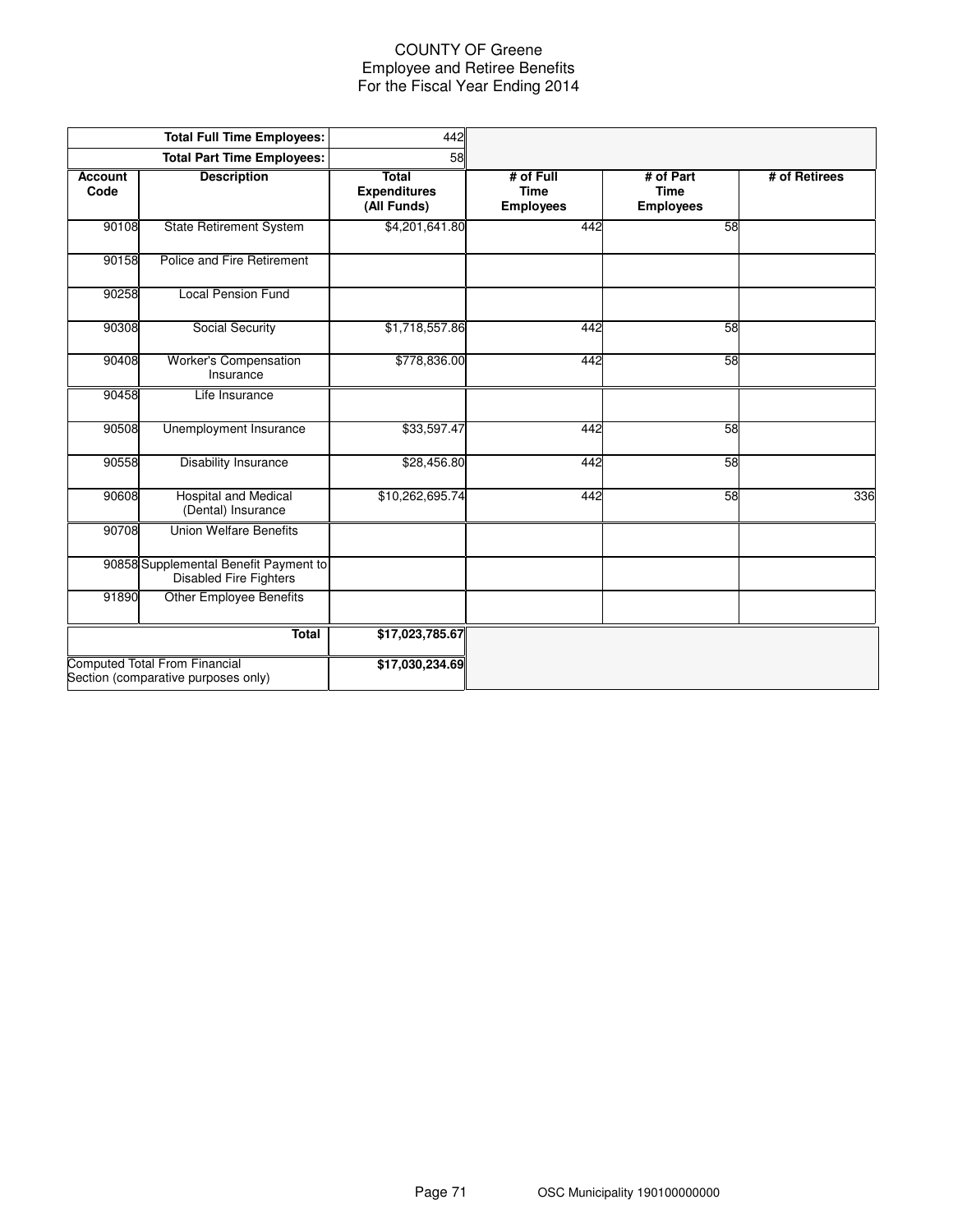# COUNTY OF Greene
## Employee and Retiree Benefits
## For the Fiscal Year Ending 2014

| | Total Full Time Employees: | 442 | | | |
|---|---|---|---|---|---|
| | **Total Part Time Employees:** | 58 | | | |
| **Account Code** | **Description** | **Total Expenditures (All Funds)** | **# of Full Time Employees** | **# of Part Time Employees** | **# of Retirees** |
| 90108 | State Retirement System | $4,201,641.80 | 442 | 58 | |
| 90158 | Police and Fire Retirement | | | | |
| 90258 | Local Pension Fund | | | | |
| 90308 | Social Security | $1,718,557.86 | 442 | 58 | |
| 90408 | Worker's Compensation Insurance | $778,836.00 | 442 | 58 | |
| 90458 | Life Insurance | | | | |
| 90508 | Unemployment Insurance | $33,597.47 | 442 | 58 | |
| 90558 | Disability Insurance | $28,456.80 | 442 | 58 | |
| 90608 | Hospital and Medical (Dental) Insurance | $10,262,695.74 | 442 | 58 | 336 |
| 90708 | Union Welfare Benefits | | | | |
| 90858 | Supplemental Benefit Payment to Disabled Fire Fighters | | | | |
| 91890 | Other Employee Benefits | | | | |
| | **Total** | **$17,023,785.67** | | | |
| Computed Total From Financial Section (comparative purposes only) | | **$17,030,234.69** | | | |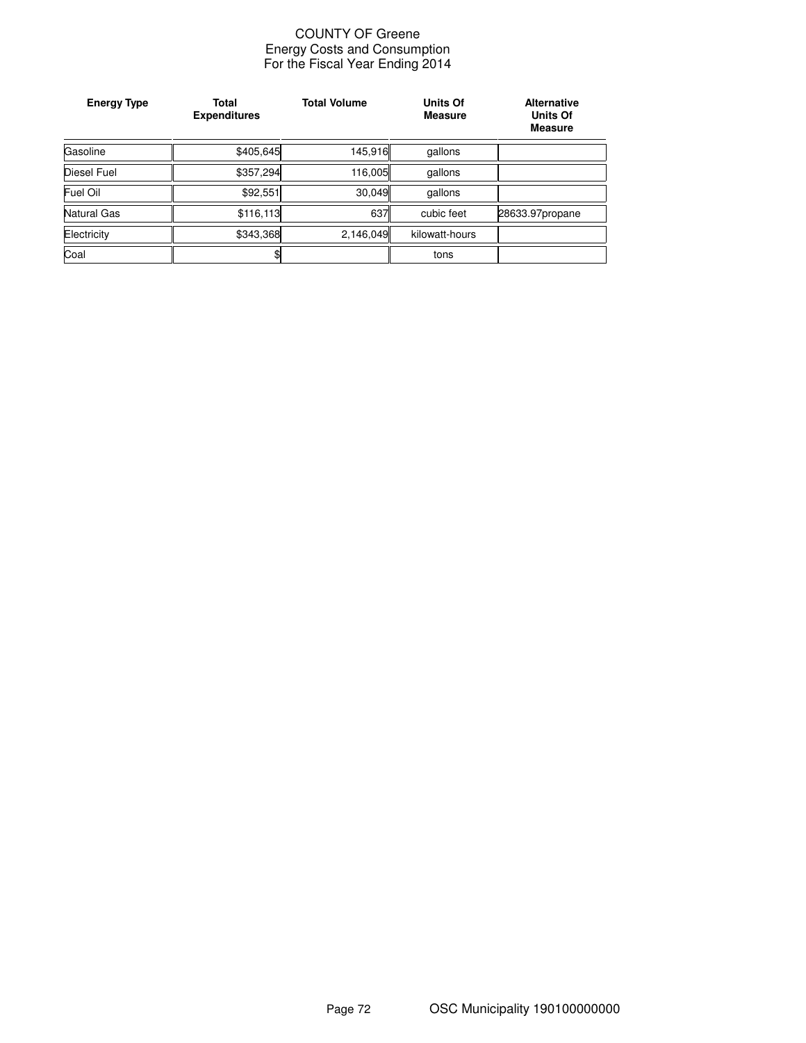# COUNTY OF Greene
## Energy Costs and Consumption
## For the Fiscal Year Ending 2014

| Energy Type | Total Expenditures | Total Volume | Units Of Measure | Alternative Units Of Measure |
|---|---|---|---|---|
| Gasoline | $405,645 | 145,916 | gallons | |
| Diesel Fuel | $357,294 | 116,005 | gallons | |
| Fuel Oil | $92,551 | 30,049 | gallons | |
| Natural Gas | $116,113 | 637 | cubic feet | 28633.97propane |
| Electricity | $343,368 | 2,146,049 | kilowatt-hours | |
| Coal | $ | | tons | |

OSC Municipality 190100000000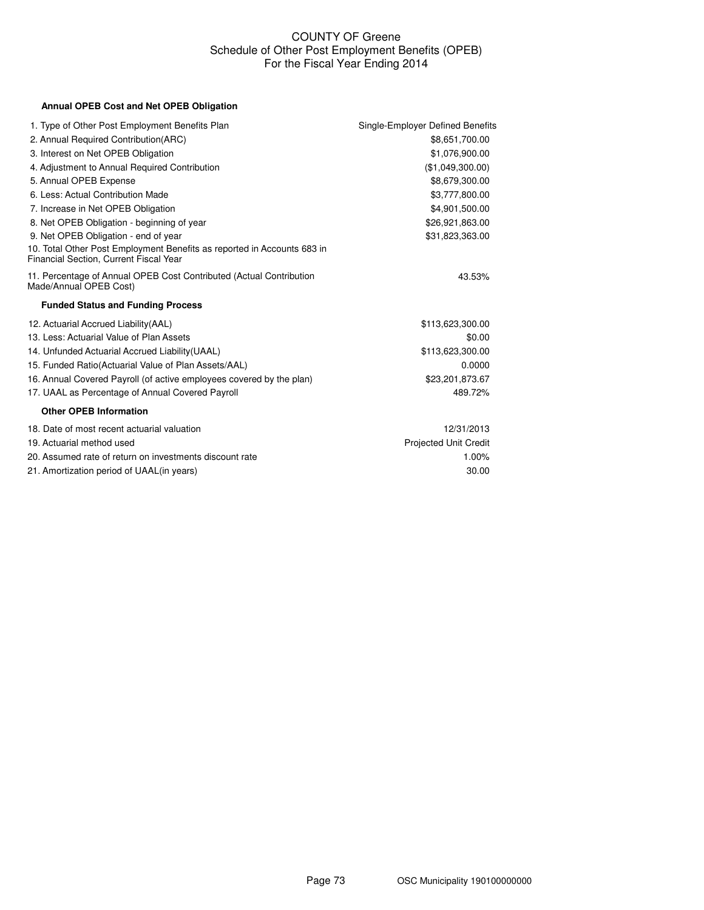# COUNTY OF Greene
## Schedule of Other Post Employment Benefits (OPEB)
## For the Fiscal Year Ending 2014

### Annual OPEB Cost and Net OPEB Obligation

| | |
|---|---|
| 1. Type of Other Post Employment Benefits Plan | Single-Employer Defined Benefits |
| 2. Annual Required Contribution(ARC) | $8,651,700.00 |
| 3. Interest on Net OPEB Obligation | $1,076,900.00 |
| 4. Adjustment to Annual Required Contribution | ($1,049,300.00) |
| 5. Annual OPEB Expense | $8,679,300.00 |
| 6. Less: Actual Contribution Made | $3,777,800.00 |
| 7. Increase in Net OPEB Obligation | $4,901,500.00 |
| 8. Net OPEB Obligation - beginning of year | $26,921,863.00 |
| 9. Net OPEB Obligation - end of year | $31,823,363.00 |
| 10. Total Other Post Employment Benefits as reported in Accounts 683 in Financial Section, Current Fiscal Year | |
| 11. Percentage of Annual OPEB Cost Contributed (Actual Contribution Made/Annual OPEB Cost) | 43.53% |

### Funded Status and Funding Process

| | |
|---|---|
| 12. Actuarial Accrued Liability(AAL) | $113,623,300.00 |
| 13. Less: Actuarial Value of Plan Assets | $0.00 |
| 14. Unfunded Actuarial Accrued Liability(UAAL) | $113,623,300.00 |
| 15. Funded Ratio(Actuarial Value of Plan Assets/AAL) | 0.0000 |
| 16. Annual Covered Payroll (of active employees covered by the plan) | $23,201,873.67 |
| 17. UAAL as Percentage of Annual Covered Payroll | 489.72% |

### Other OPEB Information

| | |
|---|---|
| 18. Date of most recent actuarial valuation | 12/31/2013 |
| 19. Actuarial method used | Projected Unit Credit |
| 20. Assumed rate of return on investments discount rate | 1.00% |
| 21. Amortization period of UAAL(in years) | 30.00 |

OSC Municipality 190100000000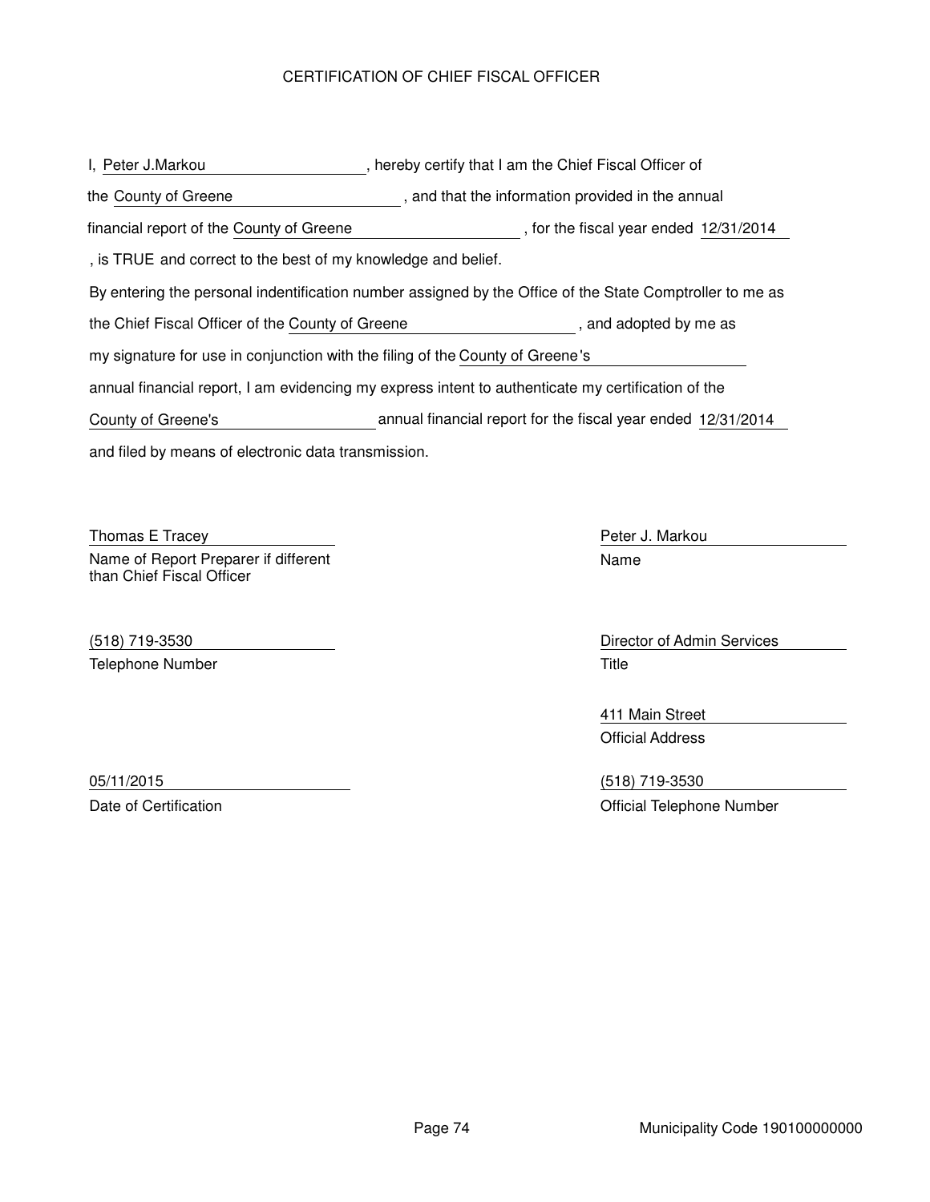# CERTIFICATION OF CHIEF FISCAL OFFICER

I, Peter J.Markou, hereby certify that I am the Chief Fiscal Officer of the County of Greene, and that the information provided in the annual financial report of the County of Greene, for the fiscal year ended 12/31/2014, is TRUE and correct to the best of my knowledge and belief.

By entering the personal indentification number assigned by the Office of the State Comptroller to me as the Chief Fiscal Officer of the County of Greene, and adopted by me as my signature for use in conjunction with the filing of the County of Greene's annual financial report, I am evidencing my express intent to authenticate my certification of the County of Greene's annual financial report for the fiscal year ended 12/31/2014 and filed by means of electronic data transmission.

Thomas E Tracey
Name of Report Preparer if different than Chief Fiscal Officer

(518) 719-3530
Telephone Number

05/11/2015
Date of Certification

Peter J. Markou
Name

Director of Admin Services
Title

411 Main Street
Official Address

(518) 719-3530
Official Telephone Number

Municipality Code 190100000000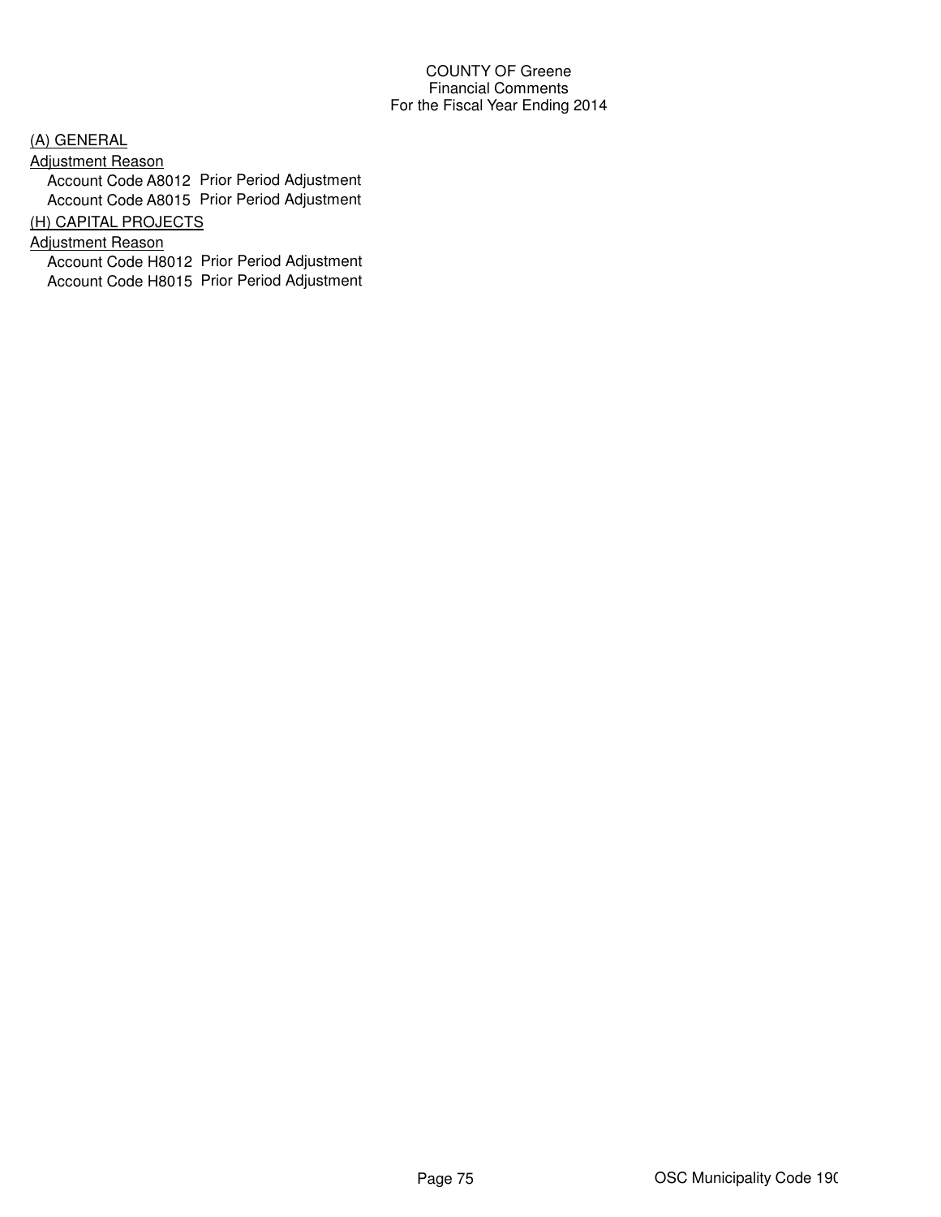COUNTY OF Greene
Financial Comments
For the Fiscal Year Ending 2014

## (A) GENERAL

Adjustment Reason

Account Code A8012 Prior Period Adjustment

Account Code A8015 Prior Period Adjustment

## (H) CAPITAL PROJECTS

Adjustment Reason

Account Code H8012 Prior Period Adjustment

Account Code H8015 Prior Period Adjustment